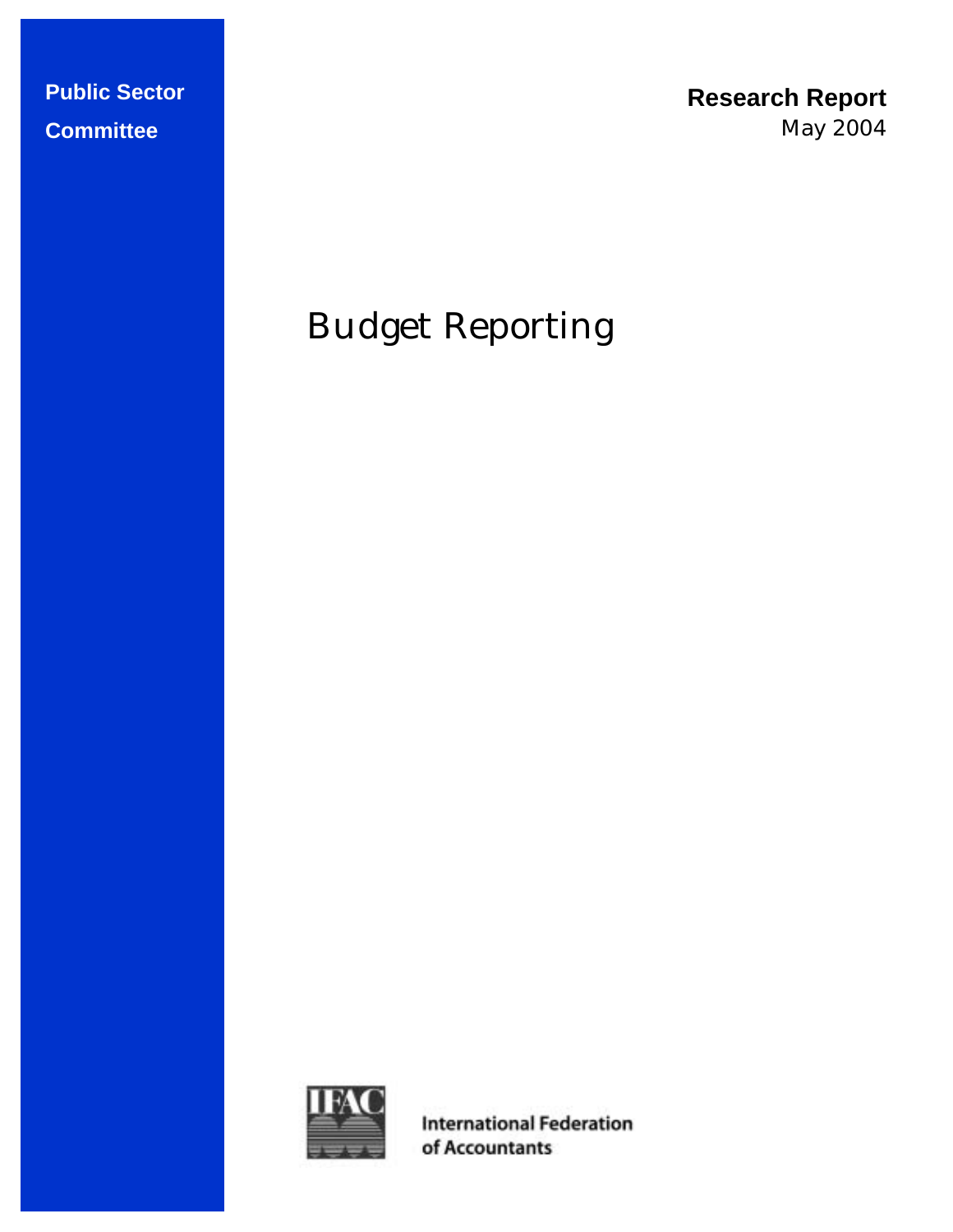**Public Sector Committee**

**Research Report**
May 2004

# Budget Reporting

International Federation of Accountants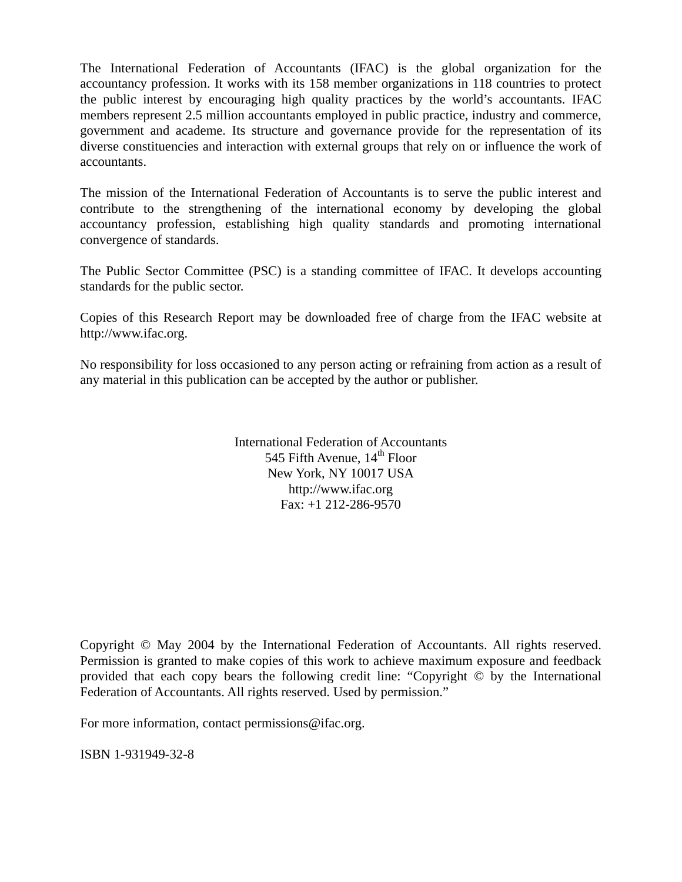The International Federation of Accountants (IFAC) is the global organization for the accountancy profession. It works with its 158 member organizations in 118 countries to protect the public interest by encouraging high quality practices by the world's accountants. IFAC members represent 2.5 million accountants employed in public practice, industry and commerce, government and academe. Its structure and governance provide for the representation of its diverse constituencies and interaction with external groups that rely on or influence the work of accountants.

The mission of the International Federation of Accountants is to serve the public interest and contribute to the strengthening of the international economy by developing the global accountancy profession, establishing high quality standards and promoting international convergence of standards.

The Public Sector Committee (PSC) is a standing committee of IFAC. It develops accounting standards for the public sector.

Copies of this Research Report may be downloaded free of charge from the IFAC website at http://www.ifac.org.

No responsibility for loss occasioned to any person acting or refraining from action as a result of any material in this publication can be accepted by the author or publisher.

International Federation of Accountants  
545 Fifth Avenue, 14th Floor  
New York, NY 10017 USA  
http://www.ifac.org  
Fax: +1 212-286-9570

Copyright © May 2004 by the International Federation of Accountants. All rights reserved. Permission is granted to make copies of this work to achieve maximum exposure and feedback provided that each copy bears the following credit line: "Copyright © by the International Federation of Accountants. All rights reserved. Used by permission."

For more information, contact permissions@ifac.org.

ISBN 1-931949-32-8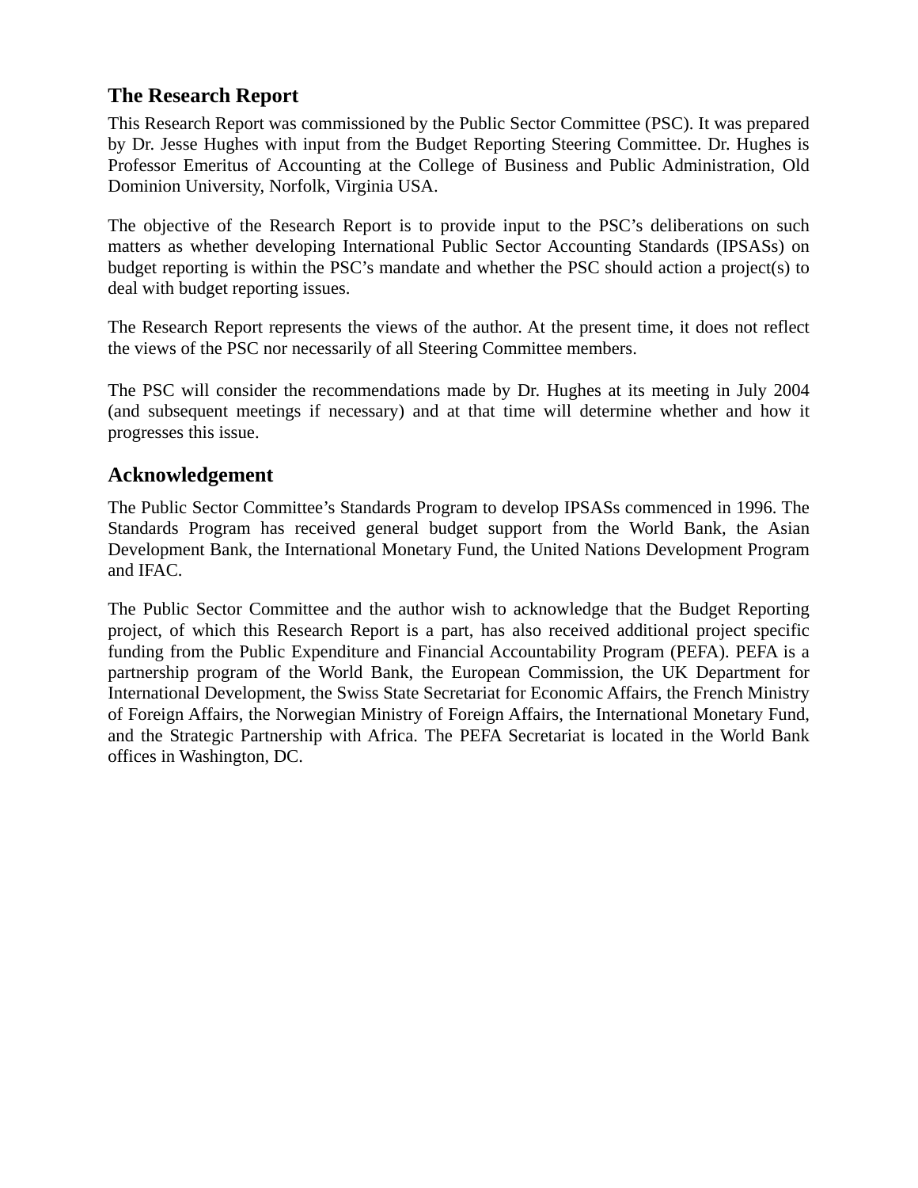## The Research Report

This Research Report was commissioned by the Public Sector Committee (PSC). It was prepared by Dr. Jesse Hughes with input from the Budget Reporting Steering Committee. Dr. Hughes is Professor Emeritus of Accounting at the College of Business and Public Administration, Old Dominion University, Norfolk, Virginia USA.

The objective of the Research Report is to provide input to the PSC's deliberations on such matters as whether developing International Public Sector Accounting Standards (IPSASs) on budget reporting is within the PSC's mandate and whether the PSC should action a project(s) to deal with budget reporting issues.

The Research Report represents the views of the author. At the present time, it does not reflect the views of the PSC nor necessarily of all Steering Committee members.

The PSC will consider the recommendations made by Dr. Hughes at its meeting in July 2004 (and subsequent meetings if necessary) and at that time will determine whether and how it progresses this issue.

## Acknowledgement

The Public Sector Committee's Standards Program to develop IPSASs commenced in 1996. The Standards Program has received general budget support from the World Bank, the Asian Development Bank, the International Monetary Fund, the United Nations Development Program and IFAC.

The Public Sector Committee and the author wish to acknowledge that the Budget Reporting project, of which this Research Report is a part, has also received additional project specific funding from the Public Expenditure and Financial Accountability Program (PEFA). PEFA is a partnership program of the World Bank, the European Commission, the UK Department for International Development, the Swiss State Secretariat for Economic Affairs, the French Ministry of Foreign Affairs, the Norwegian Ministry of Foreign Affairs, the International Monetary Fund, and the Strategic Partnership with Africa. The PEFA Secretariat is located in the World Bank offices in Washington, DC.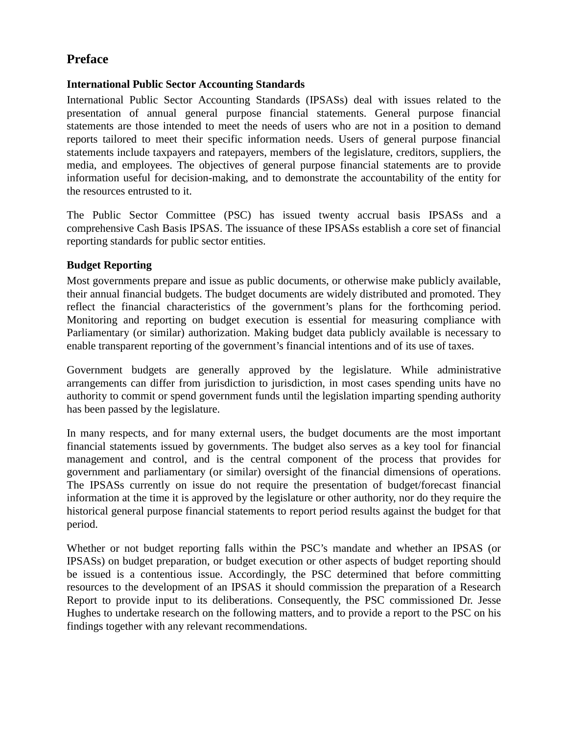# Preface

### International Public Sector Accounting Standards

International Public Sector Accounting Standards (IPSASs) deal with issues related to the presentation of annual general purpose financial statements. General purpose financial statements are those intended to meet the needs of users who are not in a position to demand reports tailored to meet their specific information needs. Users of general purpose financial statements include taxpayers and ratepayers, members of the legislature, creditors, suppliers, the media, and employees. The objectives of general purpose financial statements are to provide information useful for decision-making, and to demonstrate the accountability of the entity for the resources entrusted to it.

The Public Sector Committee (PSC) has issued twenty accrual basis IPSASs and a comprehensive Cash Basis IPSAS. The issuance of these IPSASs establish a core set of financial reporting standards for public sector entities.

### Budget Reporting

Most governments prepare and issue as public documents, or otherwise make publicly available, their annual financial budgets. The budget documents are widely distributed and promoted. They reflect the financial characteristics of the government's plans for the forthcoming period. Monitoring and reporting on budget execution is essential for measuring compliance with Parliamentary (or similar) authorization. Making budget data publicly available is necessary to enable transparent reporting of the government's financial intentions and of its use of taxes.

Government budgets are generally approved by the legislature. While administrative arrangements can differ from jurisdiction to jurisdiction, in most cases spending units have no authority to commit or spend government funds until the legislation imparting spending authority has been passed by the legislature.

In many respects, and for many external users, the budget documents are the most important financial statements issued by governments. The budget also serves as a key tool for financial management and control, and is the central component of the process that provides for government and parliamentary (or similar) oversight of the financial dimensions of operations. The IPSASs currently on issue do not require the presentation of budget/forecast financial information at the time it is approved by the legislature or other authority, nor do they require the historical general purpose financial statements to report period results against the budget for that period.

Whether or not budget reporting falls within the PSC's mandate and whether an IPSAS (or IPSASs) on budget preparation, or budget execution or other aspects of budget reporting should be issued is a contentious issue. Accordingly, the PSC determined that before committing resources to the development of an IPSAS it should commission the preparation of a Research Report to provide input to its deliberations. Consequently, the PSC commissioned Dr. Jesse Hughes to undertake research on the following matters, and to provide a report to the PSC on his findings together with any relevant recommendations.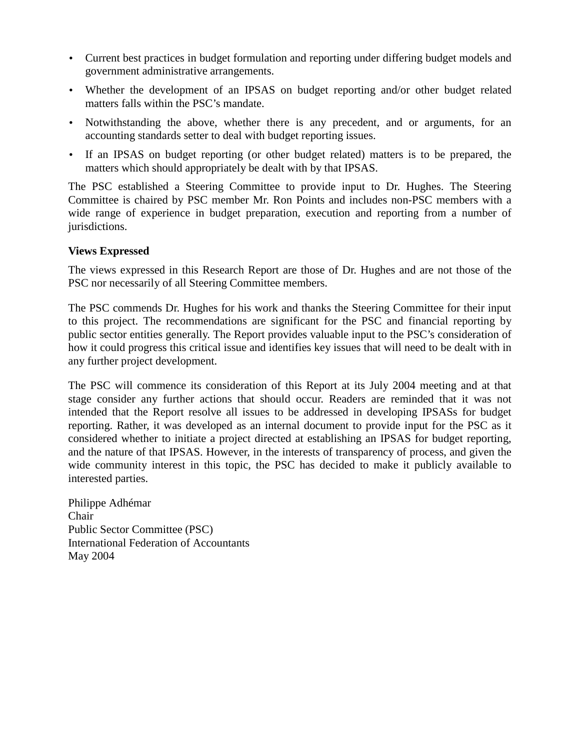- Current best practices in budget formulation and reporting under differing budget models and government administrative arrangements.
- Whether the development of an IPSAS on budget reporting and/or other budget related matters falls within the PSC's mandate.
- Notwithstanding the above, whether there is any precedent, and or arguments, for an accounting standards setter to deal with budget reporting issues.
- If an IPSAS on budget reporting (or other budget related) matters is to be prepared, the matters which should appropriately be dealt with by that IPSAS.

The PSC established a Steering Committee to provide input to Dr. Hughes. The Steering Committee is chaired by PSC member Mr. Ron Points and includes non-PSC members with a wide range of experience in budget preparation, execution and reporting from a number of jurisdictions.

**Views Expressed**

The views expressed in this Research Report are those of Dr. Hughes and are not those of the PSC nor necessarily of all Steering Committee members.

The PSC commends Dr. Hughes for his work and thanks the Steering Committee for their input to this project. The recommendations are significant for the PSC and financial reporting by public sector entities generally. The Report provides valuable input to the PSC's consideration of how it could progress this critical issue and identifies key issues that will need to be dealt with in any further project development.

The PSC will commence its consideration of this Report at its July 2004 meeting and at that stage consider any further actions that should occur. Readers are reminded that it was not intended that the Report resolve all issues to be addressed in developing IPSASs for budget reporting. Rather, it was developed as an internal document to provide input for the PSC as it considered whether to initiate a project directed at establishing an IPSAS for budget reporting, and the nature of that IPSAS. However, in the interests of transparency of process, and given the wide community interest in this topic, the PSC has decided to make it publicly available to interested parties.

Philippe Adhémar
Chair
Public Sector Committee (PSC)
International Federation of Accountants
May 2004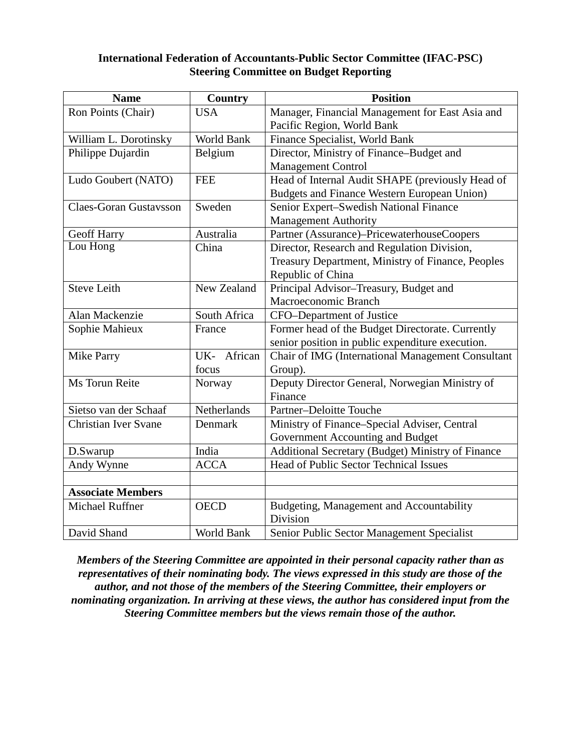**International Federation of Accountants-Public Sector Committee (IFAC-PSC)**
**Steering Committee on Budget Reporting**

| Name | Country | Position |
|---|---|---|
| Ron Points (Chair) | USA | Manager, Financial Management for East Asia and Pacific Region, World Bank |
| William L. Dorotinsky | World Bank | Finance Specialist, World Bank |
| Philippe Dujardin | Belgium | Director, Ministry of Finance–Budget and Management Control |
| Ludo Goubert (NATO) | FEE | Head of Internal Audit SHAPE (previously Head of Budgets and Finance Western European Union) |
| Claes-Goran Gustavsson | Sweden | Senior Expert–Swedish National Finance Management Authority |
| Geoff Harry | Australia | Partner (Assurance)–PricewaterhouseCoopers |
| Lou Hong | China | Director, Research and Regulation Division, Treasury Department, Ministry of Finance, Peoples Republic of China |
| Steve Leith | New Zealand | Principal Advisor–Treasury, Budget and Macroeconomic Branch |
| Alan Mackenzie | South Africa | CFO–Department of Justice |
| Sophie Mahieux | France | Former head of the Budget Directorate. Currently senior position in public expenditure execution. |
| Mike Parry | UK- African focus | Chair of IMG (International Management Consultant Group). |
| Ms Torun Reite | Norway | Deputy Director General, Norwegian Ministry of Finance |
| Sietso van der Schaaf | Netherlands | Partner–Deloitte Touche |
| Christian Iver Svane | Denmark | Ministry of Finance–Special Adviser, Central Government Accounting and Budget |
| D.Swarup | India | Additional Secretary (Budget) Ministry of Finance |
| Andy Wynne | ACCA | Head of Public Sector Technical Issues |
| | | |
| **Associate Members** | | |
| Michael Ruffner | OECD | Budgeting, Management and Accountability Division |
| David Shand | World Bank | Senior Public Sector Management Specialist |

***Members of the Steering Committee are appointed in their personal capacity rather than as representatives of their nominating body. The views expressed in this study are those of the author, and not those of the members of the Steering Committee, their employers or nominating organization. In arriving at these views, the author has considered input from the Steering Committee members but the views remain those of the author.***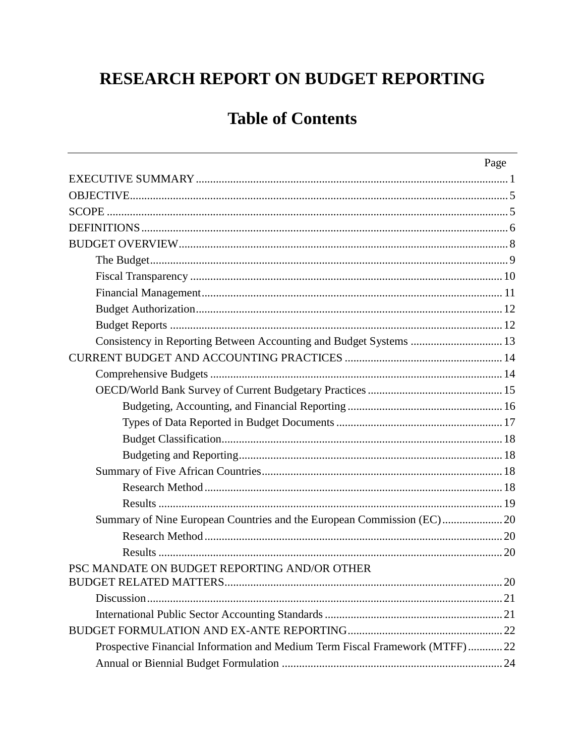# RESEARCH REPORT ON BUDGET REPORTING

## Table of Contents

| | Page |
|---|---|
| EXECUTIVE SUMMARY | 1 |
| OBJECTIVE | 5 |
| SCOPE | 5 |
| DEFINITIONS | 6 |
| BUDGET OVERVIEW | 8 |
| The Budget | 9 |
| Fiscal Transparency | 10 |
| Financial Management | 11 |
| Budget Authorization | 12 |
| Budget Reports | 12 |
| Consistency in Reporting Between Accounting and Budget Systems | 13 |
| CURRENT BUDGET AND ACCOUNTING PRACTICES | 14 |
| Comprehensive Budgets | 14 |
| OECD/World Bank Survey of Current Budgetary Practices | 15 |
| Budgeting, Accounting, and Financial Reporting | 16 |
| Types of Data Reported in Budget Documents | 17 |
| Budget Classification | 18 |
| Budgeting and Reporting | 18 |
| Summary of Five African Countries | 18 |
| Research Method | 18 |
| Results | 19 |
| Summary of Nine European Countries and the European Commission (EC) | 20 |
| Research Method | 20 |
| Results | 20 |
| PSC MANDATE ON BUDGET REPORTING AND/OR OTHER BUDGET RELATED MATTERS | 20 |
| Discussion | 21 |
| International Public Sector Accounting Standards | 21 |
| BUDGET FORMULATION AND EX-ANTE REPORTING | 22 |
| Prospective Financial Information and Medium Term Fiscal Framework (MTFF) | 22 |
| Annual or Biennial Budget Formulation | 24 |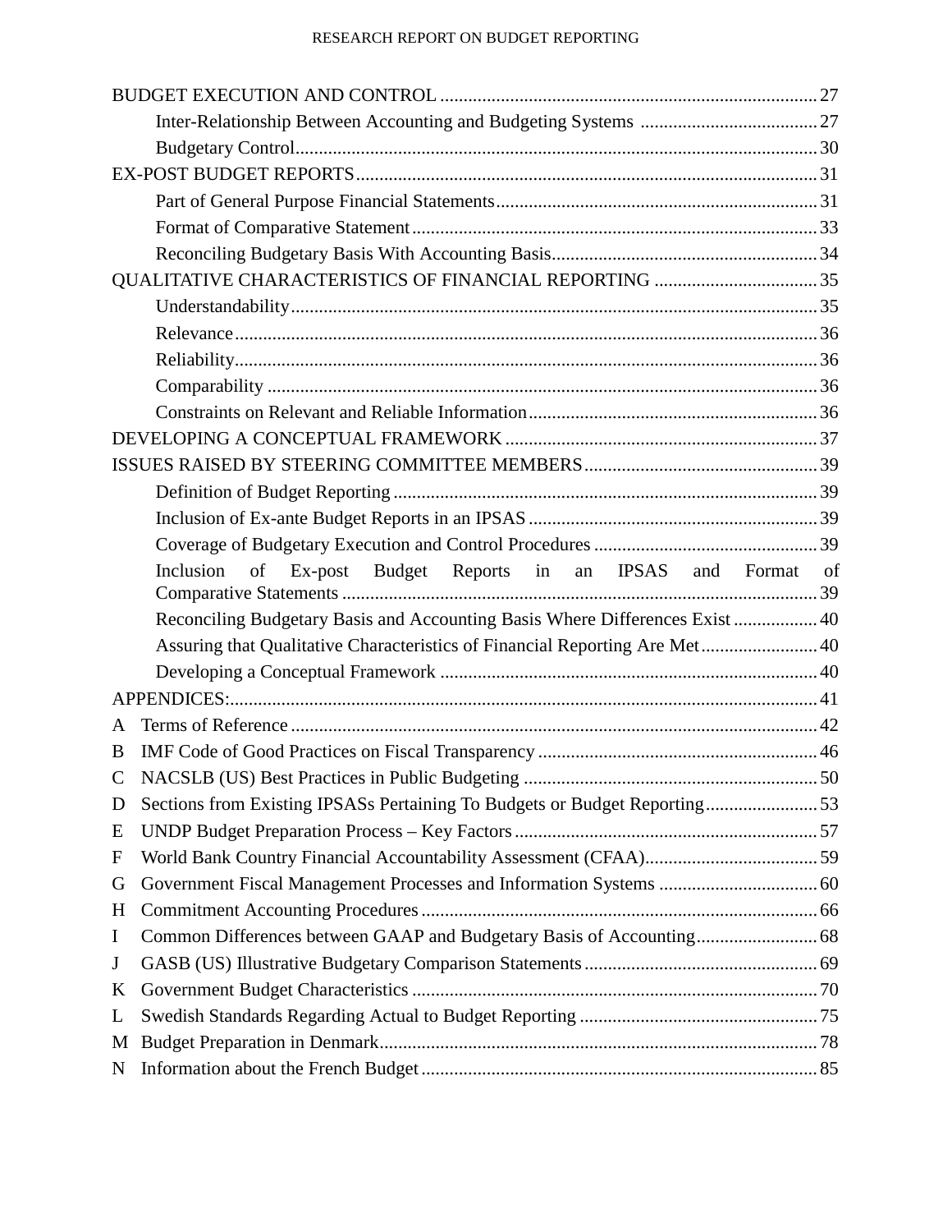BUDGET EXECUTION AND CONTROL ................................................................................ 27

- Inter-Relationship Between Accounting and Budgeting Systems ...................................... 27
- Budgetary Control................................................................................................................ 30

EX-POST BUDGET REPORTS.................................................................................................. 31

- Part of General Purpose Financial Statements..................................................................... 31
- Format of Comparative Statement....................................................................................... 33
- Reconciling Budgetary Basis With Accounting Basis......................................................... 34

QUALITATIVE CHARACTERISTICS OF FINANCIAL REPORTING ................................... 35

- Understandability................................................................................................................. 35
- Relevance............................................................................................................................. 36
- Reliability............................................................................................................................. 36
- Comparability ...................................................................................................................... 36
- Constraints on Relevant and Reliable Information.............................................................. 36

DEVELOPING A CONCEPTUAL FRAMEWORK .................................................................. 37

ISSUES RAISED BY STEERING COMMITTEE MEMBERS.................................................. 39

- Definition of Budget Reporting .......................................................................................... 39
- Inclusion of Ex-ante Budget Reports in an IPSAS ............................................................. 39
- Coverage of Budgetary Execution and Control Procedures ................................................ 39
- Inclusion of Ex-post Budget Reports in an IPSAS and Format of Comparative Statements ..................................................................................................... 39
- Reconciling Budgetary Basis and Accounting Basis Where Differences Exist .................. 40
- Assuring that Qualitative Characteristics of Financial Reporting Are Met......................... 40
- Developing a Conceptual Framework ................................................................................. 40

APPENDICES:............................................................................................................................ 41

- A Terms of Reference ............................................................................................................. 42
- B IMF Code of Good Practices on Fiscal Transparency ......................................................... 46
- C NACSLB (US) Best Practices in Public Budgeting ............................................................. 50
- D Sections from Existing IPSASs Pertaining To Budgets or Budget Reporting....................... 53
- E UNDP Budget Preparation Process – Key Factors ............................................................... 57
- F World Bank Country Financial Accountability Assessment (CFAA)................................... 59
- G Government Fiscal Management Processes and Information Systems ................................ 60
- H Commitment Accounting Procedures................................................................................... 66
- I Common Differences between GAAP and Budgetary Basis of Accounting......................... 68
- J GASB (US) Illustrative Budgetary Comparison Statements................................................. 69
- K Government Budget Characteristics ..................................................................................... 70
- L Swedish Standards Regarding Actual to Budget Reporting .................................................. 75
- M Budget Preparation in Denmark............................................................................................ 78
- N Information about the French Budget ................................................................................... 85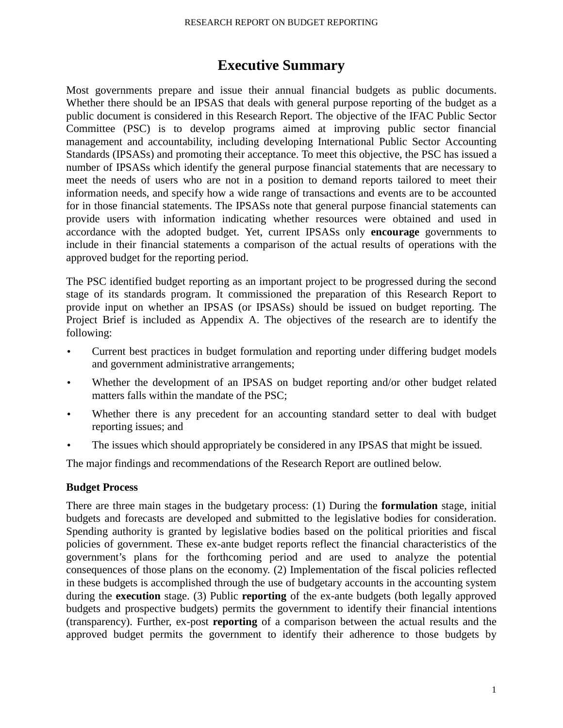# Executive Summary

Most governments prepare and issue their annual financial budgets as public documents. Whether there should be an IPSAS that deals with general purpose reporting of the budget as a public document is considered in this Research Report. The objective of the IFAC Public Sector Committee (PSC) is to develop programs aimed at improving public sector financial management and accountability, including developing International Public Sector Accounting Standards (IPSASs) and promoting their acceptance. To meet this objective, the PSC has issued a number of IPSASs which identify the general purpose financial statements that are necessary to meet the needs of users who are not in a position to demand reports tailored to meet their information needs, and specify how a wide range of transactions and events are to be accounted for in those financial statements. The IPSASs note that general purpose financial statements can provide users with information indicating whether resources were obtained and used in accordance with the adopted budget. Yet, current IPSASs only **encourage** governments to include in their financial statements a comparison of the actual results of operations with the approved budget for the reporting period.

The PSC identified budget reporting as an important project to be progressed during the second stage of its standards program. It commissioned the preparation of this Research Report to provide input on whether an IPSAS (or IPSASs) should be issued on budget reporting. The Project Brief is included as Appendix A. The objectives of the research are to identify the following:

- Current best practices in budget formulation and reporting under differing budget models and government administrative arrangements;
- Whether the development of an IPSAS on budget reporting and/or other budget related matters falls within the mandate of the PSC;
- Whether there is any precedent for an accounting standard setter to deal with budget reporting issues; and
- The issues which should appropriately be considered in any IPSAS that might be issued.

The major findings and recommendations of the Research Report are outlined below.

### Budget Process

There are three main stages in the budgetary process: (1) During the **formulation** stage, initial budgets and forecasts are developed and submitted to the legislative bodies for consideration. Spending authority is granted by legislative bodies based on the political priorities and fiscal policies of government. These ex-ante budget reports reflect the financial characteristics of the government's plans for the forthcoming period and are used to analyze the potential consequences of those plans on the economy. (2) Implementation of the fiscal policies reflected in these budgets is accomplished through the use of budgetary accounts in the accounting system during the **execution** stage. (3) Public **reporting** of the ex-ante budgets (both legally approved budgets and prospective budgets) permits the government to identify their financial intentions (transparency). Further, ex-post **reporting** of a comparison between the actual results and the approved budget permits the government to identify their adherence to those budgets by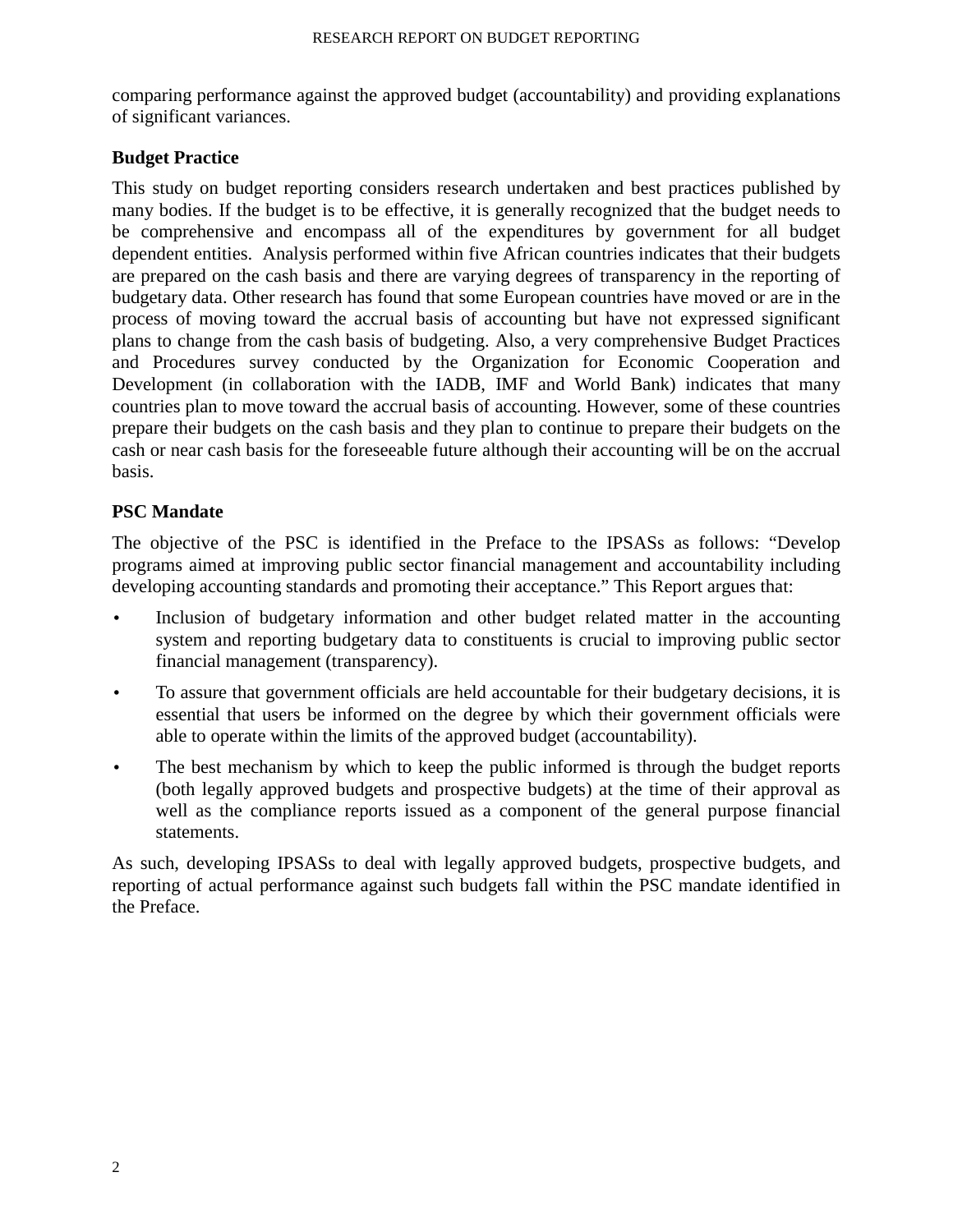comparing performance against the approved budget (accountability) and providing explanations of significant variances.

**Budget Practice**

This study on budget reporting considers research undertaken and best practices published by many bodies. If the budget is to be effective, it is generally recognized that the budget needs to be comprehensive and encompass all of the expenditures by government for all budget dependent entities. Analysis performed within five African countries indicates that their budgets are prepared on the cash basis and there are varying degrees of transparency in the reporting of budgetary data. Other research has found that some European countries have moved or are in the process of moving toward the accrual basis of accounting but have not expressed significant plans to change from the cash basis of budgeting. Also, a very comprehensive Budget Practices and Procedures survey conducted by the Organization for Economic Cooperation and Development (in collaboration with the IADB, IMF and World Bank) indicates that many countries plan to move toward the accrual basis of accounting. However, some of these countries prepare their budgets on the cash basis and they plan to continue to prepare their budgets on the cash or near cash basis for the foreseeable future although their accounting will be on the accrual basis.

**PSC Mandate**

The objective of the PSC is identified in the Preface to the IPSASs as follows: "Develop programs aimed at improving public sector financial management and accountability including developing accounting standards and promoting their acceptance." This Report argues that:

- Inclusion of budgetary information and other budget related matter in the accounting system and reporting budgetary data to constituents is crucial to improving public sector financial management (transparency).
- To assure that government officials are held accountable for their budgetary decisions, it is essential that users be informed on the degree by which their government officials were able to operate within the limits of the approved budget (accountability).
- The best mechanism by which to keep the public informed is through the budget reports (both legally approved budgets and prospective budgets) at the time of their approval as well as the compliance reports issued as a component of the general purpose financial statements.

As such, developing IPSASs to deal with legally approved budgets, prospective budgets, and reporting of actual performance against such budgets fall within the PSC mandate identified in the Preface.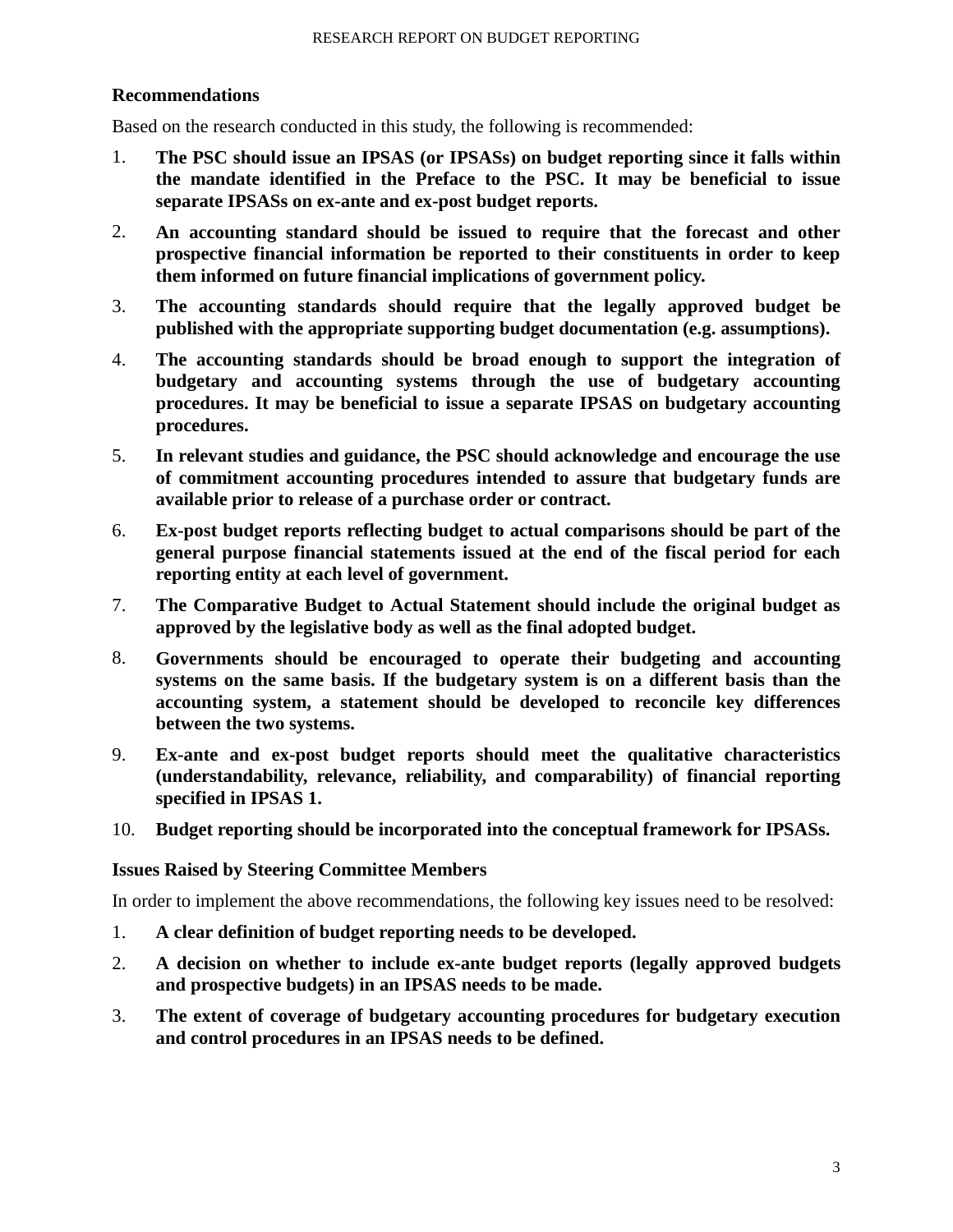**Recommendations**

Based on the research conducted in this study, the following is recommended:

1. **The PSC should issue an IPSAS (or IPSASs) on budget reporting since it falls within the mandate identified in the Preface to the PSC. It may be beneficial to issue separate IPSASs on ex-ante and ex-post budget reports.**
2. **An accounting standard should be issued to require that the forecast and other prospective financial information be reported to their constituents in order to keep them informed on future financial implications of government policy.**
3. **The accounting standards should require that the legally approved budget be published with the appropriate supporting budget documentation (e.g. assumptions).**
4. **The accounting standards should be broad enough to support the integration of budgetary and accounting systems through the use of budgetary accounting procedures. It may be beneficial to issue a separate IPSAS on budgetary accounting procedures.**
5. **In relevant studies and guidance, the PSC should acknowledge and encourage the use of commitment accounting procedures intended to assure that budgetary funds are available prior to release of a purchase order or contract.**
6. **Ex-post budget reports reflecting budget to actual comparisons should be part of the general purpose financial statements issued at the end of the fiscal period for each reporting entity at each level of government.**
7. **The Comparative Budget to Actual Statement should include the original budget as approved by the legislative body as well as the final adopted budget.**
8. **Governments should be encouraged to operate their budgeting and accounting systems on the same basis. If the budgetary system is on a different basis than the accounting system, a statement should be developed to reconcile key differences between the two systems.**
9. **Ex-ante and ex-post budget reports should meet the qualitative characteristics (understandability, relevance, reliability, and comparability) of financial reporting specified in IPSAS 1.**
10. **Budget reporting should be incorporated into the conceptual framework for IPSASs.**

**Issues Raised by Steering Committee Members**

In order to implement the above recommendations, the following key issues need to be resolved:

1. **A clear definition of budget reporting needs to be developed.**
2. **A decision on whether to include ex-ante budget reports (legally approved budgets and prospective budgets) in an IPSAS needs to be made.**
3. **The extent of coverage of budgetary accounting procedures for budgetary execution and control procedures in an IPSAS needs to be defined.**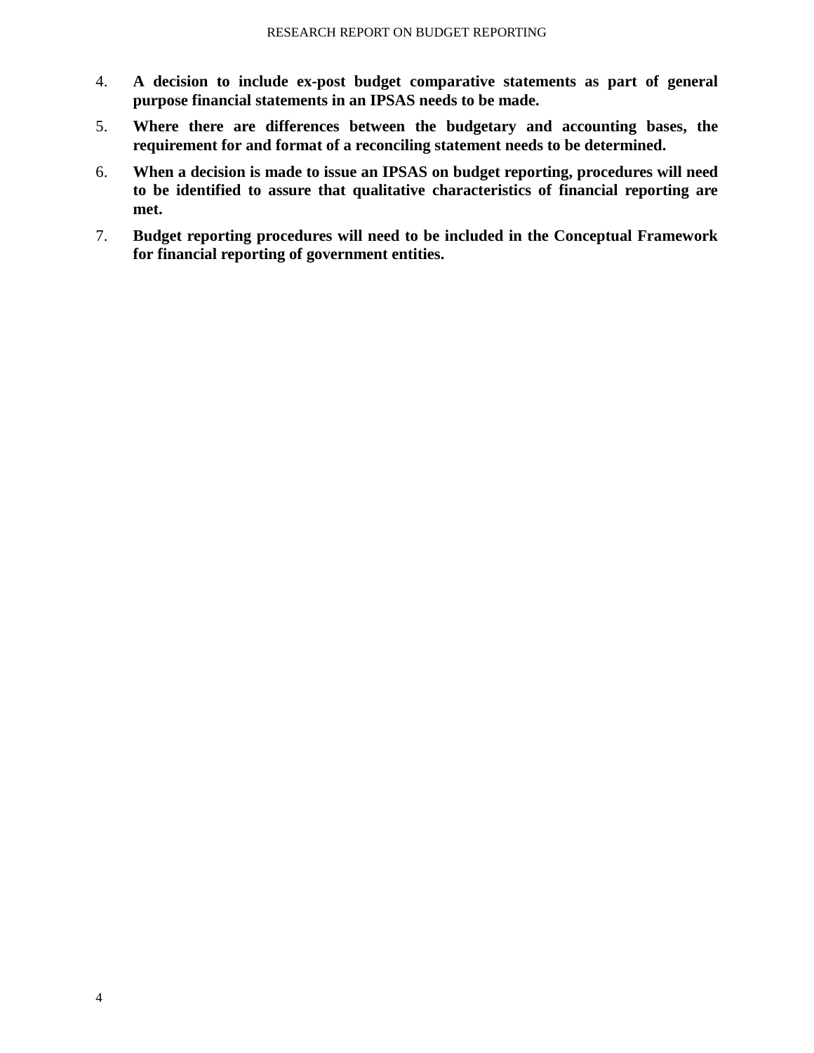4. **A decision to include ex-post budget comparative statements as part of general purpose financial statements in an IPSAS needs to be made.**
5. **Where there are differences between the budgetary and accounting bases, the requirement for and format of a reconciling statement needs to be determined.**
6. **When a decision is made to issue an IPSAS on budget reporting, procedures will need to be identified to assure that qualitative characteristics of financial reporting are met.**
7. **Budget reporting procedures will need to be included in the Conceptual Framework for financial reporting of government entities.**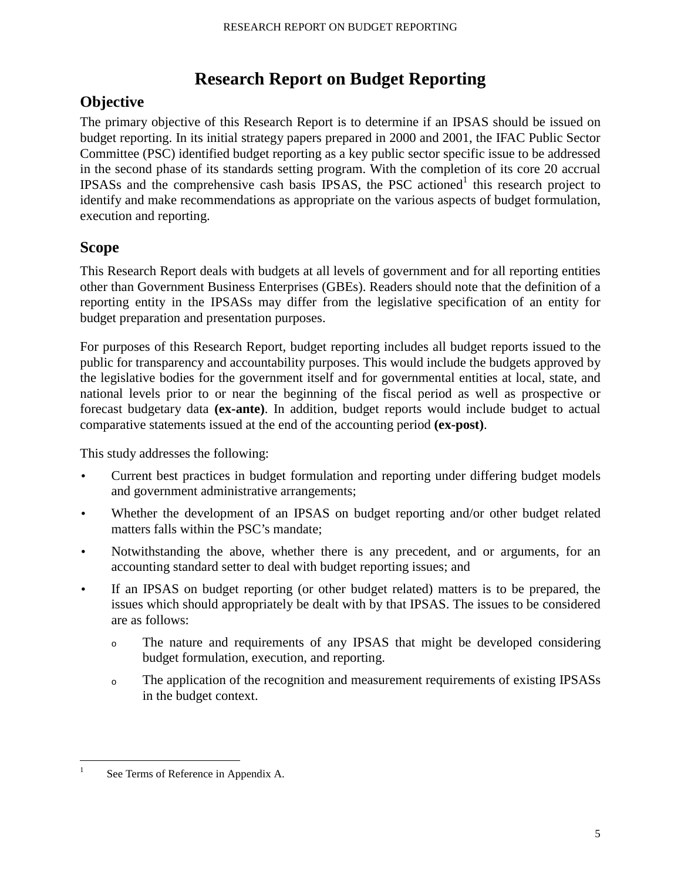# Research Report on Budget Reporting

## Objective

The primary objective of this Research Report is to determine if an IPSAS should be issued on budget reporting. In its initial strategy papers prepared in 2000 and 2001, the IFAC Public Sector Committee (PSC) identified budget reporting as a key public sector specific issue to be addressed in the second phase of its standards setting program. With the completion of its core 20 accrual IPSASs and the comprehensive cash basis IPSAS, the PSC actioned[1] this research project to identify and make recommendations as appropriate on the various aspects of budget formulation, execution and reporting.

## Scope

This Research Report deals with budgets at all levels of government and for all reporting entities other than Government Business Enterprises (GBEs). Readers should note that the definition of a reporting entity in the IPSASs may differ from the legislative specification of an entity for budget preparation and presentation purposes.

For purposes of this Research Report, budget reporting includes all budget reports issued to the public for transparency and accountability purposes. This would include the budgets approved by the legislative bodies for the government itself and for governmental entities at local, state, and national levels prior to or near the beginning of the fiscal period as well as prospective or forecast budgetary data **(ex-ante)**. In addition, budget reports would include budget to actual comparative statements issued at the end of the accounting period **(ex-post)**.

This study addresses the following:

- Current best practices in budget formulation and reporting under differing budget models and government administrative arrangements;
- Whether the development of an IPSAS on budget reporting and/or other budget related matters falls within the PSC's mandate;
- Notwithstanding the above, whether there is any precedent, and or arguments, for an accounting standard setter to deal with budget reporting issues; and
- If an IPSAS on budget reporting (or other budget related) matters is to be prepared, the issues which should appropriately be dealt with by that IPSAS. The issues to be considered are as follows:
  - The nature and requirements of any IPSAS that might be developed considering budget formulation, execution, and reporting.
  - The application of the recognition and measurement requirements of existing IPSASs in the budget context.

---

[1] See Terms of Reference in Appendix A.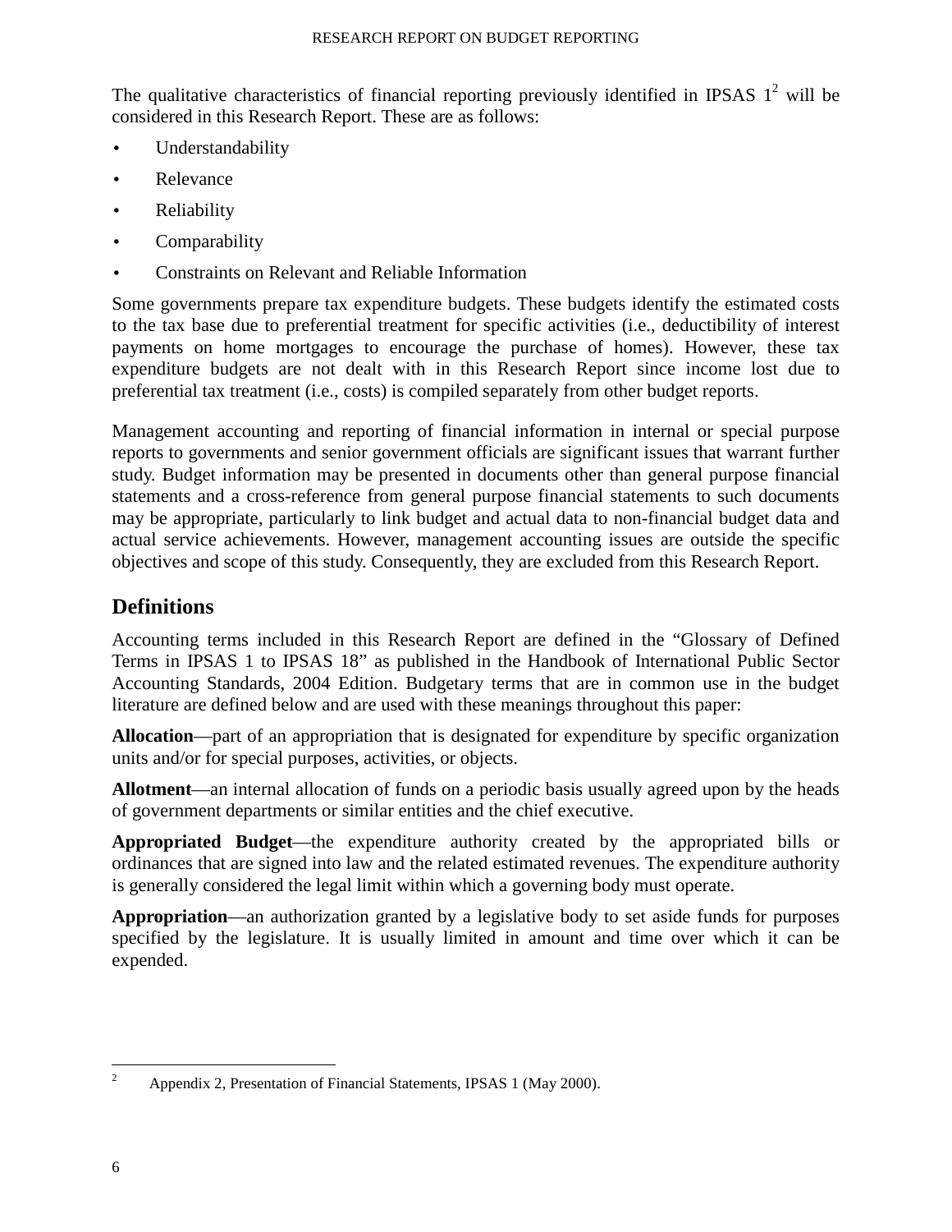The qualitative characteristics of financial reporting previously identified in IPSAS 1[2] will be considered in this Research Report. These are as follows:

- Understandability
- Relevance
- Reliability
- Comparability
- Constraints on Relevant and Reliable Information

Some governments prepare tax expenditure budgets. These budgets identify the estimated costs to the tax base due to preferential treatment for specific activities (i.e., deductibility of interest payments on home mortgages to encourage the purchase of homes). However, these tax expenditure budgets are not dealt with in this Research Report since income lost due to preferential tax treatment (i.e., costs) is compiled separately from other budget reports.

Management accounting and reporting of financial information in internal or special purpose reports to governments and senior government officials are significant issues that warrant further study. Budget information may be presented in documents other than general purpose financial statements and a cross-reference from general purpose financial statements to such documents may be appropriate, particularly to link budget and actual data to non-financial budget data and actual service achievements. However, management accounting issues are outside the specific objectives and scope of this study. Consequently, they are excluded from this Research Report.

## Definitions

Accounting terms included in this Research Report are defined in the "Glossary of Defined Terms in IPSAS 1 to IPSAS 18" as published in the Handbook of International Public Sector Accounting Standards, 2004 Edition. Budgetary terms that are in common use in the budget literature are defined below and are used with these meanings throughout this paper:

**Allocation**—part of an appropriation that is designated for expenditure by specific organization units and/or for special purposes, activities, or objects.

**Allotment**—an internal allocation of funds on a periodic basis usually agreed upon by the heads of government departments or similar entities and the chief executive.

**Appropriated Budget**—the expenditure authority created by the appropriated bills or ordinances that are signed into law and the related estimated revenues. The expenditure authority is generally considered the legal limit within which a governing body must operate.

**Appropriation**—an authorization granted by a legislative body to set aside funds for purposes specified by the legislature. It is usually limited in amount and time over which it can be expended.

[2] Appendix 2, Presentation of Financial Statements, IPSAS 1 (May 2000).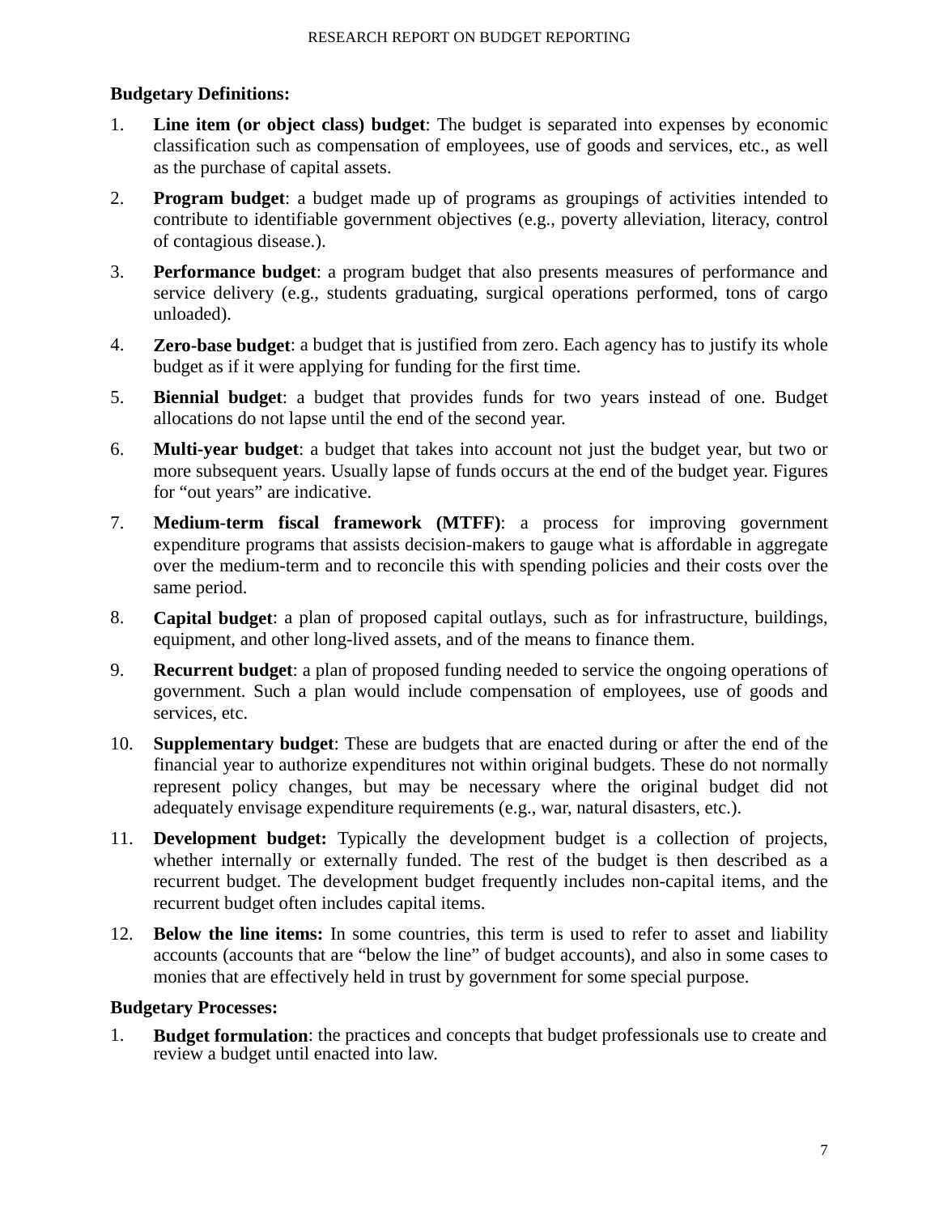**Budgetary Definitions:**

1. **Line item (or object class) budget**: The budget is separated into expenses by economic classification such as compensation of employees, use of goods and services, etc., as well as the purchase of capital assets.

2. **Program budget**: a budget made up of programs as groupings of activities intended to contribute to identifiable government objectives (e.g., poverty alleviation, literacy, control of contagious disease.).

3. **Performance budget**: a program budget that also presents measures of performance and service delivery (e.g., students graduating, surgical operations performed, tons of cargo unloaded).

4. **Zero-base budget**: a budget that is justified from zero. Each agency has to justify its whole budget as if it were applying for funding for the first time.

5. **Biennial budget**: a budget that provides funds for two years instead of one. Budget allocations do not lapse until the end of the second year.

6. **Multi-year budget**: a budget that takes into account not just the budget year, but two or more subsequent years. Usually lapse of funds occurs at the end of the budget year. Figures for "out years" are indicative.

7. **Medium-term fiscal framework (MTFF)**: a process for improving government expenditure programs that assists decision-makers to gauge what is affordable in aggregate over the medium-term and to reconcile this with spending policies and their costs over the same period.

8. **Capital budget**: a plan of proposed capital outlays, such as for infrastructure, buildings, equipment, and other long-lived assets, and of the means to finance them.

9. **Recurrent budget**: a plan of proposed funding needed to service the ongoing operations of government. Such a plan would include compensation of employees, use of goods and services, etc.

10. **Supplementary budget**: These are budgets that are enacted during or after the end of the financial year to authorize expenditures not within original budgets. These do not normally represent policy changes, but may be necessary where the original budget did not adequately envisage expenditure requirements (e.g., war, natural disasters, etc.).

11. **Development budget:** Typically the development budget is a collection of projects, whether internally or externally funded. The rest of the budget is then described as a recurrent budget. The development budget frequently includes non-capital items, and the recurrent budget often includes capital items.

12. **Below the line items:** In some countries, this term is used to refer to asset and liability accounts (accounts that are "below the line" of budget accounts), and also in some cases to monies that are effectively held in trust by government for some special purpose.

**Budgetary Processes:**

1. **Budget formulation**: the practices and concepts that budget professionals use to create and review a budget until enacted into law.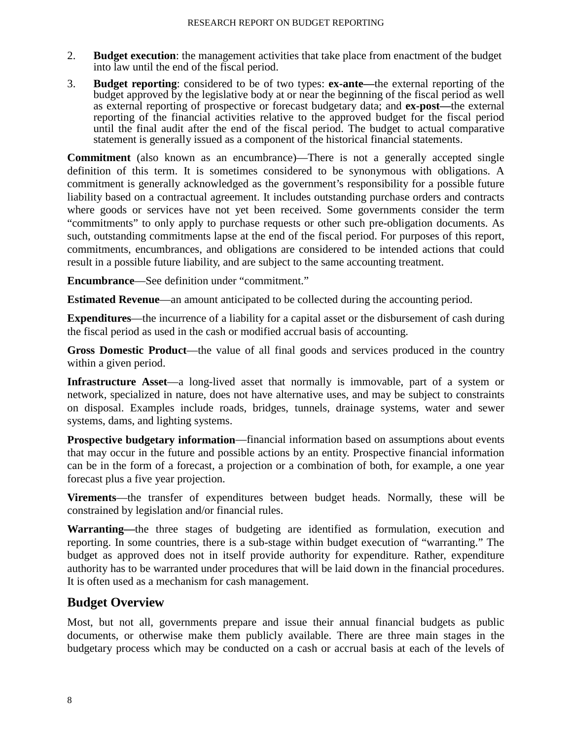2. **Budget execution**: the management activities that take place from enactment of the budget into law until the end of the fiscal period.
3. **Budget reporting**: considered to be of two types: **ex-ante—**the external reporting of the budget approved by the legislative body at or near the beginning of the fiscal period as well as external reporting of prospective or forecast budgetary data; and **ex-post—**the external reporting of the financial activities relative to the approved budget for the fiscal period until the final audit after the end of the fiscal period. The budget to actual comparative statement is generally issued as a component of the historical financial statements.

**Commitment** (also known as an encumbrance)—There is not a generally accepted single definition of this term. It is sometimes considered to be synonymous with obligations. A commitment is generally acknowledged as the government's responsibility for a possible future liability based on a contractual agreement. It includes outstanding purchase orders and contracts where goods or services have not yet been received. Some governments consider the term "commitments" to only apply to purchase requests or other such pre-obligation documents. As such, outstanding commitments lapse at the end of the fiscal period. For purposes of this report, commitments, encumbrances, and obligations are considered to be intended actions that could result in a possible future liability, and are subject to the same accounting treatment.

**Encumbrance**—See definition under "commitment."

**Estimated Revenue**—an amount anticipated to be collected during the accounting period.

**Expenditures**—the incurrence of a liability for a capital asset or the disbursement of cash during the fiscal period as used in the cash or modified accrual basis of accounting.

**Gross Domestic Product**—the value of all final goods and services produced in the country within a given period.

**Infrastructure Asset**—a long-lived asset that normally is immovable, part of a system or network, specialized in nature, does not have alternative uses, and may be subject to constraints on disposal. Examples include roads, bridges, tunnels, drainage systems, water and sewer systems, dams, and lighting systems.

**Prospective budgetary information**—financial information based on assumptions about events that may occur in the future and possible actions by an entity. Prospective financial information can be in the form of a forecast, a projection or a combination of both, for example, a one year forecast plus a five year projection.

**Virements**—the transfer of expenditures between budget heads. Normally, these will be constrained by legislation and/or financial rules.

**Warranting—**the three stages of budgeting are identified as formulation, execution and reporting. In some countries, there is a sub-stage within budget execution of "warranting." The budget as approved does not in itself provide authority for expenditure. Rather, expenditure authority has to be warranted under procedures that will be laid down in the financial procedures. It is often used as a mechanism for cash management.

## Budget Overview

Most, but not all, governments prepare and issue their annual financial budgets as public documents, or otherwise make them publicly available. There are three main stages in the budgetary process which may be conducted on a cash or accrual basis at each of the levels of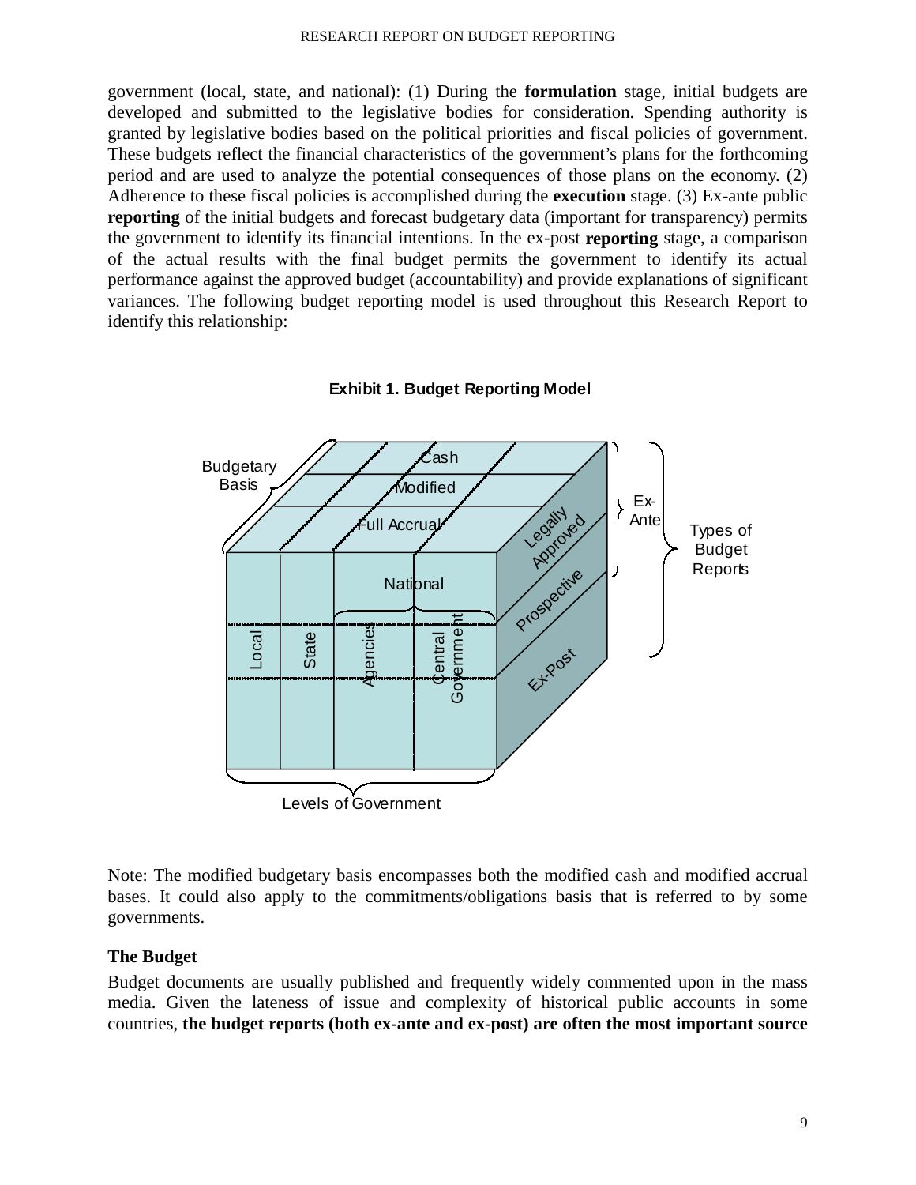government (local, state, and national): (1) During the **formulation** stage, initial budgets are developed and submitted to the legislative bodies for consideration. Spending authority is granted by legislative bodies based on the political priorities and fiscal policies of government. These budgets reflect the financial characteristics of the government's plans for the forthcoming period and are used to analyze the potential consequences of those plans on the economy. (2) Adherence to these fiscal policies is accomplished during the **execution** stage. (3) Ex-ante public **reporting** of the initial budgets and forecast budgetary data (important for transparency) permits the government to identify its financial intentions. In the ex-post **reporting** stage, a comparison of the actual results with the final budget permits the government to identify its actual performance against the approved budget (accountability) and provide explanations of significant variances. The following budget reporting model is used throughout this Research Report to identify this relationship:

**Exhibit 1. Budget Reporting Model**

Budgetary Basis: Cash, Modified, Full Accrual

Types of Budget Reports: Ex-Ante (Legally Approved, Prospective), Ex-Post

Levels of Government: Local, State, National (Agencies, Central Government)

Note: The modified budgetary basis encompasses both the modified cash and modified accrual bases. It could also apply to the commitments/obligations basis that is referred to by some governments.

### The Budget

Budget documents are usually published and frequently widely commented upon in the mass media. Given the lateness of issue and complexity of historical public accounts in some countries, **the budget reports (both ex-ante and ex-post) are often the most important source**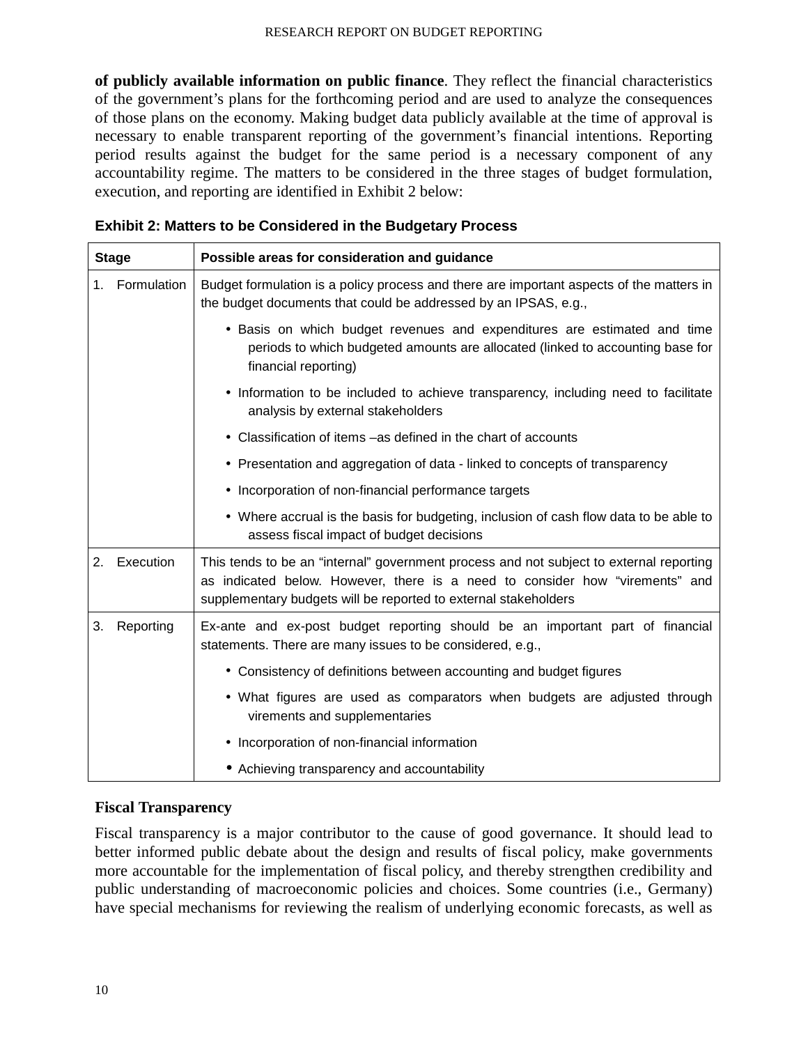**of publicly available information on public finance**. They reflect the financial characteristics of the government's plans for the forthcoming period and are used to analyze the consequences of those plans on the economy. Making budget data publicly available at the time of approval is necessary to enable transparent reporting of the government's financial intentions. Reporting period results against the budget for the same period is a necessary component of any accountability regime. The matters to be considered in the three stages of budget formulation, execution, and reporting are identified in Exhibit 2 below:

**Exhibit 2: Matters to be Considered in the Budgetary Process**

| Stage | Possible areas for consideration and guidance |
|---|---|
| 1. Formulation | Budget formulation is a policy process and there are important aspects of the matters in the budget documents that could be addressed by an IPSAS, e.g.,<br>• Basis on which budget revenues and expenditures are estimated and time periods to which budgeted amounts are allocated (linked to accounting base for financial reporting)<br>• Information to be included to achieve transparency, including need to facilitate analysis by external stakeholders<br>• Classification of items –as defined in the chart of accounts<br>• Presentation and aggregation of data - linked to concepts of transparency<br>• Incorporation of non-financial performance targets<br>• Where accrual is the basis for budgeting, inclusion of cash flow data to be able to assess fiscal impact of budget decisions |
| 2. Execution | This tends to be an "internal" government process and not subject to external reporting as indicated below. However, there is a need to consider how "virements" and supplementary budgets will be reported to external stakeholders |
| 3. Reporting | Ex-ante and ex-post budget reporting should be an important part of financial statements. There are many issues to be considered, e.g.,<br>• Consistency of definitions between accounting and budget figures<br>• What figures are used as comparators when budgets are adjusted through virements and supplementaries<br>• Incorporation of non-financial information<br>• Achieving transparency and accountability |

### Fiscal Transparency

Fiscal transparency is a major contributor to the cause of good governance. It should lead to better informed public debate about the design and results of fiscal policy, make governments more accountable for the implementation of fiscal policy, and thereby strengthen credibility and public understanding of macroeconomic policies and choices. Some countries (i.e., Germany) have special mechanisms for reviewing the realism of underlying economic forecasts, as well as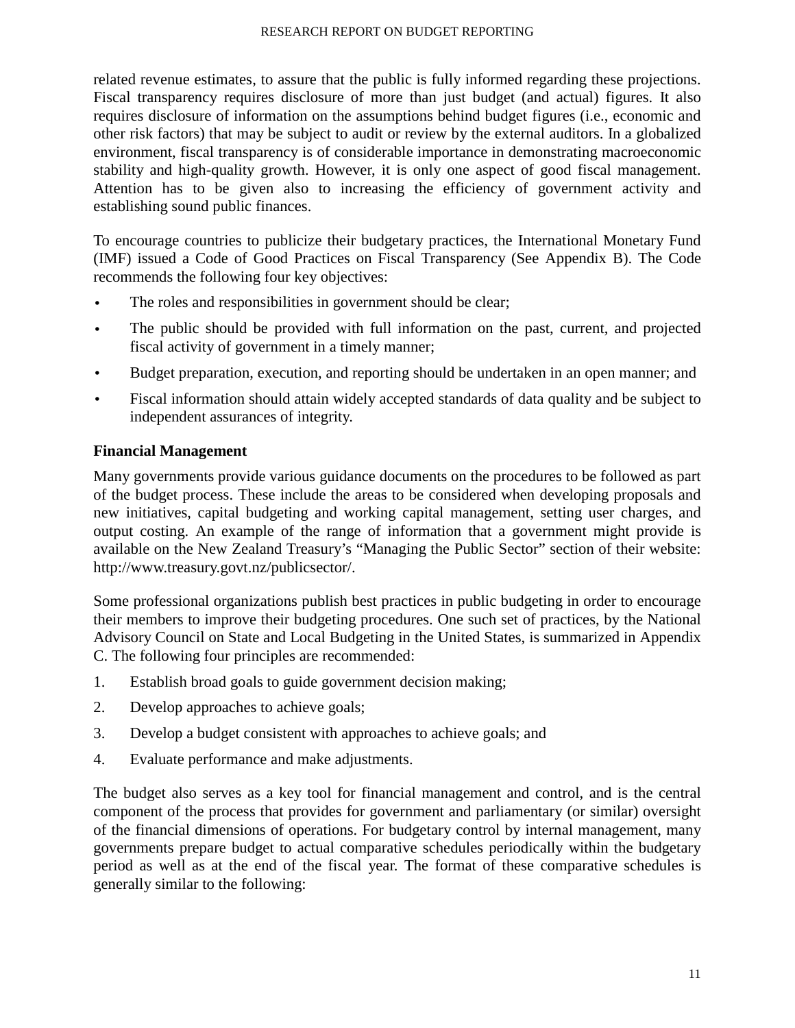related revenue estimates, to assure that the public is fully informed regarding these projections. Fiscal transparency requires disclosure of more than just budget (and actual) figures. It also requires disclosure of information on the assumptions behind budget figures (i.e., economic and other risk factors) that may be subject to audit or review by the external auditors. In a globalized environment, fiscal transparency is of considerable importance in demonstrating macroeconomic stability and high-quality growth. However, it is only one aspect of good fiscal management. Attention has to be given also to increasing the efficiency of government activity and establishing sound public finances.

To encourage countries to publicize their budgetary practices, the International Monetary Fund (IMF) issued a Code of Good Practices on Fiscal Transparency (See Appendix B). The Code recommends the following four key objectives:

- The roles and responsibilities in government should be clear;
- The public should be provided with full information on the past, current, and projected fiscal activity of government in a timely manner;
- Budget preparation, execution, and reporting should be undertaken in an open manner; and
- Fiscal information should attain widely accepted standards of data quality and be subject to independent assurances of integrity.

**Financial Management**

Many governments provide various guidance documents on the procedures to be followed as part of the budget process. These include the areas to be considered when developing proposals and new initiatives, capital budgeting and working capital management, setting user charges, and output costing. An example of the range of information that a government might provide is available on the New Zealand Treasury's "Managing the Public Sector" section of their website: http://www.treasury.govt.nz/publicsector/.

Some professional organizations publish best practices in public budgeting in order to encourage their members to improve their budgeting procedures. One such set of practices, by the National Advisory Council on State and Local Budgeting in the United States, is summarized in Appendix C. The following four principles are recommended:

1. Establish broad goals to guide government decision making;
2. Develop approaches to achieve goals;
3. Develop a budget consistent with approaches to achieve goals; and
4. Evaluate performance and make adjustments.

The budget also serves as a key tool for financial management and control, and is the central component of the process that provides for government and parliamentary (or similar) oversight of the financial dimensions of operations. For budgetary control by internal management, many governments prepare budget to actual comparative schedules periodically within the budgetary period as well as at the end of the fiscal year. The format of these comparative schedules is generally similar to the following: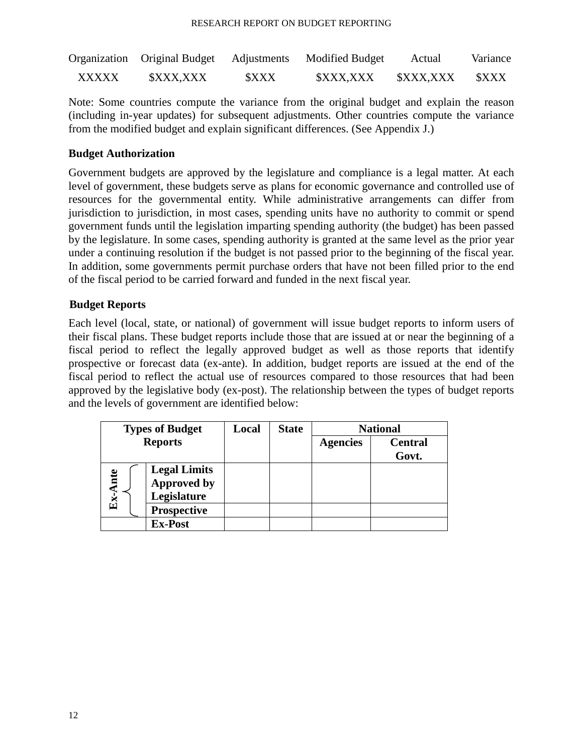| Organization | Original Budget | Adjustments | Modified Budget | Actual | Variance |
| --- | --- | --- | --- | --- | --- |
| XXXXX | $XXX,XXX | $XXX | $XXX,XXX | $XXX,XXX | $XXX |

Note: Some countries compute the variance from the original budget and explain the reason (including in-year updates) for subsequent adjustments. Other countries compute the variance from the modified budget and explain significant differences. (See Appendix J.)

### Budget Authorization

Government budgets are approved by the legislature and compliance is a legal matter. At each level of government, these budgets serve as plans for economic governance and controlled use of resources for the governmental entity. While administrative arrangements can differ from jurisdiction to jurisdiction, in most cases, spending units have no authority to commit or spend government funds until the legislation imparting spending authority (the budget) has been passed by the legislature. In some cases, spending authority is granted at the same level as the prior year under a continuing resolution if the budget is not passed prior to the beginning of the fiscal year. In addition, some governments permit purchase orders that have not been filled prior to the end of the fiscal period to be carried forward and funded in the next fiscal year.

### Budget Reports

Each level (local, state, or national) of government will issue budget reports to inform users of their fiscal plans. These budget reports include those that are issued at or near the beginning of a fiscal period to reflect the legally approved budget as well as those reports that identify prospective or forecast data (ex-ante). In addition, budget reports are issued at the end of the fiscal period to reflect the actual use of resources compared to those resources that had been approved by the legislative body (ex-post). The relationship between the types of budget reports and the levels of government are identified below:

| Types of Budget Reports | | Local | State | National | |
| --- | --- | --- | --- | --- | --- |
| | | | | **Agencies** | **Central Govt.** |
| **Ex-Ante** | **Legal Limits Approved by Legislature** | | | | |
| | **Prospective** | | | | |
| | **Ex-Post** | | | | |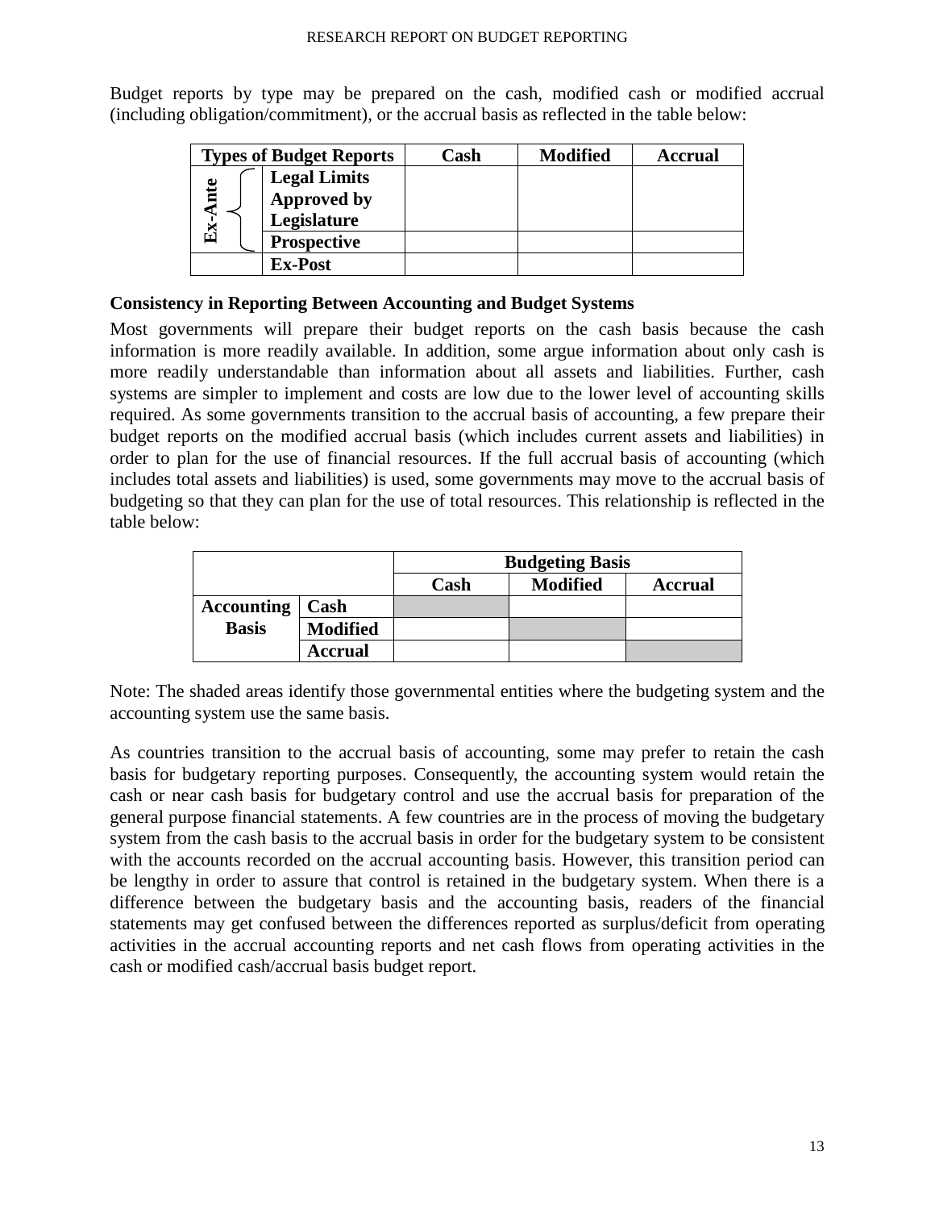Budget reports by type may be prepared on the cash, modified cash or modified accrual (including obligation/commitment), or the accrual basis as reflected in the table below:

| Types of Budget Reports | | Cash | Modified | Accrual |
|---|---|---|---|---|
| Ex-Ante | Legal Limits Approved by Legislature | | | |
| | Prospective | | | |
| | Ex-Post | | | |

**Consistency in Reporting Between Accounting and Budget Systems**

Most governments will prepare their budget reports on the cash basis because the cash information is more readily available. In addition, some argue information about only cash is more readily understandable than information about all assets and liabilities. Further, cash systems are simpler to implement and costs are low due to the lower level of accounting skills required. As some governments transition to the accrual basis of accounting, a few prepare their budget reports on the modified accrual basis (which includes current assets and liabilities) in order to plan for the use of financial resources. If the full accrual basis of accounting (which includes total assets and liabilities) is used, some governments may move to the accrual basis of budgeting so that they can plan for the use of total resources. This relationship is reflected in the table below:

| | | Budgeting Basis | | |
|---|---|---|---|---|
| | | Cash | Modified | Accrual |
| Accounting Basis | Cash | (shaded) | | |
| | Modified | | (shaded) | |
| | Accrual | | | (shaded) |

Note: The shaded areas identify those governmental entities where the budgeting system and the accounting system use the same basis.

As countries transition to the accrual basis of accounting, some may prefer to retain the cash basis for budgetary reporting purposes. Consequently, the accounting system would retain the cash or near cash basis for budgetary control and use the accrual basis for preparation of the general purpose financial statements. A few countries are in the process of moving the budgetary system from the cash basis to the accrual basis in order for the budgetary system to be consistent with the accounts recorded on the accrual accounting basis. However, this transition period can be lengthy in order to assure that control is retained in the budgetary system. When there is a difference between the budgetary basis and the accounting basis, readers of the financial statements may get confused between the differences reported as surplus/deficit from operating activities in the accrual accounting reports and net cash flows from operating activities in the cash or modified cash/accrual basis budget report.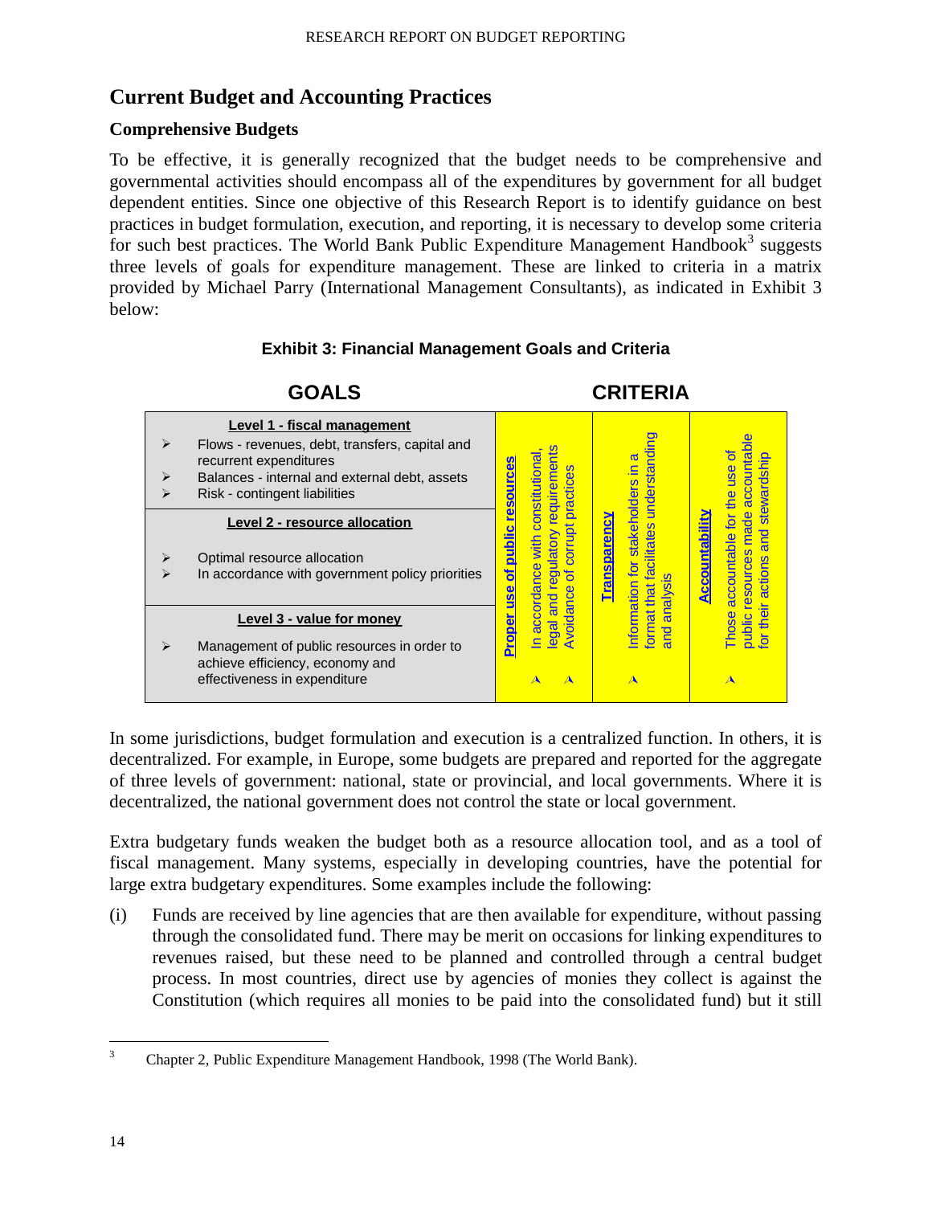## Current Budget and Accounting Practices

### Comprehensive Budgets

To be effective, it is generally recognized that the budget needs to be comprehensive and governmental activities should encompass all of the expenditures by government for all budget dependent entities. Since one objective of this Research Report is to identify guidance on best practices in budget formulation, execution, and reporting, it is necessary to develop some criteria for such best practices. The World Bank Public Expenditure Management Handbook[3] suggests three levels of goals for expenditure management. These are linked to criteria in a matrix provided by Michael Parry (International Management Consultants), as indicated in Exhibit 3 below:

**Exhibit 3: Financial Management Goals and Criteria**

| GOALS | CRITERIA: **Proper use of public resources** – In accordance with constitutional, legal and regulatory requirements; Avoidance of corrupt practices | CRITERIA: **Transparency** – Information for stakeholders in a format that facilitates understanding and analysis | CRITERIA: **Accountability** – Those accountable for the use of public resources made accountable for their actions and stewardship |
|---|---|---|---|
| **Level 1 - fiscal management**<br>➢ Flows - revenues, debt, transfers, capital and recurrent expenditures<br>➢ Balances - internal and external debt, assets<br>➢ Risk - contingent liabilities | | | |
| **Level 2 - resource allocation**<br>➢ Optimal resource allocation<br>➢ In accordance with government policy priorities | | | |
| **Level 3 - value for money**<br>➢ Management of public resources in order to achieve efficiency, economy and effectiveness in expenditure | | | |

In some jurisdictions, budget formulation and execution is a centralized function. In others, it is decentralized. For example, in Europe, some budgets are prepared and reported for the aggregate of three levels of government: national, state or provincial, and local governments. Where it is decentralized, the national government does not control the state or local government.

Extra budgetary funds weaken the budget both as a resource allocation tool, and as a tool of fiscal management. Many systems, especially in developing countries, have the potential for large extra budgetary expenditures. Some examples include the following:

(i) Funds are received by line agencies that are then available for expenditure, without passing through the consolidated fund. There may be merit on occasions for linking expenditures to revenues raised, but these need to be planned and controlled through a central budget process. In most countries, direct use by agencies of monies they collect is against the Constitution (which requires all monies to be paid into the consolidated fund) but it still

---

[3] Chapter 2, Public Expenditure Management Handbook, 1998 (The World Bank).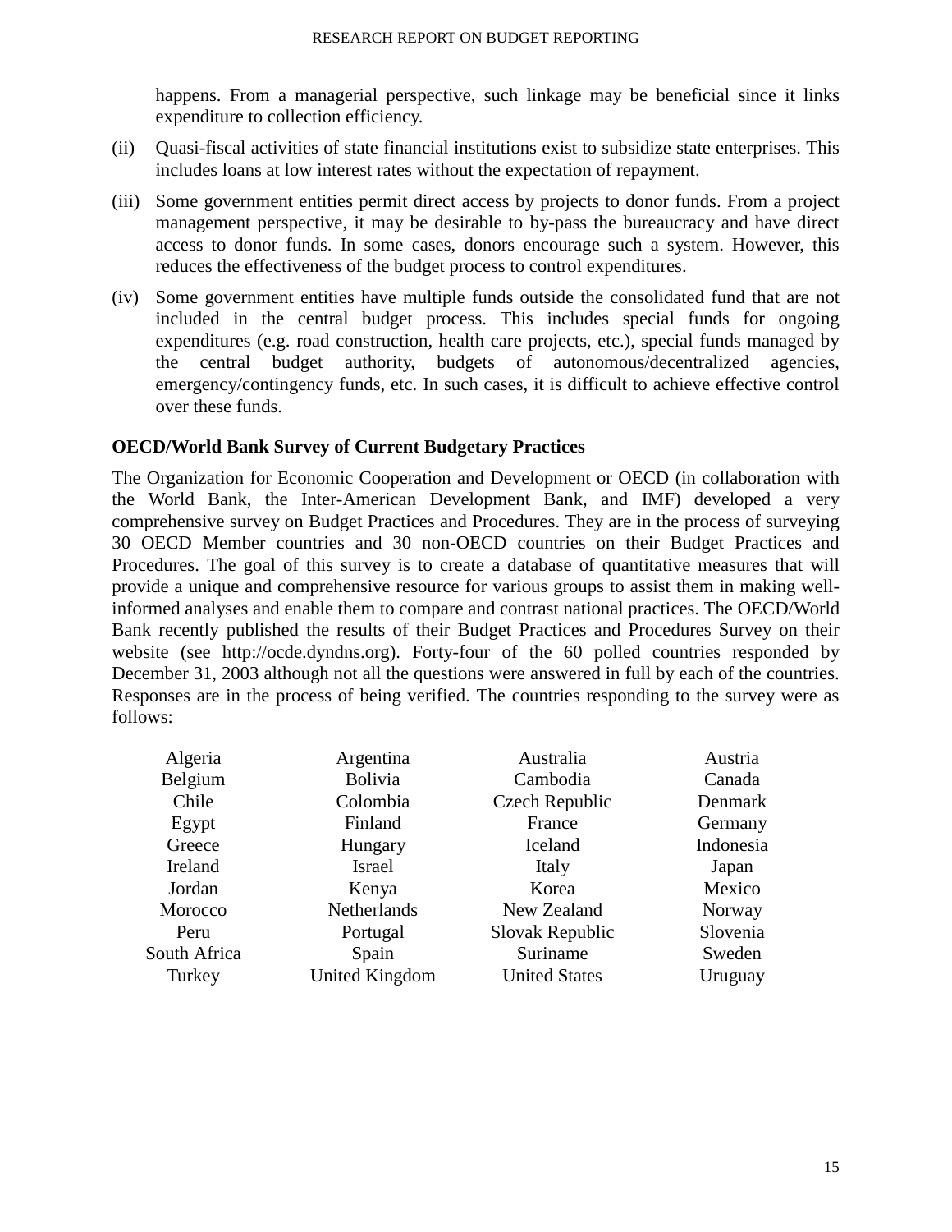happens. From a managerial perspective, such linkage may be beneficial since it links expenditure to collection efficiency.

(ii) Quasi-fiscal activities of state financial institutions exist to subsidize state enterprises. This includes loans at low interest rates without the expectation of repayment.

(iii) Some government entities permit direct access by projects to donor funds. From a project management perspective, it may be desirable to by-pass the bureaucracy and have direct access to donor funds. In some cases, donors encourage such a system. However, this reduces the effectiveness of the budget process to control expenditures.

(iv) Some government entities have multiple funds outside the consolidated fund that are not included in the central budget process. This includes special funds for ongoing expenditures (e.g. road construction, health care projects, etc.), special funds managed by the central budget authority, budgets of autonomous/decentralized agencies, emergency/contingency funds, etc. In such cases, it is difficult to achieve effective control over these funds.

**OECD/World Bank Survey of Current Budgetary Practices**

The Organization for Economic Cooperation and Development or OECD (in collaboration with the World Bank, the Inter-American Development Bank, and IMF) developed a very comprehensive survey on Budget Practices and Procedures. They are in the process of surveying 30 OECD Member countries and 30 non-OECD countries on their Budget Practices and Procedures. The goal of this survey is to create a database of quantitative measures that will provide a unique and comprehensive resource for various groups to assist them in making well-informed analyses and enable them to compare and contrast national practices. The OECD/World Bank recently published the results of their Budget Practices and Procedures Survey on their website (see http://ocde.dyndns.org). Forty-four of the 60 polled countries responded by December 31, 2003 although not all the questions were answered in full by each of the countries. Responses are in the process of being verified. The countries responding to the survey were as follows:

| | | | |
|---|---|---|---|
| Algeria | Argentina | Australia | Austria |
| Belgium | Bolivia | Cambodia | Canada |
| Chile | Colombia | Czech Republic | Denmark |
| Egypt | Finland | France | Germany |
| Greece | Hungary | Iceland | Indonesia |
| Ireland | Israel | Italy | Japan |
| Jordan | Kenya | Korea | Mexico |
| Morocco | Netherlands | New Zealand | Norway |
| Peru | Portugal | Slovak Republic | Slovenia |
| South Africa | Spain | Suriname | Sweden |
| Turkey | United Kingdom | United States | Uruguay |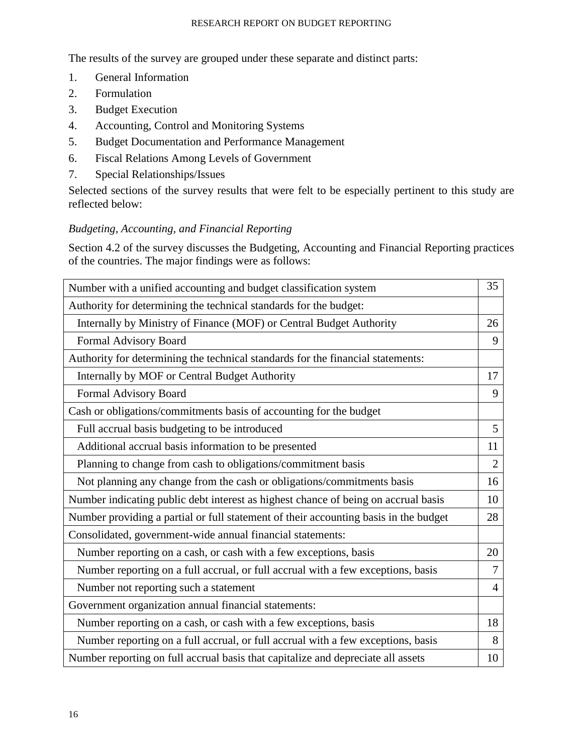The results of the survey are grouped under these separate and distinct parts:

1. General Information
2. Formulation
3. Budget Execution
4. Accounting, Control and Monitoring Systems
5. Budget Documentation and Performance Management
6. Fiscal Relations Among Levels of Government
7. Special Relationships/Issues

Selected sections of the survey results that were felt to be especially pertinent to this study are reflected below:

*Budgeting, Accounting, and Financial Reporting*

Section 4.2 of the survey discusses the Budgeting, Accounting and Financial Reporting practices of the countries. The major findings were as follows:

| | |
|---|---|
| Number with a unified accounting and budget classification system | 35 |
| Authority for determining the technical standards for the budget: | |
| Internally by Ministry of Finance (MOF) or Central Budget Authority | 26 |
| Formal Advisory Board | 9 |
| Authority for determining the technical standards for the financial statements: | |
| Internally by MOF or Central Budget Authority | 17 |
| Formal Advisory Board | 9 |
| Cash or obligations/commitments basis of accounting for the budget | |
| Full accrual basis budgeting to be introduced | 5 |
| Additional accrual basis information to be presented | 11 |
| Planning to change from cash to obligations/commitment basis | 2 |
| Not planning any change from the cash or obligations/commitments basis | 16 |
| Number indicating public debt interest as highest chance of being on accrual basis | 10 |
| Number providing a partial or full statement of their accounting basis in the budget | 28 |
| Consolidated, government-wide annual financial statements: | |
| Number reporting on a cash, or cash with a few exceptions, basis | 20 |
| Number reporting on a full accrual, or full accrual with a few exceptions, basis | 7 |
| Number not reporting such a statement | 4 |
| Government organization annual financial statements: | |
| Number reporting on a cash, or cash with a few exceptions, basis | 18 |
| Number reporting on a full accrual, or full accrual with a few exceptions, basis | 8 |
| Number reporting on full accrual basis that capitalize and depreciate all assets | 10 |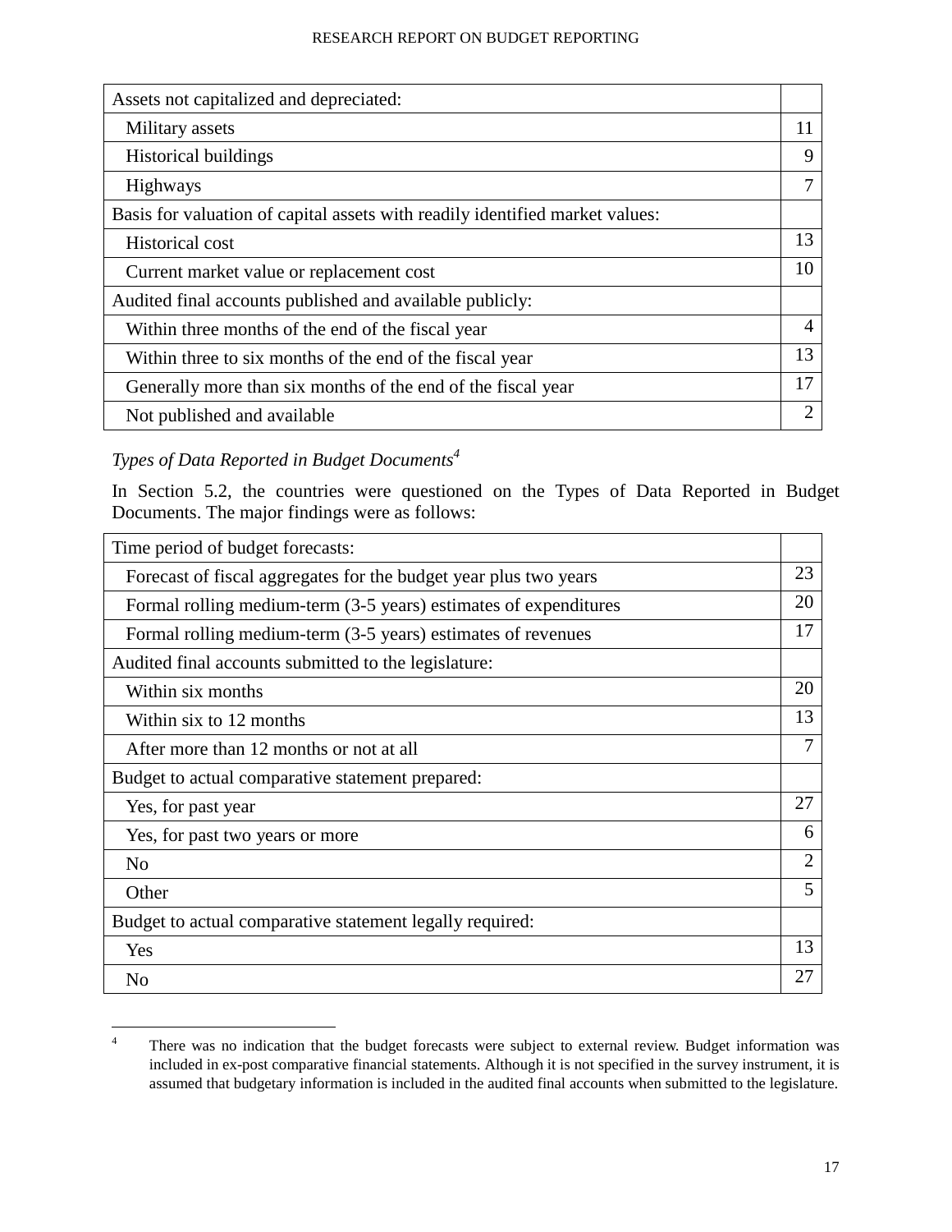| Assets not capitalized and depreciated: | |
|---|---|
| Military assets | 11 |
| Historical buildings | 9 |
| Highways | 7 |
| Basis for valuation of capital assets with readily identified market values: | |
| Historical cost | 13 |
| Current market value or replacement cost | 10 |
| Audited final accounts published and available publicly: | |
| Within three months of the end of the fiscal year | 4 |
| Within three to six months of the end of the fiscal year | 13 |
| Generally more than six months of the end of the fiscal year | 17 |
| Not published and available | 2 |

*Types of Data Reported in Budget Documents*[4]

In Section 5.2, the countries were questioned on the Types of Data Reported in Budget Documents. The major findings were as follows:

| Time period of budget forecasts: | |
|---|---|
| Forecast of fiscal aggregates for the budget year plus two years | 23 |
| Formal rolling medium-term (3-5 years) estimates of expenditures | 20 |
| Formal rolling medium-term (3-5 years) estimates of revenues | 17 |
| Audited final accounts submitted to the legislature: | |
| Within six months | 20 |
| Within six to 12 months | 13 |
| After more than 12 months or not at all | 7 |
| Budget to actual comparative statement prepared: | |
| Yes, for past year | 27 |
| Yes, for past two years or more | 6 |
| No | 2 |
| Other | 5 |
| Budget to actual comparative statement legally required: | |
| Yes | 13 |
| No | 27 |

[4] There was no indication that the budget forecasts were subject to external review. Budget information was included in ex-post comparative financial statements. Although it is not specified in the survey instrument, it is assumed that budgetary information is included in the audited final accounts when submitted to the legislature.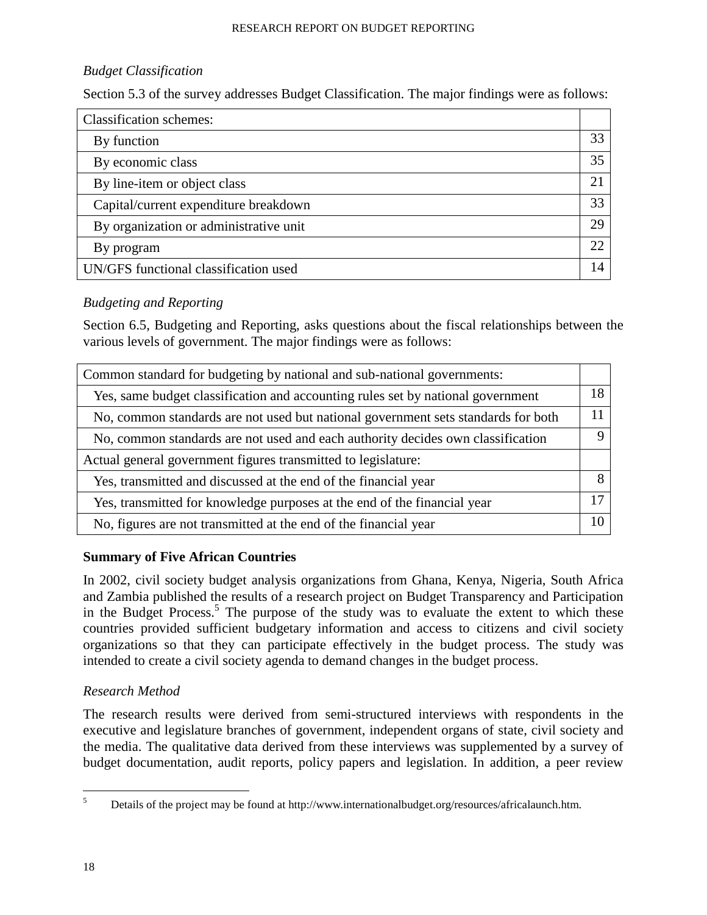*Budget Classification*

Section 5.3 of the survey addresses Budget Classification. The major findings were as follows:

| Classification schemes: | |
|---|---|
| By function | 33 |
| By economic class | 35 |
| By line-item or object class | 21 |
| Capital/current expenditure breakdown | 33 |
| By organization or administrative unit | 29 |
| By program | 22 |
| UN/GFS functional classification used | 14 |

*Budgeting and Reporting*

Section 6.5, Budgeting and Reporting, asks questions about the fiscal relationships between the various levels of government. The major findings were as follows:

| Common standard for budgeting by national and sub-national governments: | |
|---|---|
| Yes, same budget classification and accounting rules set by national government | 18 |
| No, common standards are not used but national government sets standards for both | 11 |
| No, common standards are not used and each authority decides own classification | 9 |
| Actual general government figures transmitted to legislature: | |
| Yes, transmitted and discussed at the end of the financial year | 8 |
| Yes, transmitted for knowledge purposes at the end of the financial year | 17 |
| No, figures are not transmitted at the end of the financial year | 10 |

**Summary of Five African Countries**

In 2002, civil society budget analysis organizations from Ghana, Kenya, Nigeria, South Africa and Zambia published the results of a research project on Budget Transparency and Participation in the Budget Process.[5] The purpose of the study was to evaluate the extent to which these countries provided sufficient budgetary information and access to citizens and civil society organizations so that they can participate effectively in the budget process. The study was intended to create a civil society agenda to demand changes in the budget process.

*Research Method*

The research results were derived from semi-structured interviews with respondents in the executive and legislature branches of government, independent organs of state, civil society and the media. The qualitative data derived from these interviews was supplemented by a survey of budget documentation, audit reports, policy papers and legislation. In addition, a peer review

[5] Details of the project may be found at http://www.internationalbudget.org/resources/africalaunch.htm.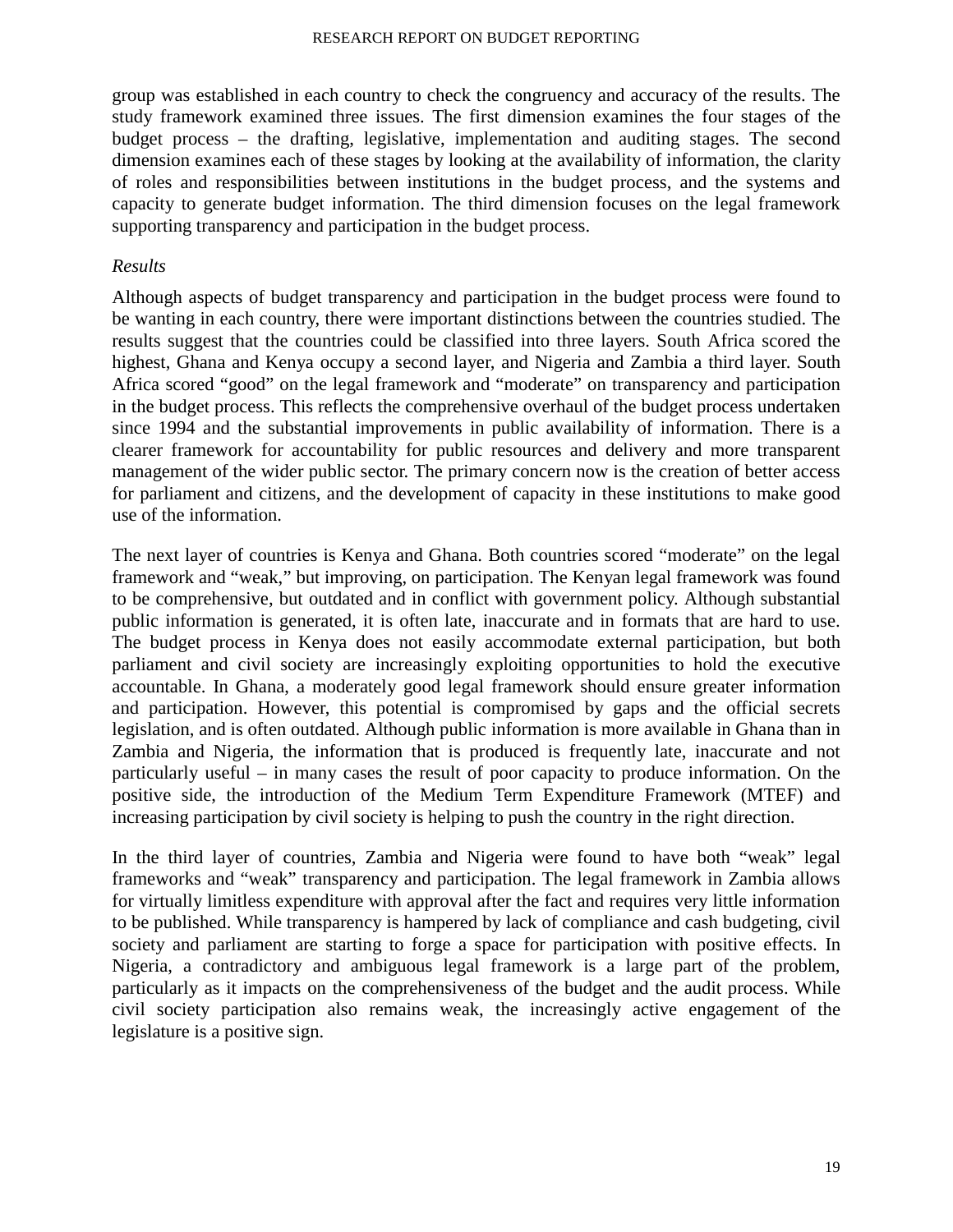group was established in each country to check the congruency and accuracy of the results. The study framework examined three issues. The first dimension examines the four stages of the budget process – the drafting, legislative, implementation and auditing stages. The second dimension examines each of these stages by looking at the availability of information, the clarity of roles and responsibilities between institutions in the budget process, and the systems and capacity to generate budget information. The third dimension focuses on the legal framework supporting transparency and participation in the budget process.

*Results*

Although aspects of budget transparency and participation in the budget process were found to be wanting in each country, there were important distinctions between the countries studied. The results suggest that the countries could be classified into three layers. South Africa scored the highest, Ghana and Kenya occupy a second layer, and Nigeria and Zambia a third layer. South Africa scored "good" on the legal framework and "moderate" on transparency and participation in the budget process. This reflects the comprehensive overhaul of the budget process undertaken since 1994 and the substantial improvements in public availability of information. There is a clearer framework for accountability for public resources and delivery and more transparent management of the wider public sector. The primary concern now is the creation of better access for parliament and citizens, and the development of capacity in these institutions to make good use of the information.

The next layer of countries is Kenya and Ghana. Both countries scored "moderate" on the legal framework and "weak," but improving, on participation. The Kenyan legal framework was found to be comprehensive, but outdated and in conflict with government policy. Although substantial public information is generated, it is often late, inaccurate and in formats that are hard to use. The budget process in Kenya does not easily accommodate external participation, but both parliament and civil society are increasingly exploiting opportunities to hold the executive accountable. In Ghana, a moderately good legal framework should ensure greater information and participation. However, this potential is compromised by gaps and the official secrets legislation, and is often outdated. Although public information is more available in Ghana than in Zambia and Nigeria, the information that is produced is frequently late, inaccurate and not particularly useful – in many cases the result of poor capacity to produce information. On the positive side, the introduction of the Medium Term Expenditure Framework (MTEF) and increasing participation by civil society is helping to push the country in the right direction.

In the third layer of countries, Zambia and Nigeria were found to have both "weak" legal frameworks and "weak" transparency and participation. The legal framework in Zambia allows for virtually limitless expenditure with approval after the fact and requires very little information to be published. While transparency is hampered by lack of compliance and cash budgeting, civil society and parliament are starting to forge a space for participation with positive effects. In Nigeria, a contradictory and ambiguous legal framework is a large part of the problem, particularly as it impacts on the comprehensiveness of the budget and the audit process. While civil society participation also remains weak, the increasingly active engagement of the legislature is a positive sign.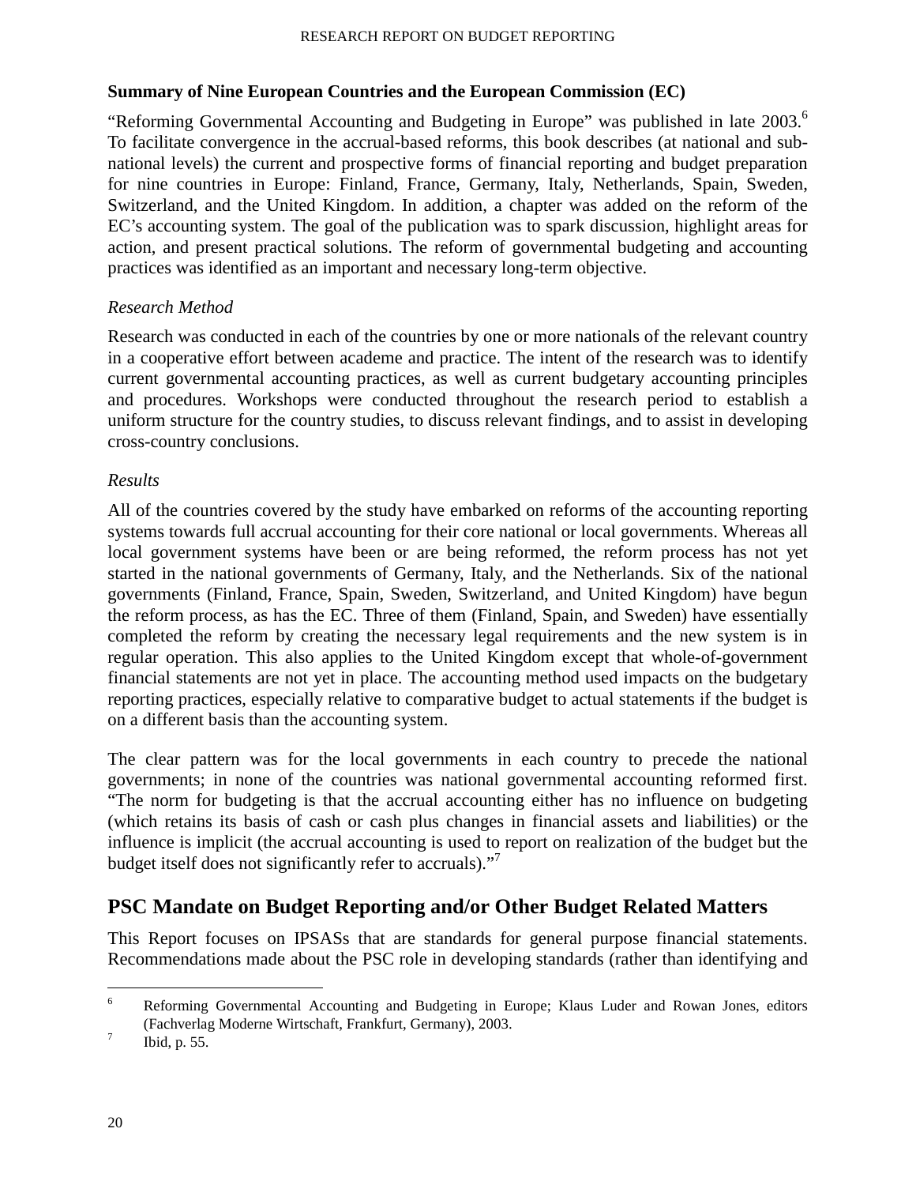**Summary of Nine European Countries and the European Commission (EC)**

"Reforming Governmental Accounting and Budgeting in Europe" was published in late 2003.[6] To facilitate convergence in the accrual-based reforms, this book describes (at national and sub-national levels) the current and prospective forms of financial reporting and budget preparation for nine countries in Europe: Finland, France, Germany, Italy, Netherlands, Spain, Sweden, Switzerland, and the United Kingdom. In addition, a chapter was added on the reform of the EC's accounting system. The goal of the publication was to spark discussion, highlight areas for action, and present practical solutions. The reform of governmental budgeting and accounting practices was identified as an important and necessary long-term objective.

*Research Method*

Research was conducted in each of the countries by one or more nationals of the relevant country in a cooperative effort between academe and practice. The intent of the research was to identify current governmental accounting practices, as well as current budgetary accounting principles and procedures. Workshops were conducted throughout the research period to establish a uniform structure for the country studies, to discuss relevant findings, and to assist in developing cross-country conclusions.

*Results*

All of the countries covered by the study have embarked on reforms of the accounting reporting systems towards full accrual accounting for their core national or local governments. Whereas all local government systems have been or are being reformed, the reform process has not yet started in the national governments of Germany, Italy, and the Netherlands. Six of the national governments (Finland, France, Spain, Sweden, Switzerland, and United Kingdom) have begun the reform process, as has the EC. Three of them (Finland, Spain, and Sweden) have essentially completed the reform by creating the necessary legal requirements and the new system is in regular operation. This also applies to the United Kingdom except that whole-of-government financial statements are not yet in place. The accounting method used impacts on the budgetary reporting practices, especially relative to comparative budget to actual statements if the budget is on a different basis than the accounting system.

The clear pattern was for the local governments in each country to precede the national governments; in none of the countries was national governmental accounting reformed first. "The norm for budgeting is that the accrual accounting either has no influence on budgeting (which retains its basis of cash or cash plus changes in financial assets and liabilities) or the influence is implicit (the accrual accounting is used to report on realization of the budget but the budget itself does not significantly refer to accruals)."[7]

## PSC Mandate on Budget Reporting and/or Other Budget Related Matters

This Report focuses on IPSASs that are standards for general purpose financial statements. Recommendations made about the PSC role in developing standards (rather than identifying and

---

[6] Reforming Governmental Accounting and Budgeting in Europe; Klaus Luder and Rowan Jones, editors (Fachverlag Moderne Wirtschaft, Frankfurt, Germany), 2003.

[7] Ibid, p. 55.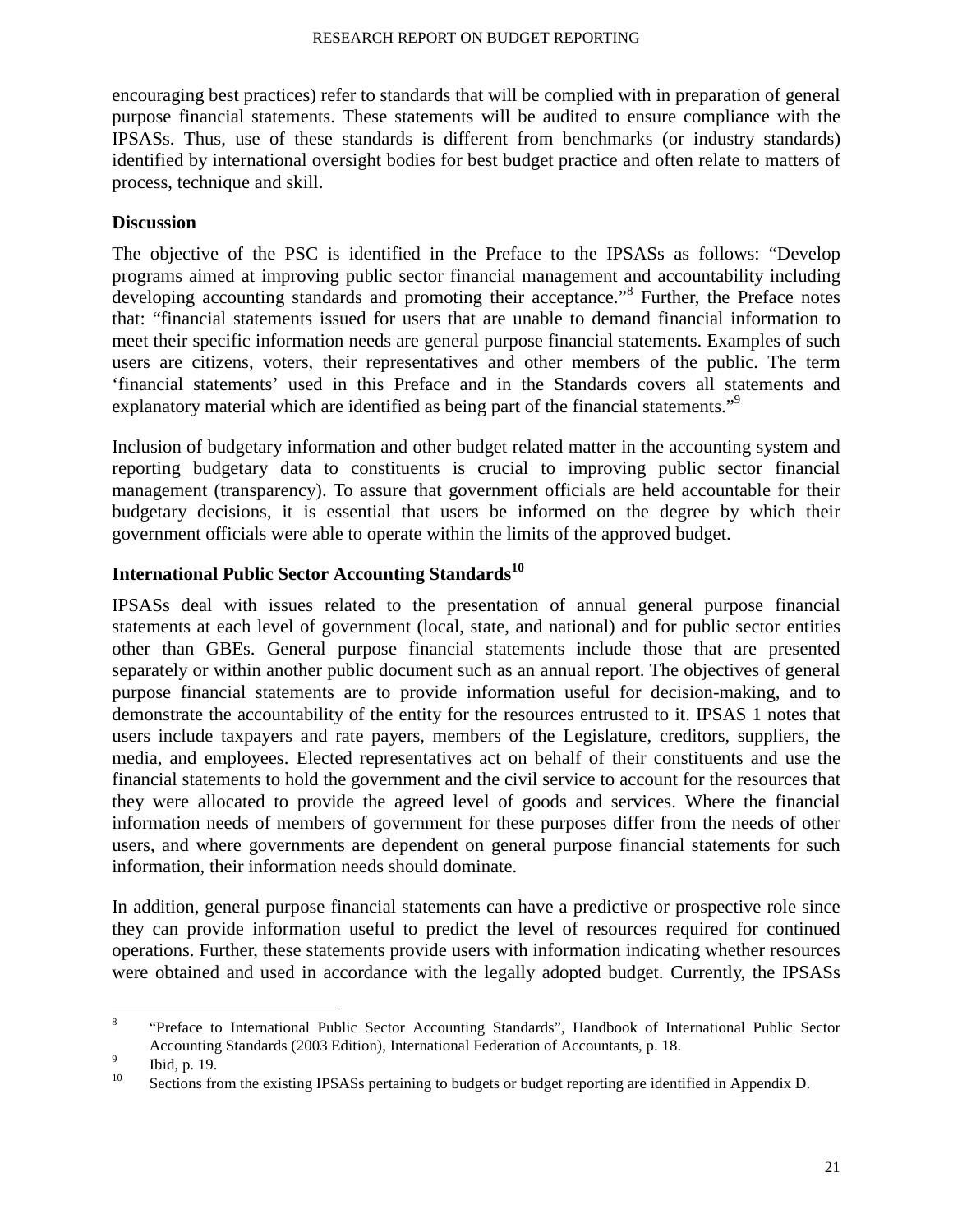encouraging best practices) refer to standards that will be complied with in preparation of general purpose financial statements. These statements will be audited to ensure compliance with the IPSASs. Thus, use of these standards is different from benchmarks (or industry standards) identified by international oversight bodies for best budget practice and often relate to matters of process, technique and skill.

**Discussion**

The objective of the PSC is identified in the Preface to the IPSASs as follows: "Develop programs aimed at improving public sector financial management and accountability including developing accounting standards and promoting their acceptance."[8] Further, the Preface notes that: "financial statements issued for users that are unable to demand financial information to meet their specific information needs are general purpose financial statements. Examples of such users are citizens, voters, their representatives and other members of the public. The term 'financial statements' used in this Preface and in the Standards covers all statements and explanatory material which are identified as being part of the financial statements."[9]

Inclusion of budgetary information and other budget related matter in the accounting system and reporting budgetary data to constituents is crucial to improving public sector financial management (transparency). To assure that government officials are held accountable for their budgetary decisions, it is essential that users be informed on the degree by which their government officials were able to operate within the limits of the approved budget.

**International Public Sector Accounting Standards[10]**

IPSASs deal with issues related to the presentation of annual general purpose financial statements at each level of government (local, state, and national) and for public sector entities other than GBEs. General purpose financial statements include those that are presented separately or within another public document such as an annual report. The objectives of general purpose financial statements are to provide information useful for decision-making, and to demonstrate the accountability of the entity for the resources entrusted to it. IPSAS 1 notes that users include taxpayers and rate payers, members of the Legislature, creditors, suppliers, the media, and employees. Elected representatives act on behalf of their constituents and use the financial statements to hold the government and the civil service to account for the resources that they were allocated to provide the agreed level of goods and services. Where the financial information needs of members of government for these purposes differ from the needs of other users, and where governments are dependent on general purpose financial statements for such information, their information needs should dominate.

In addition, general purpose financial statements can have a predictive or prospective role since they can provide information useful to predict the level of resources required for continued operations. Further, these statements provide users with information indicating whether resources were obtained and used in accordance with the legally adopted budget. Currently, the IPSASs

---

[8] "Preface to International Public Sector Accounting Standards", Handbook of International Public Sector Accounting Standards (2003 Edition), International Federation of Accountants, p. 18.

[9] Ibid, p. 19.

[10] Sections from the existing IPSASs pertaining to budgets or budget reporting are identified in Appendix D.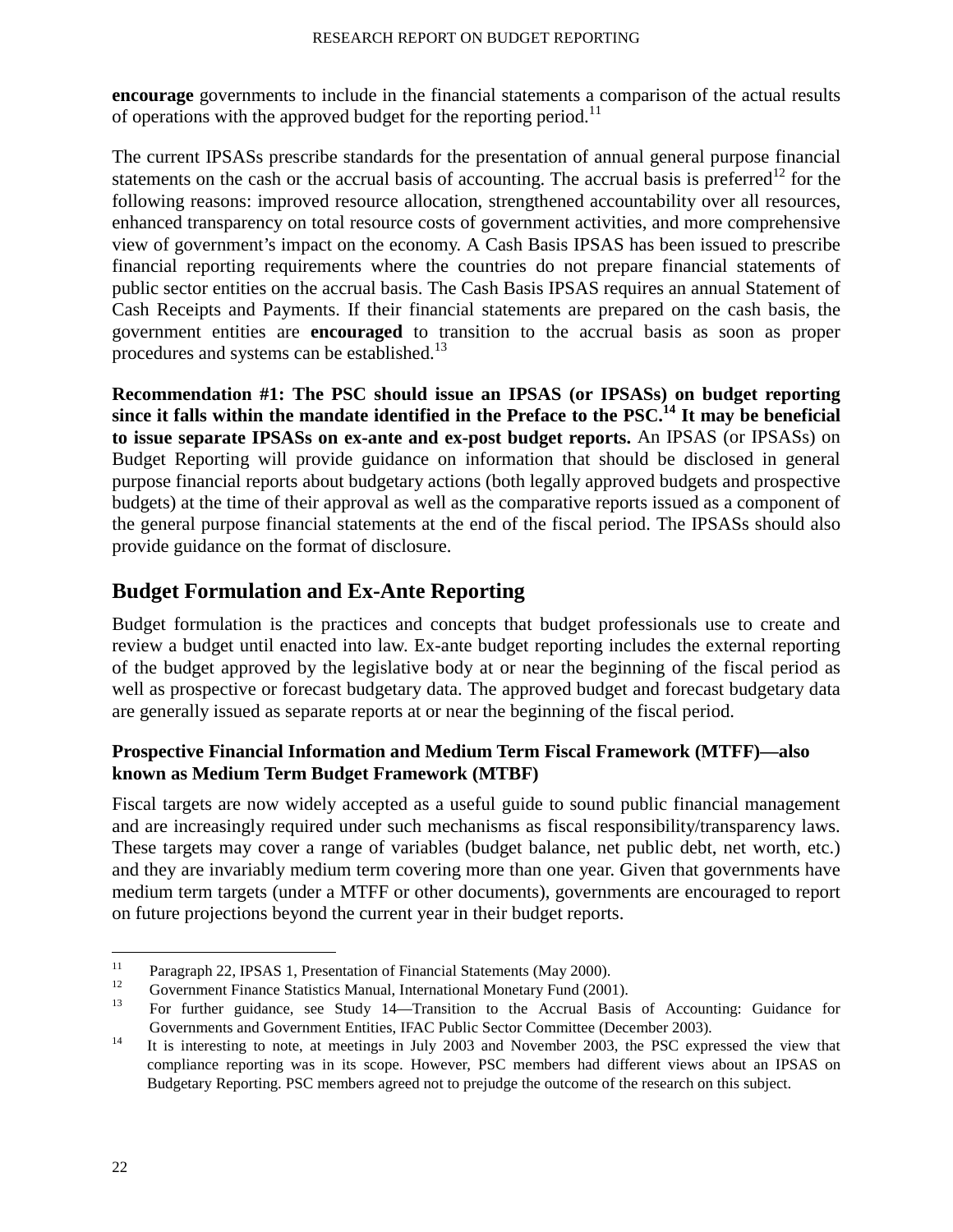**encourage** governments to include in the financial statements a comparison of the actual results of operations with the approved budget for the reporting period.[11]

The current IPSASs prescribe standards for the presentation of annual general purpose financial statements on the cash or the accrual basis of accounting. The accrual basis is preferred[12] for the following reasons: improved resource allocation, strengthened accountability over all resources, enhanced transparency on total resource costs of government activities, and more comprehensive view of government's impact on the economy. A Cash Basis IPSAS has been issued to prescribe financial reporting requirements where the countries do not prepare financial statements of public sector entities on the accrual basis. The Cash Basis IPSAS requires an annual Statement of Cash Receipts and Payments. If their financial statements are prepared on the cash basis, the government entities are **encouraged** to transition to the accrual basis as soon as proper procedures and systems can be established.[13]

**Recommendation #1: The PSC should issue an IPSAS (or IPSASs) on budget reporting since it falls within the mandate identified in the Preface to the PSC.[14] It may be beneficial to issue separate IPSASs on ex-ante and ex-post budget reports.** An IPSAS (or IPSASs) on Budget Reporting will provide guidance on information that should be disclosed in general purpose financial reports about budgetary actions (both legally approved budgets and prospective budgets) at the time of their approval as well as the comparative reports issued as a component of the general purpose financial statements at the end of the fiscal period. The IPSASs should also provide guidance on the format of disclosure.

## Budget Formulation and Ex-Ante Reporting

Budget formulation is the practices and concepts that budget professionals use to create and review a budget until enacted into law. Ex-ante budget reporting includes the external reporting of the budget approved by the legislative body at or near the beginning of the fiscal period as well as prospective or forecast budgetary data. The approved budget and forecast budgetary data are generally issued as separate reports at or near the beginning of the fiscal period.

### Prospective Financial Information and Medium Term Fiscal Framework (MTFF)—also known as Medium Term Budget Framework (MTBF)

Fiscal targets are now widely accepted as a useful guide to sound public financial management and are increasingly required under such mechanisms as fiscal responsibility/transparency laws. These targets may cover a range of variables (budget balance, net public debt, net worth, etc.) and they are invariably medium term covering more than one year. Given that governments have medium term targets (under a MTFF or other documents), governments are encouraged to report on future projections beyond the current year in their budget reports.

---

[11] Paragraph 22, IPSAS 1, Presentation of Financial Statements (May 2000).

[12] Government Finance Statistics Manual, International Monetary Fund (2001).

[13] For further guidance, see Study 14—Transition to the Accrual Basis of Accounting: Guidance for Governments and Government Entities, IFAC Public Sector Committee (December 2003).

[14] It is interesting to note, at meetings in July 2003 and November 2003, the PSC expressed the view that compliance reporting was in its scope. However, PSC members had different views about an IPSAS on Budgetary Reporting. PSC members agreed not to prejudge the outcome of the research on this subject.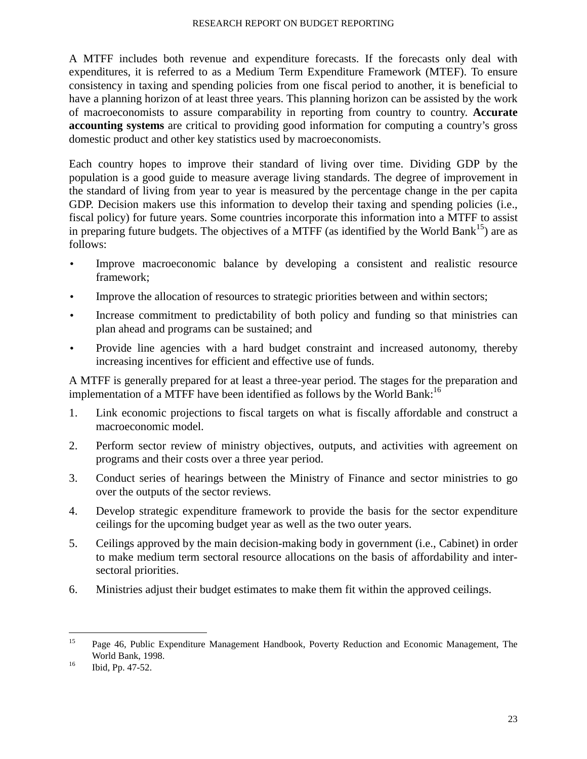A MTFF includes both revenue and expenditure forecasts. If the forecasts only deal with expenditures, it is referred to as a Medium Term Expenditure Framework (MTEF). To ensure consistency in taxing and spending policies from one fiscal period to another, it is beneficial to have a planning horizon of at least three years. This planning horizon can be assisted by the work of macroeconomists to assure comparability in reporting from country to country. **Accurate accounting systems** are critical to providing good information for computing a country's gross domestic product and other key statistics used by macroeconomists.

Each country hopes to improve their standard of living over time. Dividing GDP by the population is a good guide to measure average living standards. The degree of improvement in the standard of living from year to year is measured by the percentage change in the per capita GDP. Decision makers use this information to develop their taxing and spending policies (i.e., fiscal policy) for future years. Some countries incorporate this information into a MTFF to assist in preparing future budgets. The objectives of a MTFF (as identified by the World Bank[15]) are as follows:

- Improve macroeconomic balance by developing a consistent and realistic resource framework;
- Improve the allocation of resources to strategic priorities between and within sectors;
- Increase commitment to predictability of both policy and funding so that ministries can plan ahead and programs can be sustained; and
- Provide line agencies with a hard budget constraint and increased autonomy, thereby increasing incentives for efficient and effective use of funds.

A MTFF is generally prepared for at least a three-year period. The stages for the preparation and implementation of a MTFF have been identified as follows by the World Bank:[16]

1. Link economic projections to fiscal targets on what is fiscally affordable and construct a macroeconomic model.
2. Perform sector review of ministry objectives, outputs, and activities with agreement on programs and their costs over a three year period.
3. Conduct series of hearings between the Ministry of Finance and sector ministries to go over the outputs of the sector reviews.
4. Develop strategic expenditure framework to provide the basis for the sector expenditure ceilings for the upcoming budget year as well as the two outer years.
5. Ceilings approved by the main decision-making body in government (i.e., Cabinet) in order to make medium term sectoral resource allocations on the basis of affordability and inter-sectoral priorities.
6. Ministries adjust their budget estimates to make them fit within the approved ceilings.

---

[15] Page 46, Public Expenditure Management Handbook, Poverty Reduction and Economic Management, The World Bank, 1998.

[16] Ibid, Pp. 47-52.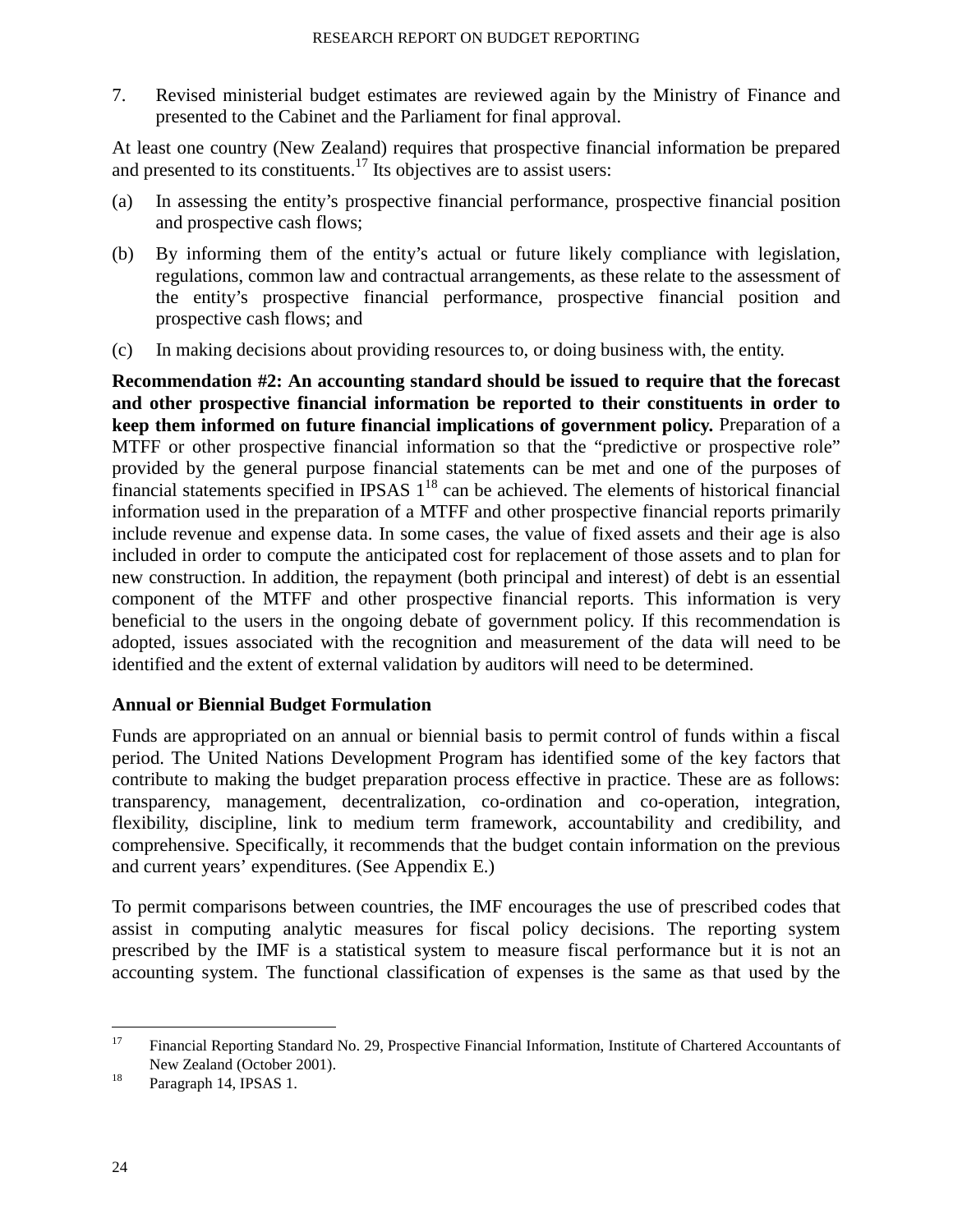7. Revised ministerial budget estimates are reviewed again by the Ministry of Finance and presented to the Cabinet and the Parliament for final approval.

At least one country (New Zealand) requires that prospective financial information be prepared and presented to its constituents.[17] Its objectives are to assist users:

(a) In assessing the entity's prospective financial performance, prospective financial position and prospective cash flows;

(b) By informing them of the entity's actual or future likely compliance with legislation, regulations, common law and contractual arrangements, as these relate to the assessment of the entity's prospective financial performance, prospective financial position and prospective cash flows; and

(c) In making decisions about providing resources to, or doing business with, the entity.

**Recommendation #2: An accounting standard should be issued to require that the forecast and other prospective financial information be reported to their constituents in order to keep them informed on future financial implications of government policy.** Preparation of a MTFF or other prospective financial information so that the "predictive or prospective role" provided by the general purpose financial statements can be met and one of the purposes of financial statements specified in IPSAS 1[18] can be achieved. The elements of historical financial information used in the preparation of a MTFF and other prospective financial reports primarily include revenue and expense data. In some cases, the value of fixed assets and their age is also included in order to compute the anticipated cost for replacement of those assets and to plan for new construction. In addition, the repayment (both principal and interest) of debt is an essential component of the MTFF and other prospective financial reports. This information is very beneficial to the users in the ongoing debate of government policy. If this recommendation is adopted, issues associated with the recognition and measurement of the data will need to be identified and the extent of external validation by auditors will need to be determined.

### Annual or Biennial Budget Formulation

Funds are appropriated on an annual or biennial basis to permit control of funds within a fiscal period. The United Nations Development Program has identified some of the key factors that contribute to making the budget preparation process effective in practice. These are as follows: transparency, management, decentralization, co-ordination and co-operation, integration, flexibility, discipline, link to medium term framework, accountability and credibility, and comprehensive. Specifically, it recommends that the budget contain information on the previous and current years' expenditures. (See Appendix E.)

To permit comparisons between countries, the IMF encourages the use of prescribed codes that assist in computing analytic measures for fiscal policy decisions. The reporting system prescribed by the IMF is a statistical system to measure fiscal performance but it is not an accounting system. The functional classification of expenses is the same as that used by the

---

[17] Financial Reporting Standard No. 29, Prospective Financial Information, Institute of Chartered Accountants of New Zealand (October 2001).

[18] Paragraph 14, IPSAS 1.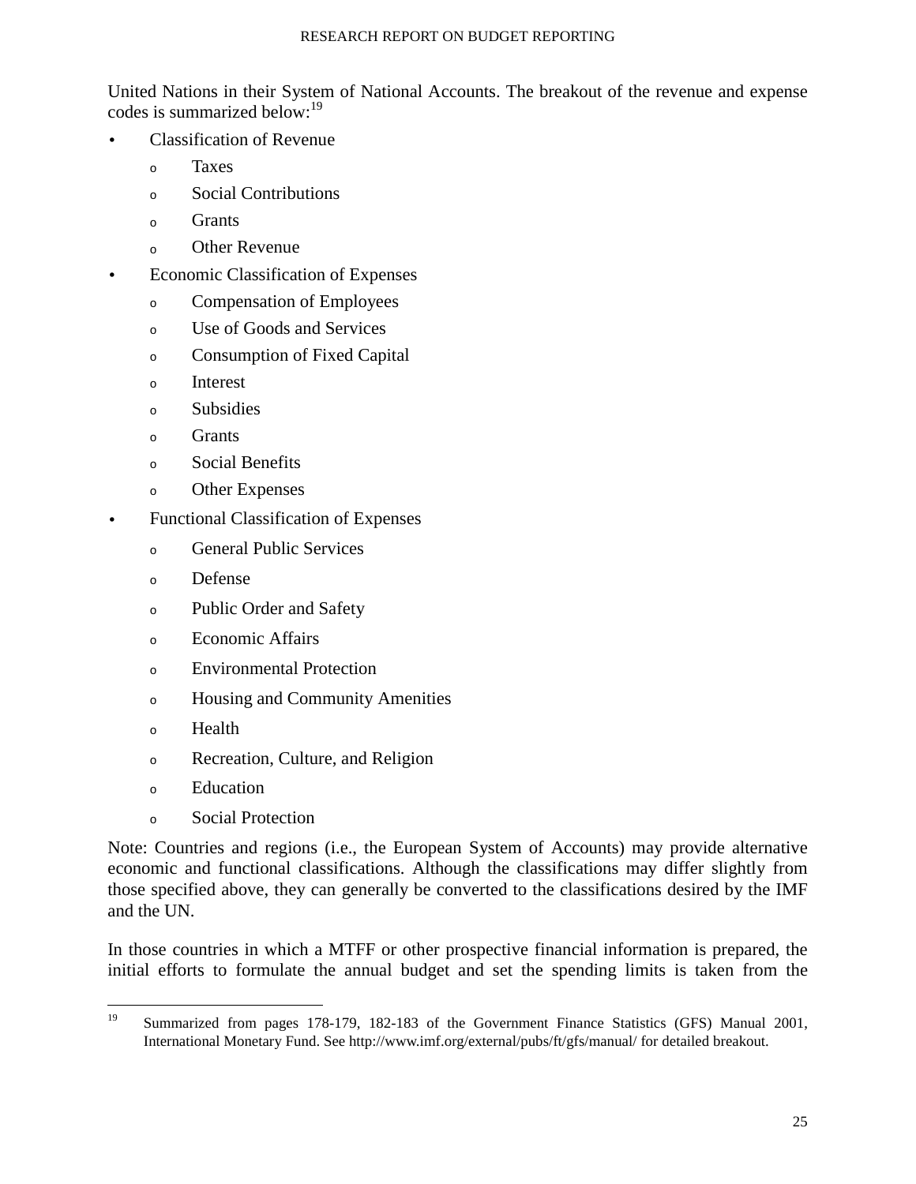United Nations in their System of National Accounts. The breakout of the revenue and expense codes is summarized below:[19]

- Classification of Revenue
  - Taxes
  - Social Contributions
  - Grants
  - Other Revenue
- Economic Classification of Expenses
  - Compensation of Employees
  - Use of Goods and Services
  - Consumption of Fixed Capital
  - Interest
  - Subsidies
  - Grants
  - Social Benefits
  - Other Expenses
- Functional Classification of Expenses
  - General Public Services
  - Defense
  - Public Order and Safety
  - Economic Affairs
  - Environmental Protection
  - Housing and Community Amenities
  - Health
  - Recreation, Culture, and Religion
  - Education
  - Social Protection

Note: Countries and regions (i.e., the European System of Accounts) may provide alternative economic and functional classifications. Although the classifications may differ slightly from those specified above, they can generally be converted to the classifications desired by the IMF and the UN.

In those countries in which a MTFF or other prospective financial information is prepared, the initial efforts to formulate the annual budget and set the spending limits is taken from the

---

[19] Summarized from pages 178-179, 182-183 of the Government Finance Statistics (GFS) Manual 2001, International Monetary Fund. See http://www.imf.org/external/pubs/ft/gfs/manual/ for detailed breakout.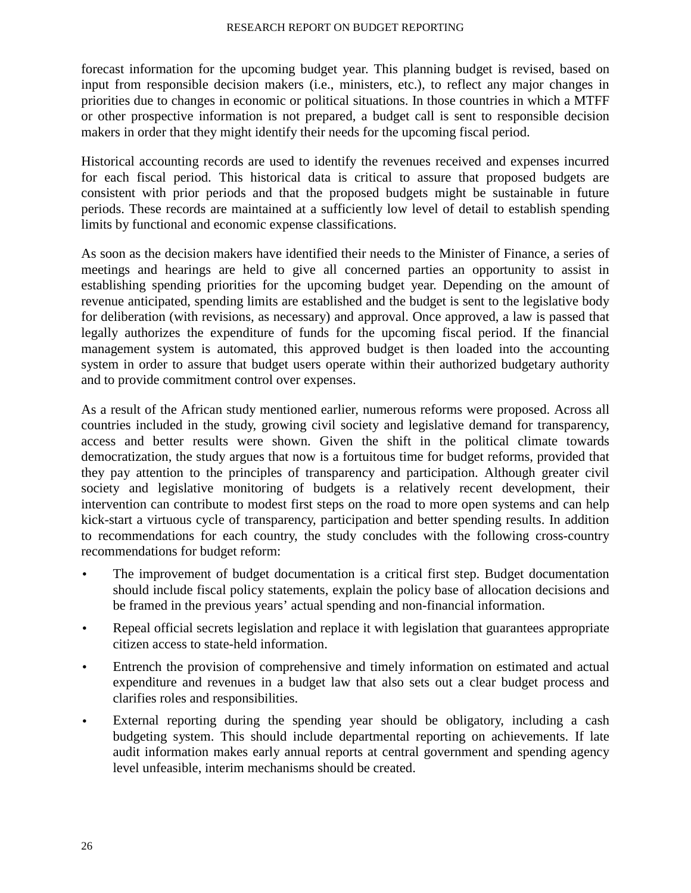forecast information for the upcoming budget year. This planning budget is revised, based on input from responsible decision makers (i.e., ministers, etc.), to reflect any major changes in priorities due to changes in economic or political situations. In those countries in which a MTFF or other prospective information is not prepared, a budget call is sent to responsible decision makers in order that they might identify their needs for the upcoming fiscal period.

Historical accounting records are used to identify the revenues received and expenses incurred for each fiscal period. This historical data is critical to assure that proposed budgets are consistent with prior periods and that the proposed budgets might be sustainable in future periods. These records are maintained at a sufficiently low level of detail to establish spending limits by functional and economic expense classifications.

As soon as the decision makers have identified their needs to the Minister of Finance, a series of meetings and hearings are held to give all concerned parties an opportunity to assist in establishing spending priorities for the upcoming budget year. Depending on the amount of revenue anticipated, spending limits are established and the budget is sent to the legislative body for deliberation (with revisions, as necessary) and approval. Once approved, a law is passed that legally authorizes the expenditure of funds for the upcoming fiscal period. If the financial management system is automated, this approved budget is then loaded into the accounting system in order to assure that budget users operate within their authorized budgetary authority and to provide commitment control over expenses.

As a result of the African study mentioned earlier, numerous reforms were proposed. Across all countries included in the study, growing civil society and legislative demand for transparency, access and better results were shown. Given the shift in the political climate towards democratization, the study argues that now is a fortuitous time for budget reforms, provided that they pay attention to the principles of transparency and participation. Although greater civil society and legislative monitoring of budgets is a relatively recent development, their intervention can contribute to modest first steps on the road to more open systems and can help kick-start a virtuous cycle of transparency, participation and better spending results. In addition to recommendations for each country, the study concludes with the following cross-country recommendations for budget reform:

- The improvement of budget documentation is a critical first step. Budget documentation should include fiscal policy statements, explain the policy base of allocation decisions and be framed in the previous years' actual spending and non-financial information.
- Repeal official secrets legislation and replace it with legislation that guarantees appropriate citizen access to state-held information.
- Entrench the provision of comprehensive and timely information on estimated and actual expenditure and revenues in a budget law that also sets out a clear budget process and clarifies roles and responsibilities.
- External reporting during the spending year should be obligatory, including a cash budgeting system. This should include departmental reporting on achievements. If late audit information makes early annual reports at central government and spending agency level unfeasible, interim mechanisms should be created.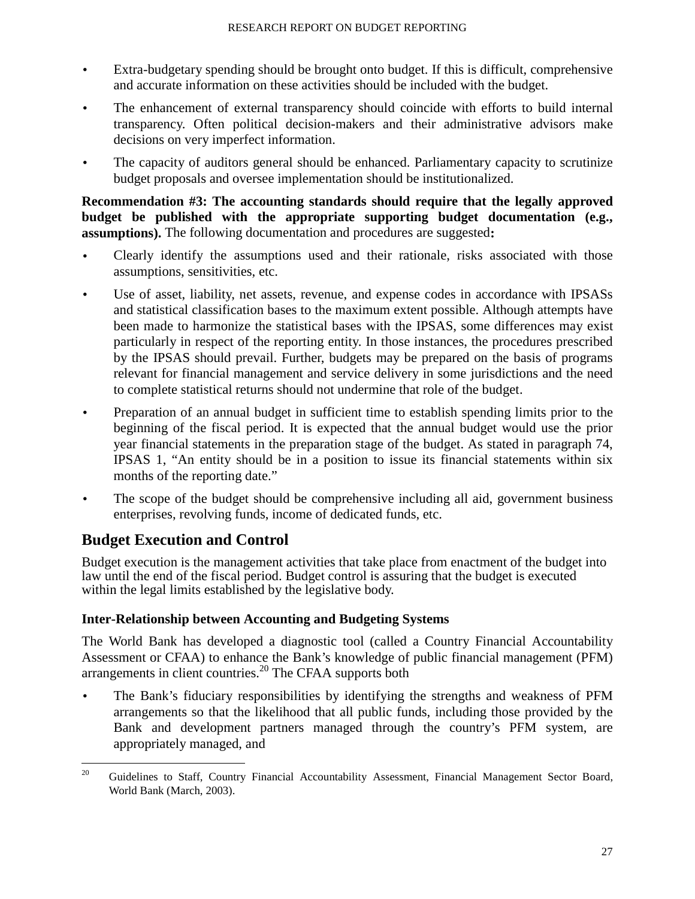- Extra-budgetary spending should be brought onto budget. If this is difficult, comprehensive and accurate information on these activities should be included with the budget.
- The enhancement of external transparency should coincide with efforts to build internal transparency. Often political decision-makers and their administrative advisors make decisions on very imperfect information.
- The capacity of auditors general should be enhanced. Parliamentary capacity to scrutinize budget proposals and oversee implementation should be institutionalized.

**Recommendation #3: The accounting standards should require that the legally approved budget be published with the appropriate supporting budget documentation (e.g., assumptions).** The following documentation and procedures are suggested**:**

- Clearly identify the assumptions used and their rationale, risks associated with those assumptions, sensitivities, etc.
- Use of asset, liability, net assets, revenue, and expense codes in accordance with IPSASs and statistical classification bases to the maximum extent possible. Although attempts have been made to harmonize the statistical bases with the IPSAS, some differences may exist particularly in respect of the reporting entity. In those instances, the procedures prescribed by the IPSAS should prevail. Further, budgets may be prepared on the basis of programs relevant for financial management and service delivery in some jurisdictions and the need to complete statistical returns should not undermine that role of the budget.
- Preparation of an annual budget in sufficient time to establish spending limits prior to the beginning of the fiscal period. It is expected that the annual budget would use the prior year financial statements in the preparation stage of the budget. As stated in paragraph 74, IPSAS 1, "An entity should be in a position to issue its financial statements within six months of the reporting date."
- The scope of the budget should be comprehensive including all aid, government business enterprises, revolving funds, income of dedicated funds, etc.

## Budget Execution and Control

Budget execution is the management activities that take place from enactment of the budget into law until the end of the fiscal period. Budget control is assuring that the budget is executed within the legal limits established by the legislative body.

### Inter-Relationship between Accounting and Budgeting Systems

The World Bank has developed a diagnostic tool (called a Country Financial Accountability Assessment or CFAA) to enhance the Bank's knowledge of public financial management (PFM) arrangements in client countries.[20] The CFAA supports both

- The Bank's fiduciary responsibilities by identifying the strengths and weakness of PFM arrangements so that the likelihood that all public funds, including those provided by the Bank and development partners managed through the country's PFM system, are appropriately managed, and

---

[20] Guidelines to Staff, Country Financial Accountability Assessment, Financial Management Sector Board, World Bank (March, 2003).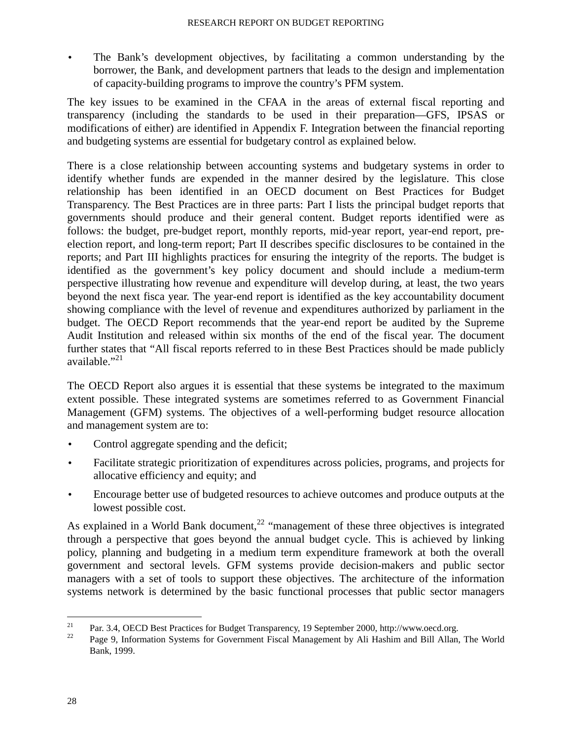- The Bank's development objectives, by facilitating a common understanding by the borrower, the Bank, and development partners that leads to the design and implementation of capacity-building programs to improve the country's PFM system.

The key issues to be examined in the CFAA in the areas of external fiscal reporting and transparency (including the standards to be used in their preparation—GFS, IPSAS or modifications of either) are identified in Appendix F. Integration between the financial reporting and budgeting systems are essential for budgetary control as explained below.

There is a close relationship between accounting systems and budgetary systems in order to identify whether funds are expended in the manner desired by the legislature. This close relationship has been identified in an OECD document on Best Practices for Budget Transparency. The Best Practices are in three parts: Part I lists the principal budget reports that governments should produce and their general content. Budget reports identified were as follows: the budget, pre-budget report, monthly reports, mid-year report, year-end report, pre-election report, and long-term report; Part II describes specific disclosures to be contained in the reports; and Part III highlights practices for ensuring the integrity of the reports. The budget is identified as the government's key policy document and should include a medium-term perspective illustrating how revenue and expenditure will develop during, at least, the two years beyond the next fisca year. The year-end report is identified as the key accountability document showing compliance with the level of revenue and expenditures authorized by parliament in the budget. The OECD Report recommends that the year-end report be audited by the Supreme Audit Institution and released within six months of the end of the fiscal year. The document further states that "All fiscal reports referred to in these Best Practices should be made publicly available."[21]

The OECD Report also argues it is essential that these systems be integrated to the maximum extent possible. These integrated systems are sometimes referred to as Government Financial Management (GFM) systems. The objectives of a well-performing budget resource allocation and management system are to:

- Control aggregate spending and the deficit;
- Facilitate strategic prioritization of expenditures across policies, programs, and projects for allocative efficiency and equity; and
- Encourage better use of budgeted resources to achieve outcomes and produce outputs at the lowest possible cost.

As explained in a World Bank document,[22] "management of these three objectives is integrated through a perspective that goes beyond the annual budget cycle. This is achieved by linking policy, planning and budgeting in a medium term expenditure framework at both the overall government and sectoral levels. GFM systems provide decision-makers and public sector managers with a set of tools to support these objectives. The architecture of the information systems network is determined by the basic functional processes that public sector managers

---

[21] Par. 3.4, OECD Best Practices for Budget Transparency, 19 September 2000, http://www.oecd.org.

[22] Page 9, Information Systems for Government Fiscal Management by Ali Hashim and Bill Allan, The World Bank, 1999.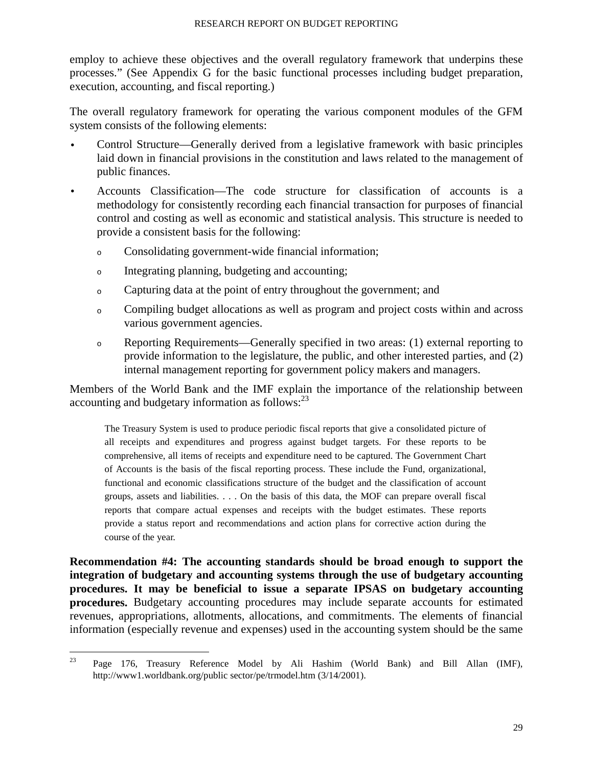employ to achieve these objectives and the overall regulatory framework that underpins these processes." (See Appendix G for the basic functional processes including budget preparation, execution, accounting, and fiscal reporting.)

The overall regulatory framework for operating the various component modules of the GFM system consists of the following elements:

- Control Structure—Generally derived from a legislative framework with basic principles laid down in financial provisions in the constitution and laws related to the management of public finances.
- Accounts Classification—The code structure for classification of accounts is a methodology for consistently recording each financial transaction for purposes of financial control and costing as well as economic and statistical analysis. This structure is needed to provide a consistent basis for the following:
  - Consolidating government-wide financial information;
  - Integrating planning, budgeting and accounting;
  - Capturing data at the point of entry throughout the government; and
  - Compiling budget allocations as well as program and project costs within and across various government agencies.
  - Reporting Requirements—Generally specified in two areas: (1) external reporting to provide information to the legislature, the public, and other interested parties, and (2) internal management reporting for government policy makers and managers.

Members of the World Bank and the IMF explain the importance of the relationship between accounting and budgetary information as follows:[23]

> The Treasury System is used to produce periodic fiscal reports that give a consolidated picture of all receipts and expenditures and progress against budget targets. For these reports to be comprehensive, all items of receipts and expenditure need to be captured. The Government Chart of Accounts is the basis of the fiscal reporting process. These include the Fund, organizational, functional and economic classifications structure of the budget and the classification of account groups, assets and liabilities. . . . On the basis of this data, the MOF can prepare overall fiscal reports that compare actual expenses and receipts with the budget estimates. These reports provide a status report and recommendations and action plans for corrective action during the course of the year.

**Recommendation #4: The accounting standards should be broad enough to support the integration of budgetary and accounting systems through the use of budgetary accounting procedures. It may be beneficial to issue a separate IPSAS on budgetary accounting procedures.** Budgetary accounting procedures may include separate accounts for estimated revenues, appropriations, allotments, allocations, and commitments. The elements of financial information (especially revenue and expenses) used in the accounting system should be the same

---

[23] Page 176, Treasury Reference Model by Ali Hashim (World Bank) and Bill Allan (IMF), http://www1.worldbank.org/public sector/pe/trmodel.htm (3/14/2001).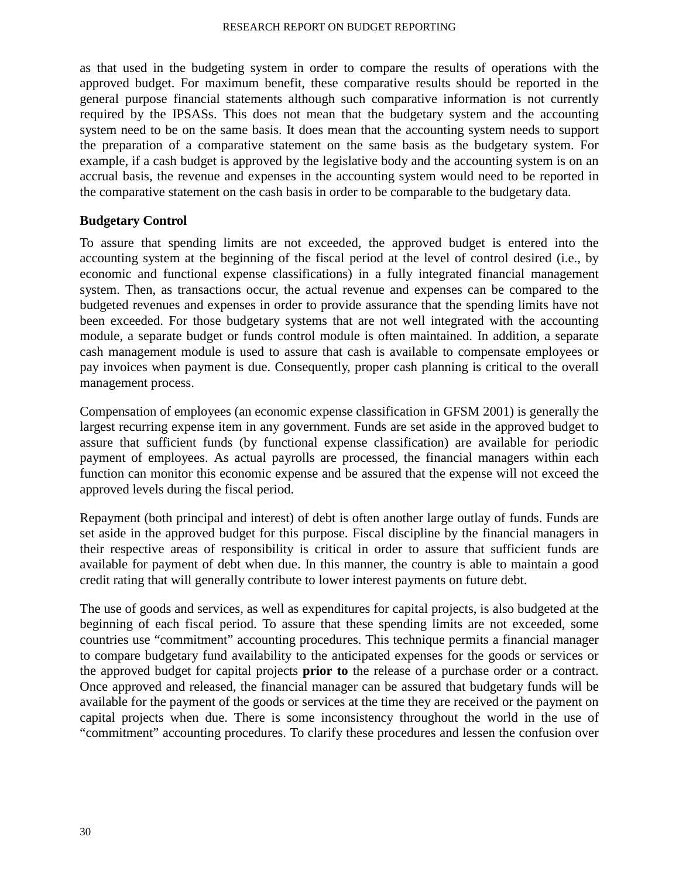as that used in the budgeting system in order to compare the results of operations with the approved budget. For maximum benefit, these comparative results should be reported in the general purpose financial statements although such comparative information is not currently required by the IPSASs. This does not mean that the budgetary system and the accounting system need to be on the same basis. It does mean that the accounting system needs to support the preparation of a comparative statement on the same basis as the budgetary system. For example, if a cash budget is approved by the legislative body and the accounting system is on an accrual basis, the revenue and expenses in the accounting system would need to be reported in the comparative statement on the cash basis in order to be comparable to the budgetary data.

**Budgetary Control**

To assure that spending limits are not exceeded, the approved budget is entered into the accounting system at the beginning of the fiscal period at the level of control desired (i.e., by economic and functional expense classifications) in a fully integrated financial management system. Then, as transactions occur, the actual revenue and expenses can be compared to the budgeted revenues and expenses in order to provide assurance that the spending limits have not been exceeded. For those budgetary systems that are not well integrated with the accounting module, a separate budget or funds control module is often maintained. In addition, a separate cash management module is used to assure that cash is available to compensate employees or pay invoices when payment is due. Consequently, proper cash planning is critical to the overall management process.

Compensation of employees (an economic expense classification in GFSM 2001) is generally the largest recurring expense item in any government. Funds are set aside in the approved budget to assure that sufficient funds (by functional expense classification) are available for periodic payment of employees. As actual payrolls are processed, the financial managers within each function can monitor this economic expense and be assured that the expense will not exceed the approved levels during the fiscal period.

Repayment (both principal and interest) of debt is often another large outlay of funds. Funds are set aside in the approved budget for this purpose. Fiscal discipline by the financial managers in their respective areas of responsibility is critical in order to assure that sufficient funds are available for payment of debt when due. In this manner, the country is able to maintain a good credit rating that will generally contribute to lower interest payments on future debt.

The use of goods and services, as well as expenditures for capital projects, is also budgeted at the beginning of each fiscal period. To assure that these spending limits are not exceeded, some countries use "commitment" accounting procedures. This technique permits a financial manager to compare budgetary fund availability to the anticipated expenses for the goods or services or the approved budget for capital projects **prior to** the release of a purchase order or a contract. Once approved and released, the financial manager can be assured that budgetary funds will be available for the payment of the goods or services at the time they are received or the payment on capital projects when due. There is some inconsistency throughout the world in the use of "commitment" accounting procedures. To clarify these procedures and lessen the confusion over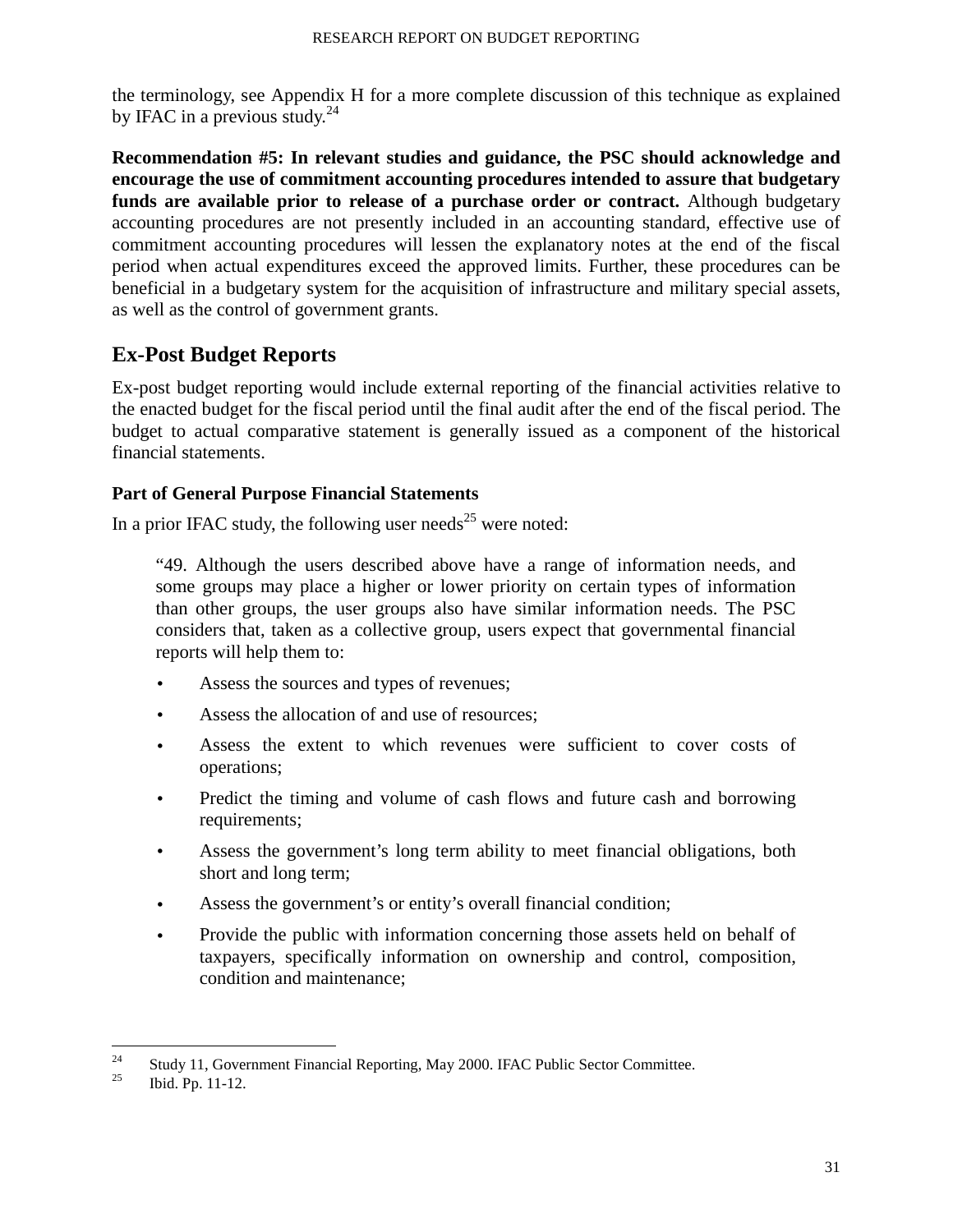the terminology, see Appendix H for a more complete discussion of this technique as explained by IFAC in a previous study.[24]

**Recommendation #5: In relevant studies and guidance, the PSC should acknowledge and encourage the use of commitment accounting procedures intended to assure that budgetary funds are available prior to release of a purchase order or contract.** Although budgetary accounting procedures are not presently included in an accounting standard, effective use of commitment accounting procedures will lessen the explanatory notes at the end of the fiscal period when actual expenditures exceed the approved limits. Further, these procedures can be beneficial in a budgetary system for the acquisition of infrastructure and military special assets, as well as the control of government grants.

## Ex-Post Budget Reports

Ex-post budget reporting would include external reporting of the financial activities relative to the enacted budget for the fiscal period until the final audit after the end of the fiscal period. The budget to actual comparative statement is generally issued as a component of the historical financial statements.

### Part of General Purpose Financial Statements

In a prior IFAC study, the following user needs[25] were noted:

> "49. Although the users described above have a range of information needs, and some groups may place a higher or lower priority on certain types of information than other groups, the user groups also have similar information needs. The PSC considers that, taken as a collective group, users expect that governmental financial reports will help them to:
>
> - Assess the sources and types of revenues;
> - Assess the allocation of and use of resources;
> - Assess the extent to which revenues were sufficient to cover costs of operations;
> - Predict the timing and volume of cash flows and future cash and borrowing requirements;
> - Assess the government's long term ability to meet financial obligations, both short and long term;
> - Assess the government's or entity's overall financial condition;
> - Provide the public with information concerning those assets held on behalf of taxpayers, specifically information on ownership and control, composition, condition and maintenance;

---

[24] Study 11, Government Financial Reporting, May 2000. IFAC Public Sector Committee.

[25] Ibid. Pp. 11-12.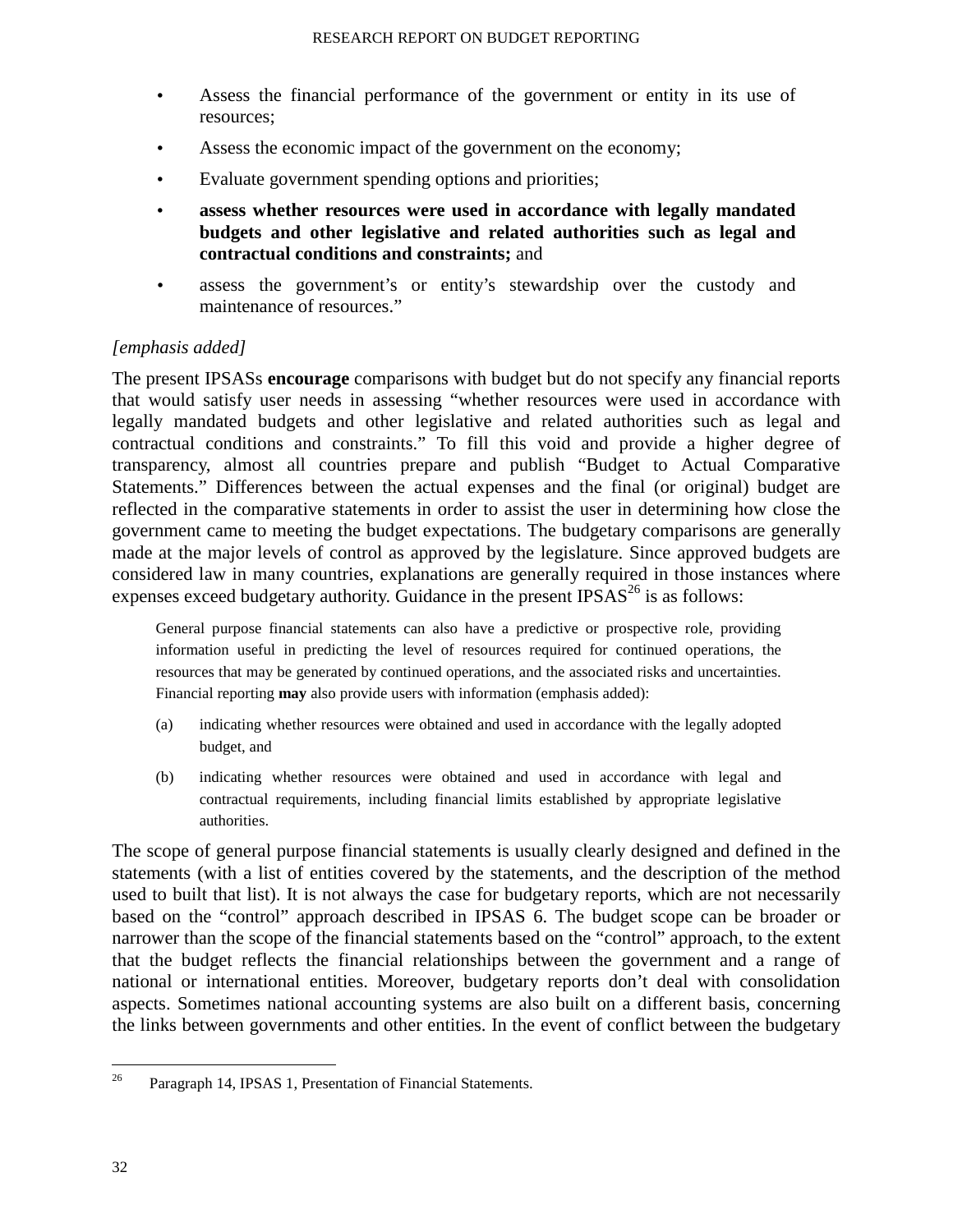- Assess the financial performance of the government or entity in its use of resources;
- Assess the economic impact of the government on the economy;
- Evaluate government spending options and priorities;
- **assess whether resources were used in accordance with legally mandated budgets and other legislative and related authorities such as legal and contractual conditions and constraints;** and
- assess the government's or entity's stewardship over the custody and maintenance of resources."

*[emphasis added]*

The present IPSASs **encourage** comparisons with budget but do not specify any financial reports that would satisfy user needs in assessing "whether resources were used in accordance with legally mandated budgets and other legislative and related authorities such as legal and contractual conditions and constraints." To fill this void and provide a higher degree of transparency, almost all countries prepare and publish "Budget to Actual Comparative Statements." Differences between the actual expenses and the final (or original) budget are reflected in the comparative statements in order to assist the user in determining how close the government came to meeting the budget expectations. The budgetary comparisons are generally made at the major levels of control as approved by the legislature. Since approved budgets are considered law in many countries, explanations are generally required in those instances where expenses exceed budgetary authority. Guidance in the present IPSAS[26] is as follows:

> General purpose financial statements can also have a predictive or prospective role, providing information useful in predicting the level of resources required for continued operations, the resources that may be generated by continued operations, and the associated risks and uncertainties. Financial reporting **may** also provide users with information (emphasis added):
>
> (a) indicating whether resources were obtained and used in accordance with the legally adopted budget, and
>
> (b) indicating whether resources were obtained and used in accordance with legal and contractual requirements, including financial limits established by appropriate legislative authorities.

The scope of general purpose financial statements is usually clearly designed and defined in the statements (with a list of entities covered by the statements, and the description of the method used to built that list). It is not always the case for budgetary reports, which are not necessarily based on the "control" approach described in IPSAS 6. The budget scope can be broader or narrower than the scope of the financial statements based on the "control" approach, to the extent that the budget reflects the financial relationships between the government and a range of national or international entities. Moreover, budgetary reports don't deal with consolidation aspects. Sometimes national accounting systems are also built on a different basis, concerning the links between governments and other entities. In the event of conflict between the budgetary

[26] Paragraph 14, IPSAS 1, Presentation of Financial Statements.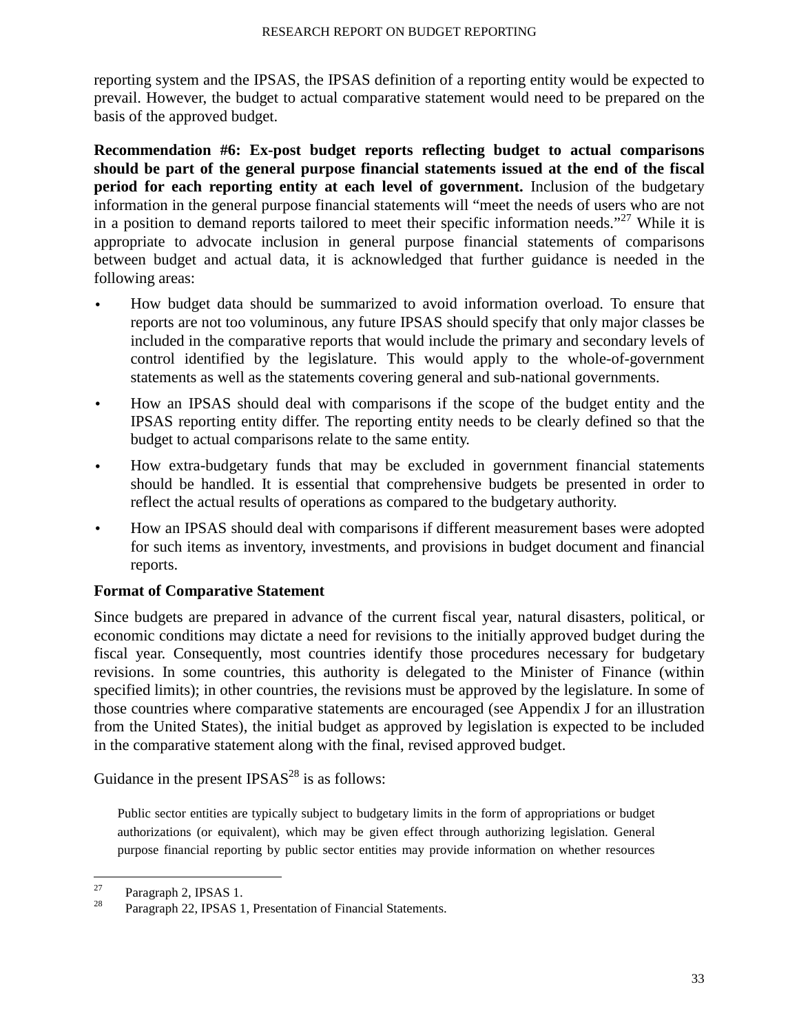reporting system and the IPSAS, the IPSAS definition of a reporting entity would be expected to prevail. However, the budget to actual comparative statement would need to be prepared on the basis of the approved budget.

**Recommendation #6: Ex-post budget reports reflecting budget to actual comparisons should be part of the general purpose financial statements issued at the end of the fiscal period for each reporting entity at each level of government.** Inclusion of the budgetary information in the general purpose financial statements will "meet the needs of users who are not in a position to demand reports tailored to meet their specific information needs."[27] While it is appropriate to advocate inclusion in general purpose financial statements of comparisons between budget and actual data, it is acknowledged that further guidance is needed in the following areas:

- How budget data should be summarized to avoid information overload. To ensure that reports are not too voluminous, any future IPSAS should specify that only major classes be included in the comparative reports that would include the primary and secondary levels of control identified by the legislature. This would apply to the whole-of-government statements as well as the statements covering general and sub-national governments.
- How an IPSAS should deal with comparisons if the scope of the budget entity and the IPSAS reporting entity differ. The reporting entity needs to be clearly defined so that the budget to actual comparisons relate to the same entity.
- How extra-budgetary funds that may be excluded in government financial statements should be handled. It is essential that comprehensive budgets be presented in order to reflect the actual results of operations as compared to the budgetary authority.
- How an IPSAS should deal with comparisons if different measurement bases were adopted for such items as inventory, investments, and provisions in budget document and financial reports.

### Format of Comparative Statement

Since budgets are prepared in advance of the current fiscal year, natural disasters, political, or economic conditions may dictate a need for revisions to the initially approved budget during the fiscal year. Consequently, most countries identify those procedures necessary for budgetary revisions. In some countries, this authority is delegated to the Minister of Finance (within specified limits); in other countries, the revisions must be approved by the legislature. In some of those countries where comparative statements are encouraged (see Appendix J for an illustration from the United States), the initial budget as approved by legislation is expected to be included in the comparative statement along with the final, revised approved budget.

Guidance in the present IPSAS[28] is as follows:

> Public sector entities are typically subject to budgetary limits in the form of appropriations or budget authorizations (or equivalent), which may be given effect through authorizing legislation. General purpose financial reporting by public sector entities may provide information on whether resources

---

[27] Paragraph 2, IPSAS 1.

[28] Paragraph 22, IPSAS 1, Presentation of Financial Statements.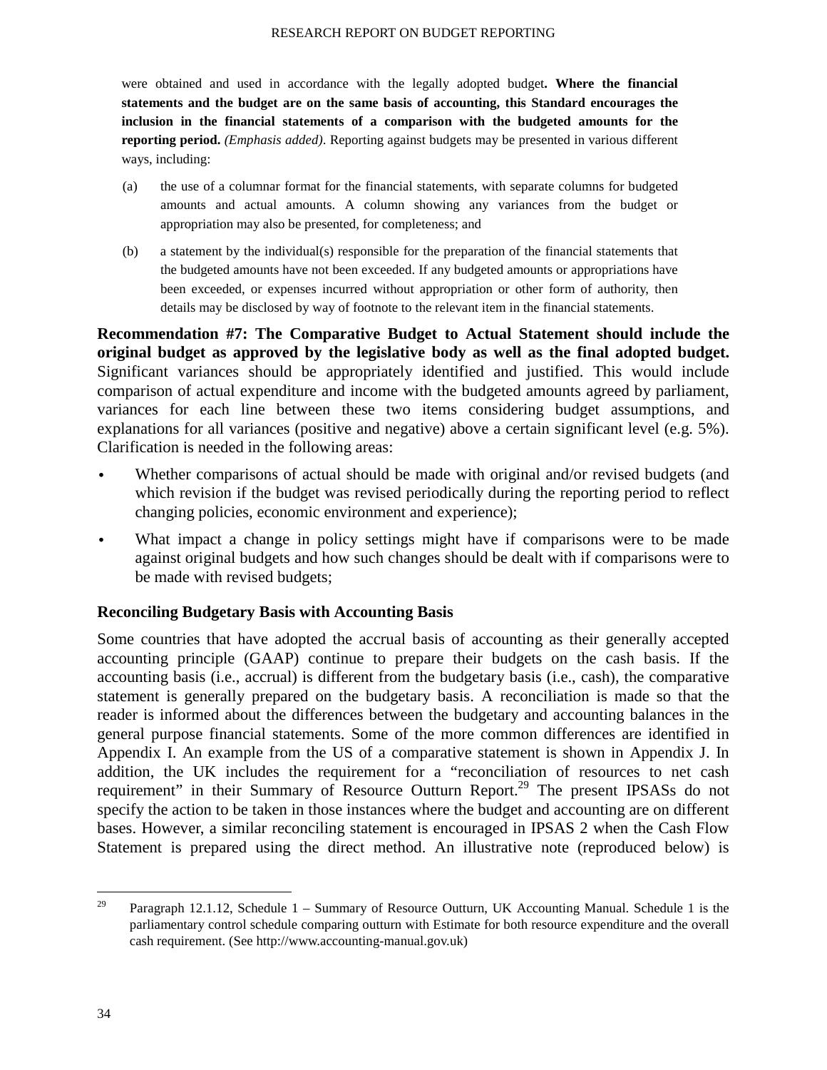were obtained and used in accordance with the legally adopted budget**. Where the financial statements and the budget are on the same basis of accounting, this Standard encourages the inclusion in the financial statements of a comparison with the budgeted amounts for the reporting period.** *(Emphasis added)*. Reporting against budgets may be presented in various different ways, including:

(a) the use of a columnar format for the financial statements, with separate columns for budgeted amounts and actual amounts. A column showing any variances from the budget or appropriation may also be presented, for completeness; and

(b) a statement by the individual(s) responsible for the preparation of the financial statements that the budgeted amounts have not been exceeded. If any budgeted amounts or appropriations have been exceeded, or expenses incurred without appropriation or other form of authority, then details may be disclosed by way of footnote to the relevant item in the financial statements.

**Recommendation #7: The Comparative Budget to Actual Statement should include the original budget as approved by the legislative body as well as the final adopted budget.** Significant variances should be appropriately identified and justified. This would include comparison of actual expenditure and income with the budgeted amounts agreed by parliament, variances for each line between these two items considering budget assumptions, and explanations for all variances (positive and negative) above a certain significant level (e.g. 5%). Clarification is needed in the following areas:

- Whether comparisons of actual should be made with original and/or revised budgets (and which revision if the budget was revised periodically during the reporting period to reflect changing policies, economic environment and experience);
- What impact a change in policy settings might have if comparisons were to be made against original budgets and how such changes should be dealt with if comparisons were to be made with revised budgets;

### Reconciling Budgetary Basis with Accounting Basis

Some countries that have adopted the accrual basis of accounting as their generally accepted accounting principle (GAAP) continue to prepare their budgets on the cash basis. If the accounting basis (i.e., accrual) is different from the budgetary basis (i.e., cash), the comparative statement is generally prepared on the budgetary basis. A reconciliation is made so that the reader is informed about the differences between the budgetary and accounting balances in the general purpose financial statements. Some of the more common differences are identified in Appendix I. An example from the US of a comparative statement is shown in Appendix J. In addition, the UK includes the requirement for a "reconciliation of resources to net cash requirement" in their Summary of Resource Outturn Report.[29] The present IPSASs do not specify the action to be taken in those instances where the budget and accounting are on different bases. However, a similar reconciling statement is encouraged in IPSAS 2 when the Cash Flow Statement is prepared using the direct method. An illustrative note (reproduced below) is

---

[29] Paragraph 12.1.12, Schedule 1 – Summary of Resource Outturn, UK Accounting Manual. Schedule 1 is the parliamentary control schedule comparing outturn with Estimate for both resource expenditure and the overall cash requirement. (See http://www.accounting-manual.gov.uk)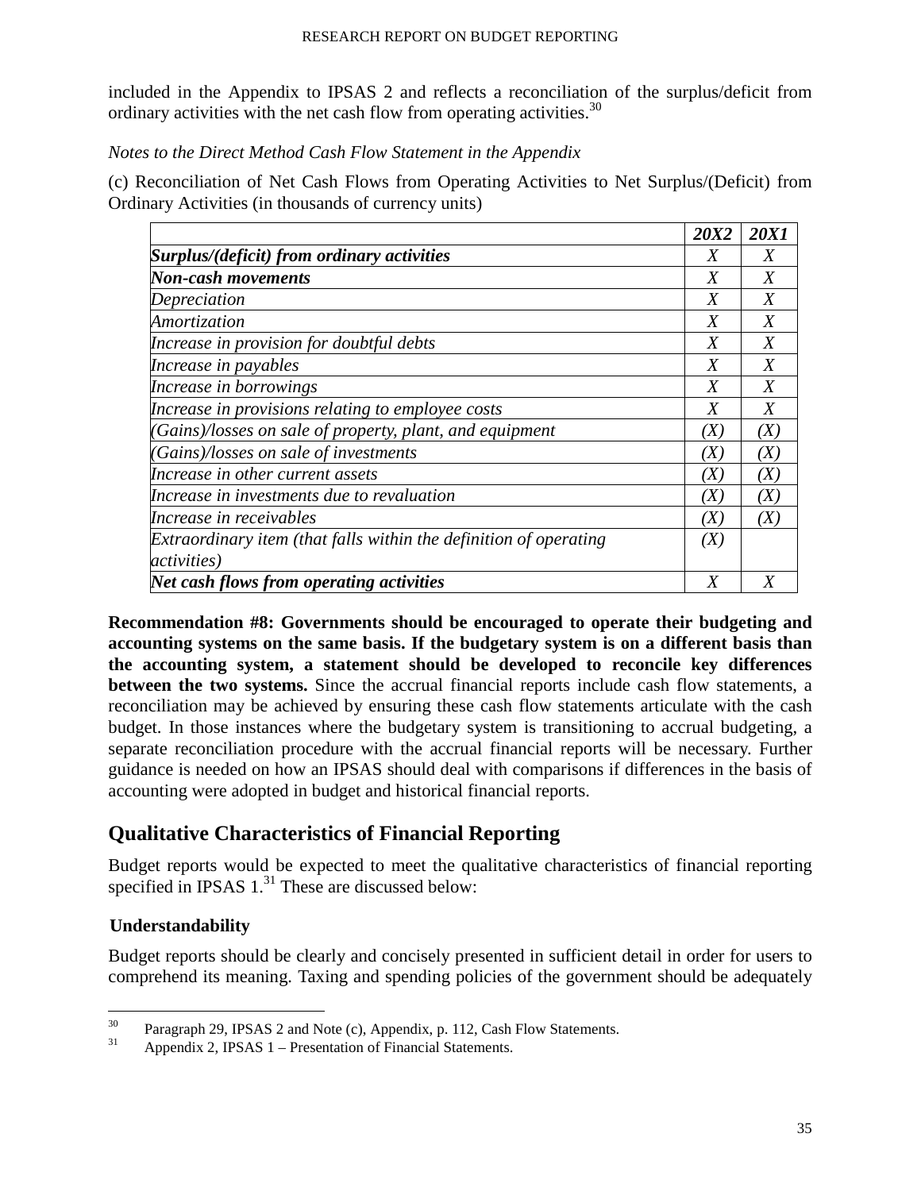included in the Appendix to IPSAS 2 and reflects a reconciliation of the surplus/deficit from ordinary activities with the net cash flow from operating activities.[30]

*Notes to the Direct Method Cash Flow Statement in the Appendix*

(c) Reconciliation of Net Cash Flows from Operating Activities to Net Surplus/(Deficit) from Ordinary Activities (in thousands of currency units)

| | ***20X2*** | ***20X1*** |
|---|---|---|
| ***Surplus/(deficit) from ordinary activities*** | *X* | *X* |
| ***Non-cash movements*** | *X* | *X* |
| *Depreciation* | *X* | *X* |
| *Amortization* | *X* | *X* |
| *Increase in provision for doubtful debts* | *X* | *X* |
| *Increase in payables* | *X* | *X* |
| *Increase in borrowings* | *X* | *X* |
| *Increase in provisions relating to employee costs* | *X* | *X* |
| *(Gains)/losses on sale of property, plant, and equipment* | *(X)* | *(X)* |
| *(Gains)/losses on sale of investments* | *(X)* | *(X)* |
| *Increase in other current assets* | *(X)* | *(X)* |
| *Increase in investments due to revaluation* | *(X)* | *(X)* |
| *Increase in receivables* | *(X)* | *(X)* |
| *Extraordinary item (that falls within the definition of operating activities)* | *(X)* | |
| ***Net cash flows from operating activities*** | *X* | *X* |

**Recommendation #8: Governments should be encouraged to operate their budgeting and accounting systems on the same basis. If the budgetary system is on a different basis than the accounting system, a statement should be developed to reconcile key differences between the two systems.** Since the accrual financial reports include cash flow statements, a reconciliation may be achieved by ensuring these cash flow statements articulate with the cash budget. In those instances where the budgetary system is transitioning to accrual budgeting, a separate reconciliation procedure with the accrual financial reports will be necessary. Further guidance is needed on how an IPSAS should deal with comparisons if differences in the basis of accounting were adopted in budget and historical financial reports.

## Qualitative Characteristics of Financial Reporting

Budget reports would be expected to meet the qualitative characteristics of financial reporting specified in IPSAS 1.[31] These are discussed below:

### Understandability

Budget reports should be clearly and concisely presented in sufficient detail in order for users to comprehend its meaning. Taxing and spending policies of the government should be adequately

---

[30] Paragraph 29, IPSAS 2 and Note (c), Appendix, p. 112, Cash Flow Statements.

[31] Appendix 2, IPSAS 1 – Presentation of Financial Statements.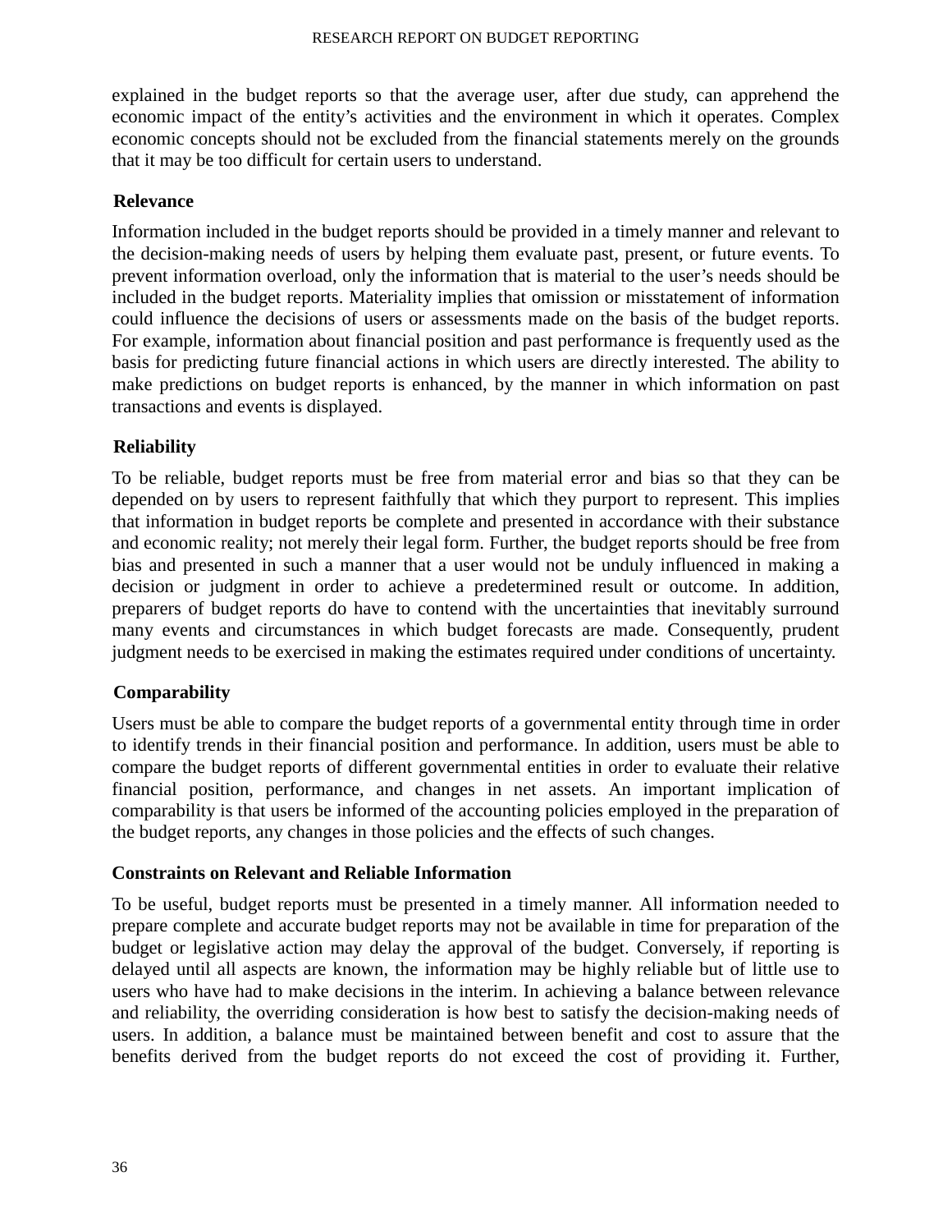explained in the budget reports so that the average user, after due study, can apprehend the economic impact of the entity's activities and the environment in which it operates. Complex economic concepts should not be excluded from the financial statements merely on the grounds that it may be too difficult for certain users to understand.

**Relevance**

Information included in the budget reports should be provided in a timely manner and relevant to the decision-making needs of users by helping them evaluate past, present, or future events. To prevent information overload, only the information that is material to the user's needs should be included in the budget reports. Materiality implies that omission or misstatement of information could influence the decisions of users or assessments made on the basis of the budget reports. For example, information about financial position and past performance is frequently used as the basis for predicting future financial actions in which users are directly interested. The ability to make predictions on budget reports is enhanced, by the manner in which information on past transactions and events is displayed.

**Reliability**

To be reliable, budget reports must be free from material error and bias so that they can be depended on by users to represent faithfully that which they purport to represent. This implies that information in budget reports be complete and presented in accordance with their substance and economic reality; not merely their legal form. Further, the budget reports should be free from bias and presented in such a manner that a user would not be unduly influenced in making a decision or judgment in order to achieve a predetermined result or outcome. In addition, preparers of budget reports do have to contend with the uncertainties that inevitably surround many events and circumstances in which budget forecasts are made. Consequently, prudent judgment needs to be exercised in making the estimates required under conditions of uncertainty.

**Comparability**

Users must be able to compare the budget reports of a governmental entity through time in order to identify trends in their financial position and performance. In addition, users must be able to compare the budget reports of different governmental entities in order to evaluate their relative financial position, performance, and changes in net assets. An important implication of comparability is that users be informed of the accounting policies employed in the preparation of the budget reports, any changes in those policies and the effects of such changes.

**Constraints on Relevant and Reliable Information**

To be useful, budget reports must be presented in a timely manner. All information needed to prepare complete and accurate budget reports may not be available in time for preparation of the budget or legislative action may delay the approval of the budget. Conversely, if reporting is delayed until all aspects are known, the information may be highly reliable but of little use to users who have had to make decisions in the interim. In achieving a balance between relevance and reliability, the overriding consideration is how best to satisfy the decision-making needs of users. In addition, a balance must be maintained between benefit and cost to assure that the benefits derived from the budget reports do not exceed the cost of providing it. Further,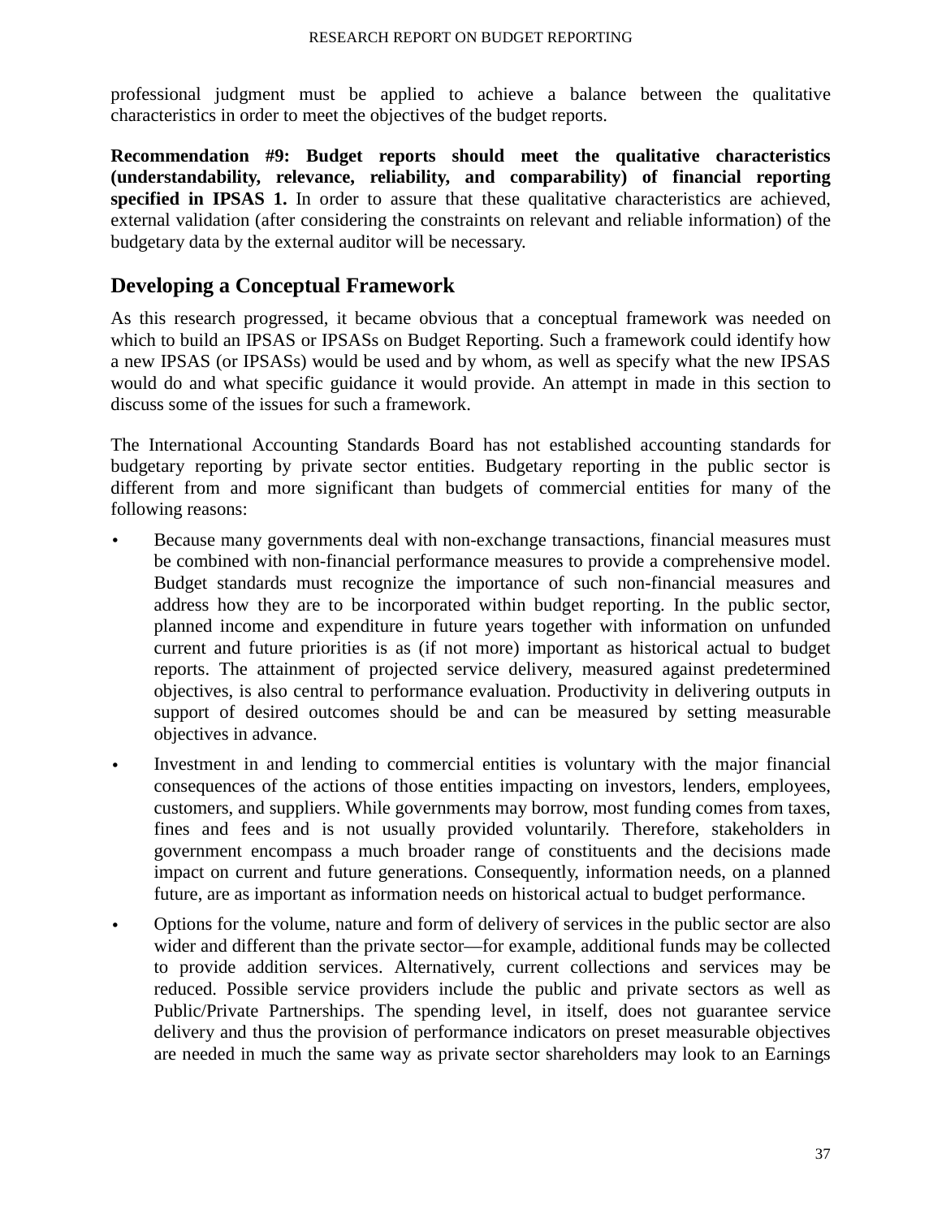professional judgment must be applied to achieve a balance between the qualitative characteristics in order to meet the objectives of the budget reports.

**Recommendation #9: Budget reports should meet the qualitative characteristics (understandability, relevance, reliability, and comparability) of financial reporting specified in IPSAS 1.** In order to assure that these qualitative characteristics are achieved, external validation (after considering the constraints on relevant and reliable information) of the budgetary data by the external auditor will be necessary.

## Developing a Conceptual Framework

As this research progressed, it became obvious that a conceptual framework was needed on which to build an IPSAS or IPSASs on Budget Reporting. Such a framework could identify how a new IPSAS (or IPSASs) would be used and by whom, as well as specify what the new IPSAS would do and what specific guidance it would provide. An attempt in made in this section to discuss some of the issues for such a framework.

The International Accounting Standards Board has not established accounting standards for budgetary reporting by private sector entities. Budgetary reporting in the public sector is different from and more significant than budgets of commercial entities for many of the following reasons:

- Because many governments deal with non-exchange transactions, financial measures must be combined with non-financial performance measures to provide a comprehensive model. Budget standards must recognize the importance of such non-financial measures and address how they are to be incorporated within budget reporting. In the public sector, planned income and expenditure in future years together with information on unfunded current and future priorities is as (if not more) important as historical actual to budget reports. The attainment of projected service delivery, measured against predetermined objectives, is also central to performance evaluation. Productivity in delivering outputs in support of desired outcomes should be and can be measured by setting measurable objectives in advance.
- Investment in and lending to commercial entities is voluntary with the major financial consequences of the actions of those entities impacting on investors, lenders, employees, customers, and suppliers. While governments may borrow, most funding comes from taxes, fines and fees and is not usually provided voluntarily. Therefore, stakeholders in government encompass a much broader range of constituents and the decisions made impact on current and future generations. Consequently, information needs, on a planned future, are as important as information needs on historical actual to budget performance.
- Options for the volume, nature and form of delivery of services in the public sector are also wider and different than the private sector—for example, additional funds may be collected to provide addition services. Alternatively, current collections and services may be reduced. Possible service providers include the public and private sectors as well as Public/Private Partnerships. The spending level, in itself, does not guarantee service delivery and thus the provision of performance indicators on preset measurable objectives are needed in much the same way as private sector shareholders may look to an Earnings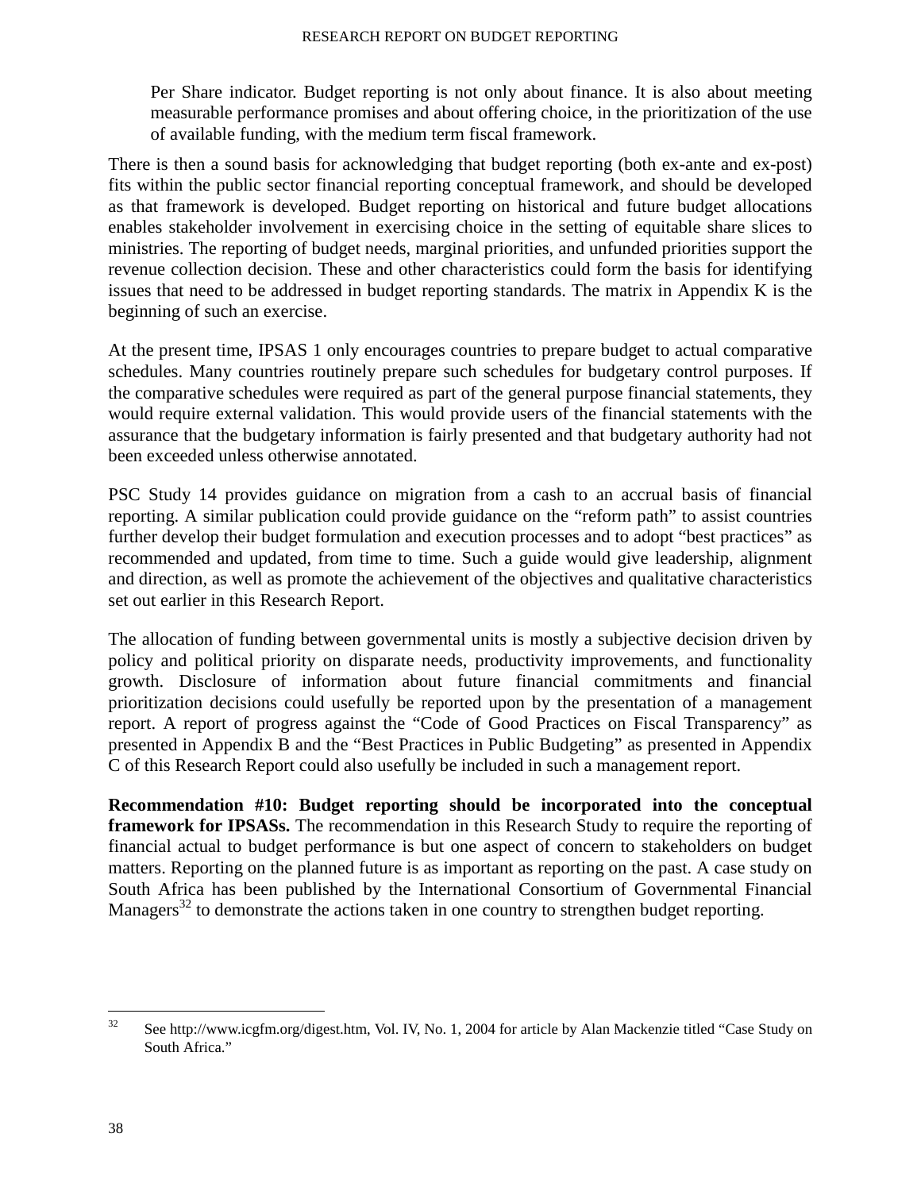> Per Share indicator. Budget reporting is not only about finance. It is also about meeting measurable performance promises and about offering choice, in the prioritization of the use of available funding, with the medium term fiscal framework.

There is then a sound basis for acknowledging that budget reporting (both ex-ante and ex-post) fits within the public sector financial reporting conceptual framework, and should be developed as that framework is developed. Budget reporting on historical and future budget allocations enables stakeholder involvement in exercising choice in the setting of equitable share slices to ministries. The reporting of budget needs, marginal priorities, and unfunded priorities support the revenue collection decision. These and other characteristics could form the basis for identifying issues that need to be addressed in budget reporting standards. The matrix in Appendix K is the beginning of such an exercise.

At the present time, IPSAS 1 only encourages countries to prepare budget to actual comparative schedules. Many countries routinely prepare such schedules for budgetary control purposes. If the comparative schedules were required as part of the general purpose financial statements, they would require external validation. This would provide users of the financial statements with the assurance that the budgetary information is fairly presented and that budgetary authority had not been exceeded unless otherwise annotated.

PSC Study 14 provides guidance on migration from a cash to an accrual basis of financial reporting. A similar publication could provide guidance on the "reform path" to assist countries further develop their budget formulation and execution processes and to adopt "best practices" as recommended and updated, from time to time. Such a guide would give leadership, alignment and direction, as well as promote the achievement of the objectives and qualitative characteristics set out earlier in this Research Report.

The allocation of funding between governmental units is mostly a subjective decision driven by policy and political priority on disparate needs, productivity improvements, and functionality growth. Disclosure of information about future financial commitments and financial prioritization decisions could usefully be reported upon by the presentation of a management report. A report of progress against the "Code of Good Practices on Fiscal Transparency" as presented in Appendix B and the "Best Practices in Public Budgeting" as presented in Appendix C of this Research Report could also usefully be included in such a management report.

**Recommendation #10: Budget reporting should be incorporated into the conceptual framework for IPSASs.** The recommendation in this Research Study to require the reporting of financial actual to budget performance is but one aspect of concern to stakeholders on budget matters. Reporting on the planned future is as important as reporting on the past. A case study on South Africa has been published by the International Consortium of Governmental Financial Managers[32] to demonstrate the actions taken in one country to strengthen budget reporting.

---

[32] See http://www.icgfm.org/digest.htm, Vol. IV, No. 1, 2004 for article by Alan Mackenzie titled "Case Study on South Africa."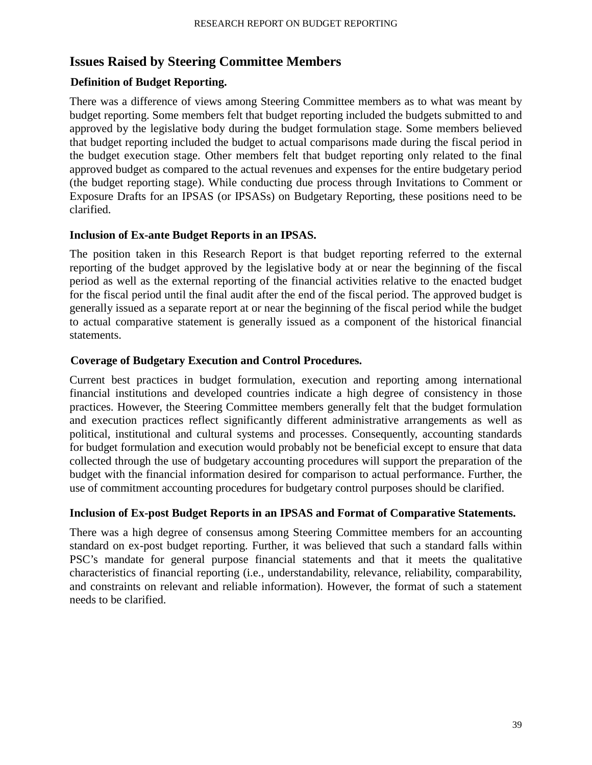## Issues Raised by Steering Committee Members

### Definition of Budget Reporting.

There was a difference of views among Steering Committee members as to what was meant by budget reporting. Some members felt that budget reporting included the budgets submitted to and approved by the legislative body during the budget formulation stage. Some members believed that budget reporting included the budget to actual comparisons made during the fiscal period in the budget execution stage. Other members felt that budget reporting only related to the final approved budget as compared to the actual revenues and expenses for the entire budgetary period (the budget reporting stage). While conducting due process through Invitations to Comment or Exposure Drafts for an IPSAS (or IPSASs) on Budgetary Reporting, these positions need to be clarified.

### Inclusion of Ex-ante Budget Reports in an IPSAS.

The position taken in this Research Report is that budget reporting referred to the external reporting of the budget approved by the legislative body at or near the beginning of the fiscal period as well as the external reporting of the financial activities relative to the enacted budget for the fiscal period until the final audit after the end of the fiscal period. The approved budget is generally issued as a separate report at or near the beginning of the fiscal period while the budget to actual comparative statement is generally issued as a component of the historical financial statements.

### Coverage of Budgetary Execution and Control Procedures.

Current best practices in budget formulation, execution and reporting among international financial institutions and developed countries indicate a high degree of consistency in those practices. However, the Steering Committee members generally felt that the budget formulation and execution practices reflect significantly different administrative arrangements as well as political, institutional and cultural systems and processes. Consequently, accounting standards for budget formulation and execution would probably not be beneficial except to ensure that data collected through the use of budgetary accounting procedures will support the preparation of the budget with the financial information desired for comparison to actual performance. Further, the use of commitment accounting procedures for budgetary control purposes should be clarified.

### Inclusion of Ex-post Budget Reports in an IPSAS and Format of Comparative Statements.

There was a high degree of consensus among Steering Committee members for an accounting standard on ex-post budget reporting. Further, it was believed that such a standard falls within PSC's mandate for general purpose financial statements and that it meets the qualitative characteristics of financial reporting (i.e., understandability, relevance, reliability, comparability, and constraints on relevant and reliable information). However, the format of such a statement needs to be clarified.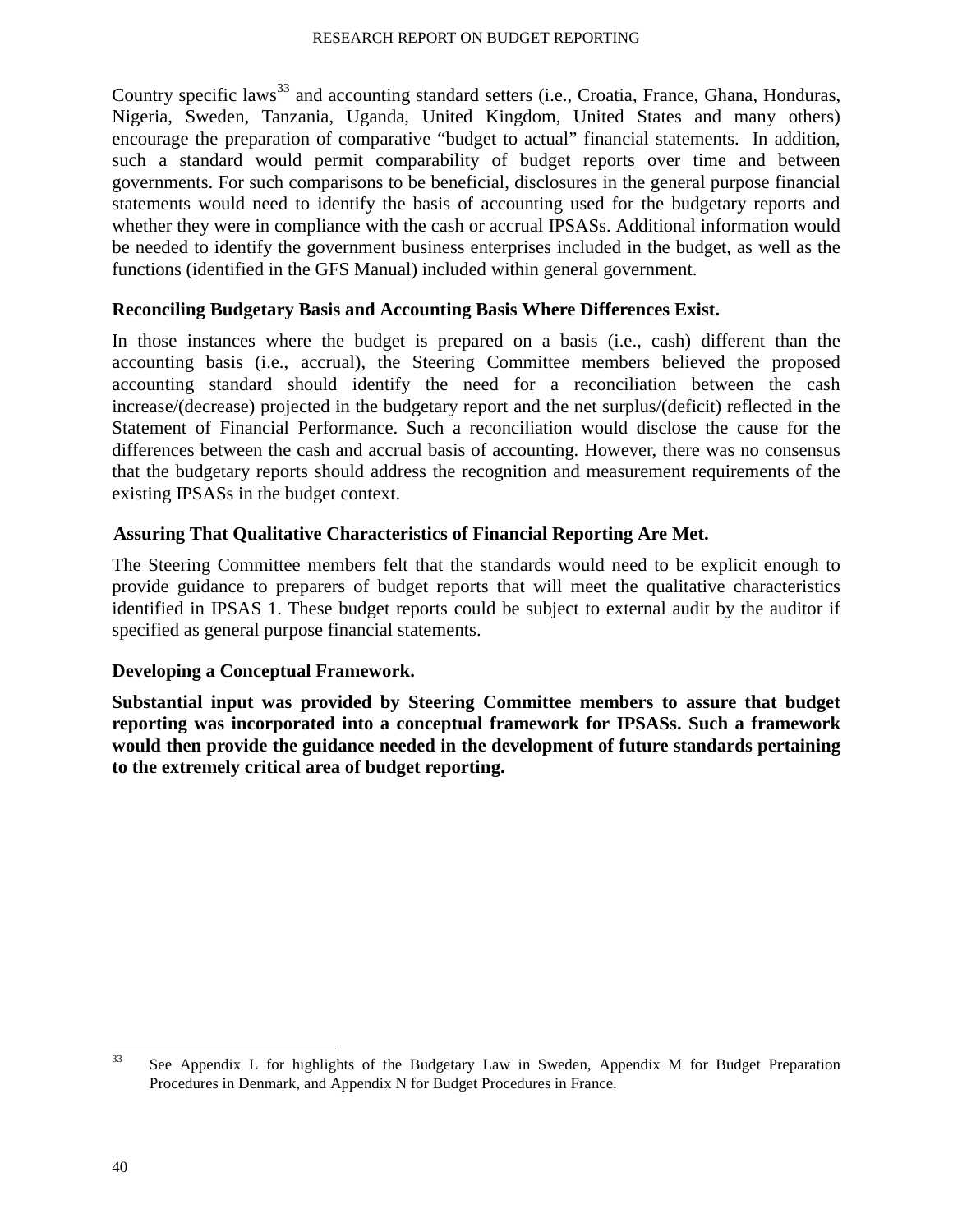Country specific laws[33] and accounting standard setters (i.e., Croatia, France, Ghana, Honduras, Nigeria, Sweden, Tanzania, Uganda, United Kingdom, United States and many others) encourage the preparation of comparative "budget to actual" financial statements. In addition, such a standard would permit comparability of budget reports over time and between governments. For such comparisons to be beneficial, disclosures in the general purpose financial statements would need to identify the basis of accounting used for the budgetary reports and whether they were in compliance with the cash or accrual IPSASs. Additional information would be needed to identify the government business enterprises included in the budget, as well as the functions (identified in the GFS Manual) included within general government.

**Reconciling Budgetary Basis and Accounting Basis Where Differences Exist.**

In those instances where the budget is prepared on a basis (i.e., cash) different than the accounting basis (i.e., accrual), the Steering Committee members believed the proposed accounting standard should identify the need for a reconciliation between the cash increase/(decrease) projected in the budgetary report and the net surplus/(deficit) reflected in the Statement of Financial Performance. Such a reconciliation would disclose the cause for the differences between the cash and accrual basis of accounting. However, there was no consensus that the budgetary reports should address the recognition and measurement requirements of the existing IPSASs in the budget context.

**Assuring That Qualitative Characteristics of Financial Reporting Are Met.**

The Steering Committee members felt that the standards would need to be explicit enough to provide guidance to preparers of budget reports that will meet the qualitative characteristics identified in IPSAS 1. These budget reports could be subject to external audit by the auditor if specified as general purpose financial statements.

**Developing a Conceptual Framework.**

**Substantial input was provided by Steering Committee members to assure that budget reporting was incorporated into a conceptual framework for IPSASs. Such a framework would then provide the guidance needed in the development of future standards pertaining to the extremely critical area of budget reporting.**

[33] See Appendix L for highlights of the Budgetary Law in Sweden, Appendix M for Budget Preparation Procedures in Denmark, and Appendix N for Budget Procedures in France.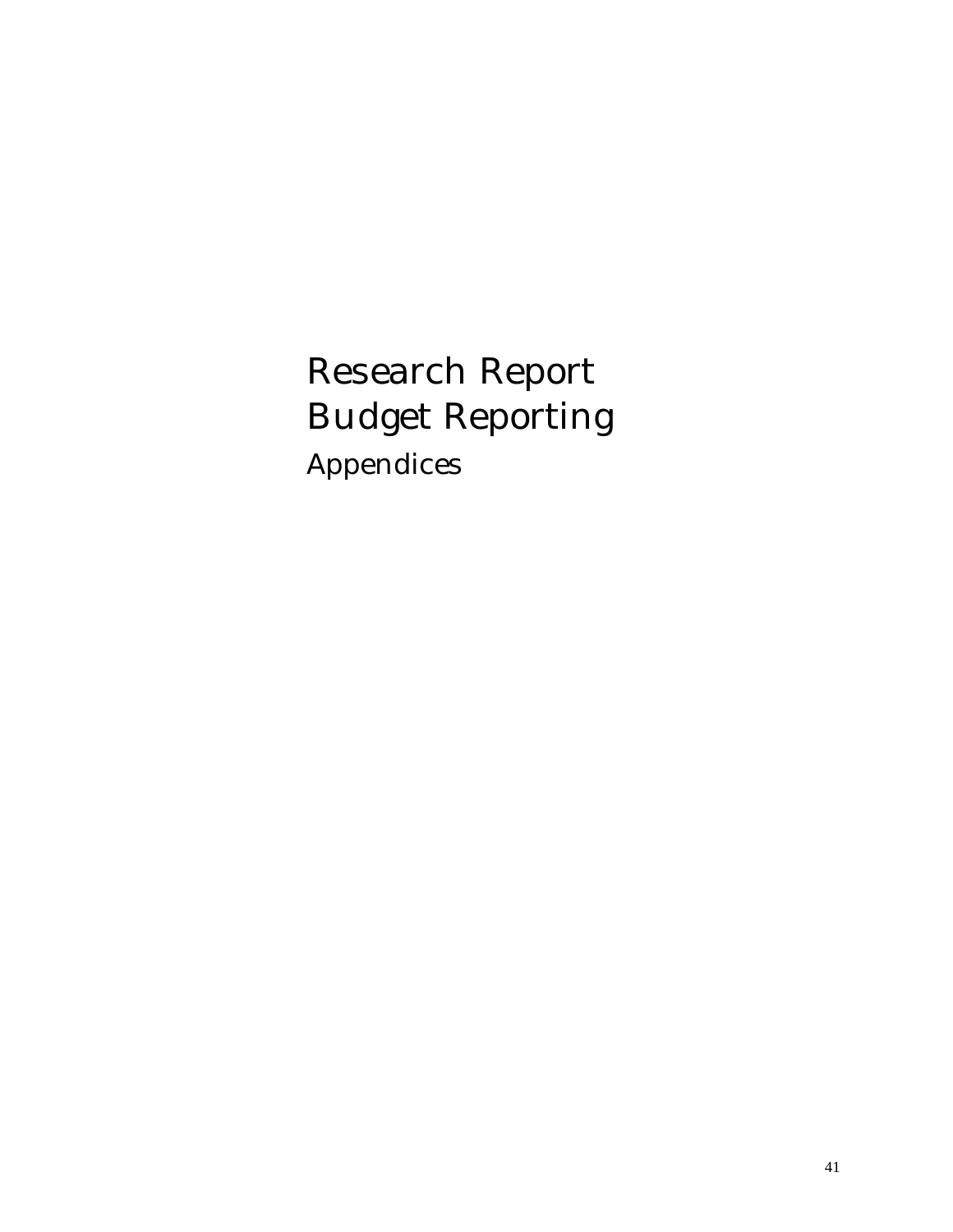# Research Report
# Budget Reporting

## Appendices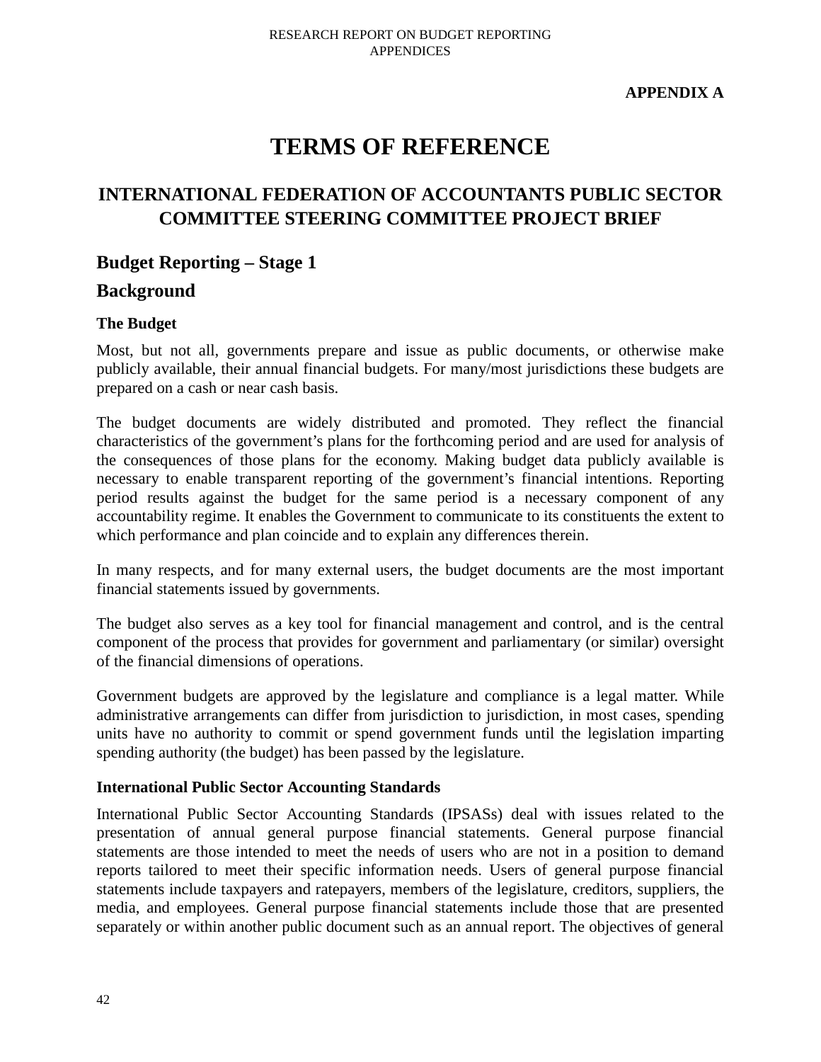**APPENDIX A**

# TERMS OF REFERENCE

## INTERNATIONAL FEDERATION OF ACCOUNTANTS PUBLIC SECTOR COMMITTEE STEERING COMMITTEE PROJECT BRIEF

### Budget Reporting – Stage 1

### Background

#### The Budget

Most, but not all, governments prepare and issue as public documents, or otherwise make publicly available, their annual financial budgets. For many/most jurisdictions these budgets are prepared on a cash or near cash basis.

The budget documents are widely distributed and promoted. They reflect the financial characteristics of the government's plans for the forthcoming period and are used for analysis of the consequences of those plans for the economy. Making budget data publicly available is necessary to enable transparent reporting of the government's financial intentions. Reporting period results against the budget for the same period is a necessary component of any accountability regime. It enables the Government to communicate to its constituents the extent to which performance and plan coincide and to explain any differences therein.

In many respects, and for many external users, the budget documents are the most important financial statements issued by governments.

The budget also serves as a key tool for financial management and control, and is the central component of the process that provides for government and parliamentary (or similar) oversight of the financial dimensions of operations.

Government budgets are approved by the legislature and compliance is a legal matter. While administrative arrangements can differ from jurisdiction to jurisdiction, in most cases, spending units have no authority to commit or spend government funds until the legislation imparting spending authority (the budget) has been passed by the legislature.

#### International Public Sector Accounting Standards

International Public Sector Accounting Standards (IPSASs) deal with issues related to the presentation of annual general purpose financial statements. General purpose financial statements are those intended to meet the needs of users who are not in a position to demand reports tailored to meet their specific information needs. Users of general purpose financial statements include taxpayers and ratepayers, members of the legislature, creditors, suppliers, the media, and employees. General purpose financial statements include those that are presented separately or within another public document such as an annual report. The objectives of general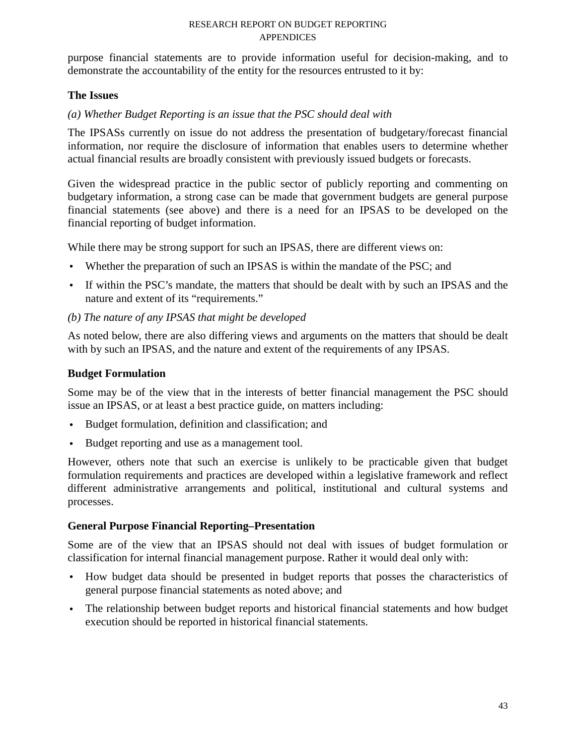purpose financial statements are to provide information useful for decision-making, and to demonstrate the accountability of the entity for the resources entrusted to it by:

**The Issues**

*(a) Whether Budget Reporting is an issue that the PSC should deal with*

The IPSASs currently on issue do not address the presentation of budgetary/forecast financial information, nor require the disclosure of information that enables users to determine whether actual financial results are broadly consistent with previously issued budgets or forecasts.

Given the widespread practice in the public sector of publicly reporting and commenting on budgetary information, a strong case can be made that government budgets are general purpose financial statements (see above) and there is a need for an IPSAS to be developed on the financial reporting of budget information.

While there may be strong support for such an IPSAS, there are different views on:

- Whether the preparation of such an IPSAS is within the mandate of the PSC; and
- If within the PSC's mandate, the matters that should be dealt with by such an IPSAS and the nature and extent of its "requirements."

*(b) The nature of any IPSAS that might be developed*

As noted below, there are also differing views and arguments on the matters that should be dealt with by such an IPSAS, and the nature and extent of the requirements of any IPSAS.

**Budget Formulation**

Some may be of the view that in the interests of better financial management the PSC should issue an IPSAS, or at least a best practice guide, on matters including:

- Budget formulation, definition and classification; and
- Budget reporting and use as a management tool.

However, others note that such an exercise is unlikely to be practicable given that budget formulation requirements and practices are developed within a legislative framework and reflect different administrative arrangements and political, institutional and cultural systems and processes.

**General Purpose Financial Reporting–Presentation**

Some are of the view that an IPSAS should not deal with issues of budget formulation or classification for internal financial management purpose. Rather it would deal only with:

- How budget data should be presented in budget reports that posses the characteristics of general purpose financial statements as noted above; and
- The relationship between budget reports and historical financial statements and how budget execution should be reported in historical financial statements.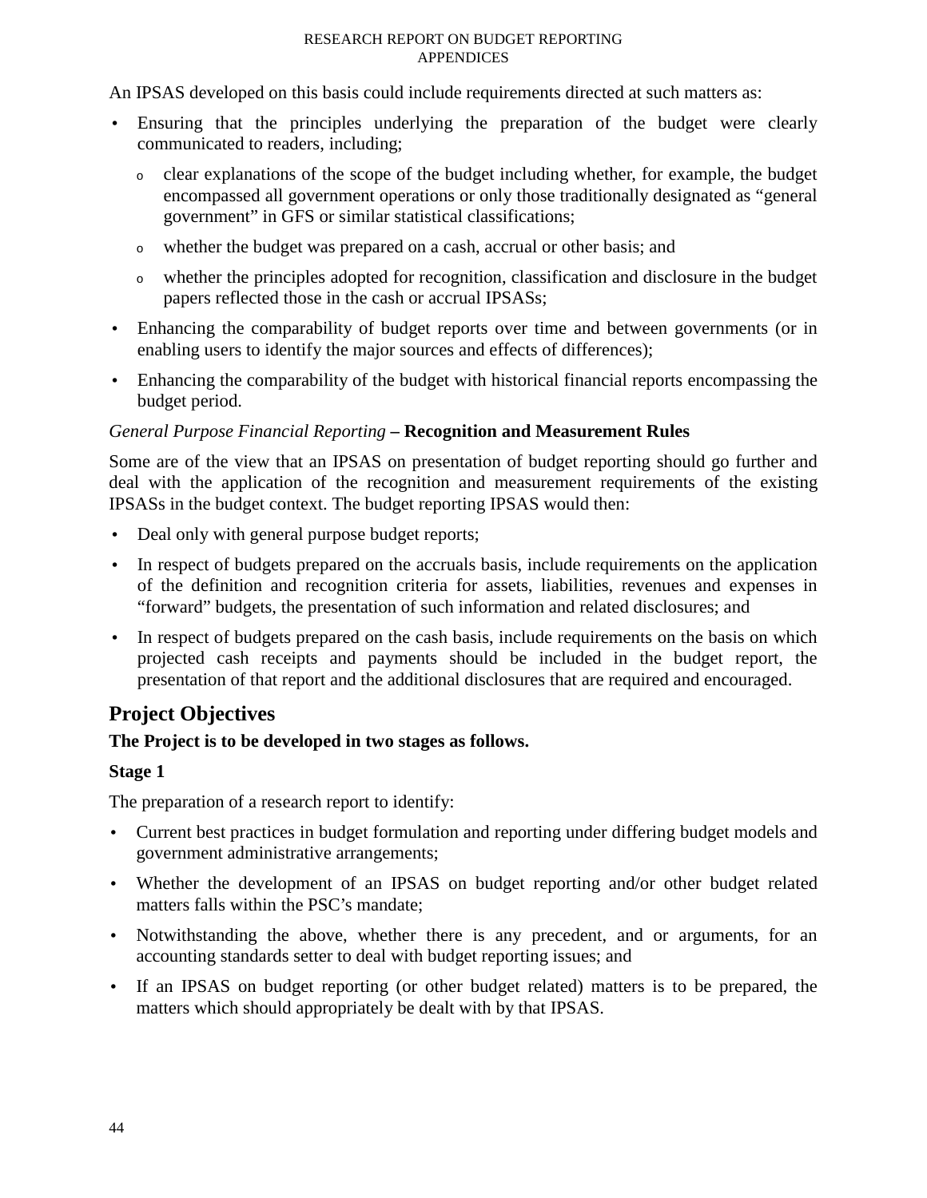An IPSAS developed on this basis could include requirements directed at such matters as:

- Ensuring that the principles underlying the preparation of the budget were clearly communicated to readers, including;
  - clear explanations of the scope of the budget including whether, for example, the budget encompassed all government operations or only those traditionally designated as “general government” in GFS or similar statistical classifications;
  - whether the budget was prepared on a cash, accrual or other basis; and
  - whether the principles adopted for recognition, classification and disclosure in the budget papers reflected those in the cash or accrual IPSASs;
- Enhancing the comparability of budget reports over time and between governments (or in enabling users to identify the major sources and effects of differences);
- Enhancing the comparability of the budget with historical financial reports encompassing the budget period.

*General Purpose Financial Reporting* **– Recognition and Measurement Rules**

Some are of the view that an IPSAS on presentation of budget reporting should go further and deal with the application of the recognition and measurement requirements of the existing IPSASs in the budget context. The budget reporting IPSAS would then:

- Deal only with general purpose budget reports;
- In respect of budgets prepared on the accruals basis, include requirements on the application of the definition and recognition criteria for assets, liabilities, revenues and expenses in “forward” budgets, the presentation of such information and related disclosures; and
- In respect of budgets prepared on the cash basis, include requirements on the basis on which projected cash receipts and payments should be included in the budget report, the presentation of that report and the additional disclosures that are required and encouraged.

## Project Objectives

**The Project is to be developed in two stages as follows.**

**Stage 1**

The preparation of a research report to identify:

- Current best practices in budget formulation and reporting under differing budget models and government administrative arrangements;
- Whether the development of an IPSAS on budget reporting and/or other budget related matters falls within the PSC’s mandate;
- Notwithstanding the above, whether there is any precedent, and or arguments, for an accounting standards setter to deal with budget reporting issues; and
- If an IPSAS on budget reporting (or other budget related) matters is to be prepared, the matters which should appropriately be dealt with by that IPSAS.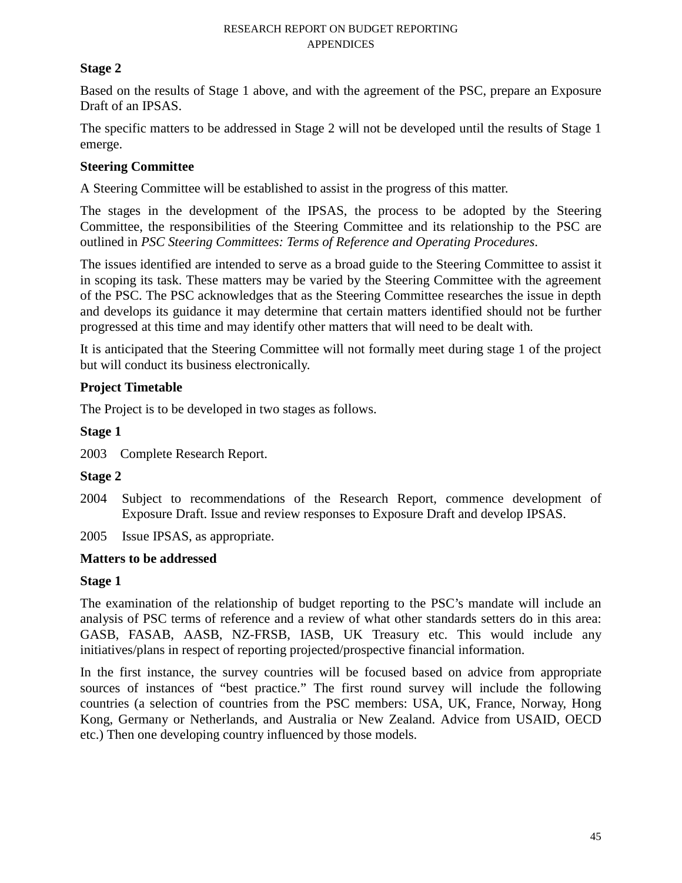**Stage 2**

Based on the results of Stage 1 above, and with the agreement of the PSC, prepare an Exposure Draft of an IPSAS.

The specific matters to be addressed in Stage 2 will not be developed until the results of Stage 1 emerge.

**Steering Committee**

A Steering Committee will be established to assist in the progress of this matter.

The stages in the development of the IPSAS, the process to be adopted by the Steering Committee, the responsibilities of the Steering Committee and its relationship to the PSC are outlined in *PSC Steering Committees: Terms of Reference and Operating Procedures*.

The issues identified are intended to serve as a broad guide to the Steering Committee to assist it in scoping its task. These matters may be varied by the Steering Committee with the agreement of the PSC. The PSC acknowledges that as the Steering Committee researches the issue in depth and develops its guidance it may determine that certain matters identified should not be further progressed at this time and may identify other matters that will need to be dealt with.

It is anticipated that the Steering Committee will not formally meet during stage 1 of the project but will conduct its business electronically.

**Project Timetable**

The Project is to be developed in two stages as follows.

**Stage 1**

2003 Complete Research Report.

**Stage 2**

2004 Subject to recommendations of the Research Report, commence development of Exposure Draft. Issue and review responses to Exposure Draft and develop IPSAS.

2005 Issue IPSAS, as appropriate.

**Matters to be addressed**

**Stage 1**

The examination of the relationship of budget reporting to the PSC's mandate will include an analysis of PSC terms of reference and a review of what other standards setters do in this area: GASB, FASAB, AASB, NZ-FRSB, IASB, UK Treasury etc. This would include any initiatives/plans in respect of reporting projected/prospective financial information.

In the first instance, the survey countries will be focused based on advice from appropriate sources of instances of "best practice." The first round survey will include the following countries (a selection of countries from the PSC members: USA, UK, France, Norway, Hong Kong, Germany or Netherlands, and Australia or New Zealand. Advice from USAID, OECD etc.) Then one developing country influenced by those models.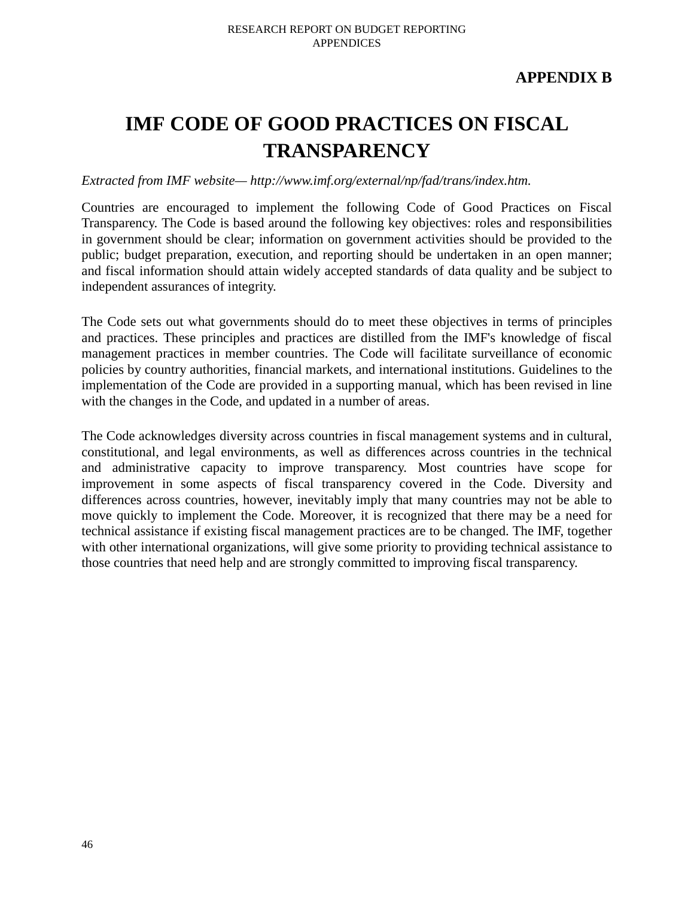**APPENDIX B**

# IMF CODE OF GOOD PRACTICES ON FISCAL TRANSPARENCY

*Extracted from IMF website— http://www.imf.org/external/np/fad/trans/index.htm.*

Countries are encouraged to implement the following Code of Good Practices on Fiscal Transparency. The Code is based around the following key objectives: roles and responsibilities in government should be clear; information on government activities should be provided to the public; budget preparation, execution, and reporting should be undertaken in an open manner; and fiscal information should attain widely accepted standards of data quality and be subject to independent assurances of integrity.

The Code sets out what governments should do to meet these objectives in terms of principles and practices. These principles and practices are distilled from the IMF's knowledge of fiscal management practices in member countries. The Code will facilitate surveillance of economic policies by country authorities, financial markets, and international institutions. Guidelines to the implementation of the Code are provided in a supporting manual, which has been revised in line with the changes in the Code, and updated in a number of areas.

The Code acknowledges diversity across countries in fiscal management systems and in cultural, constitutional, and legal environments, as well as differences across countries in the technical and administrative capacity to improve transparency. Most countries have scope for improvement in some aspects of fiscal transparency covered in the Code. Diversity and differences across countries, however, inevitably imply that many countries may not be able to move quickly to implement the Code. Moreover, it is recognized that there may be a need for technical assistance if existing fiscal management practices are to be changed. The IMF, together with other international organizations, will give some priority to providing technical assistance to those countries that need help and are strongly committed to improving fiscal transparency.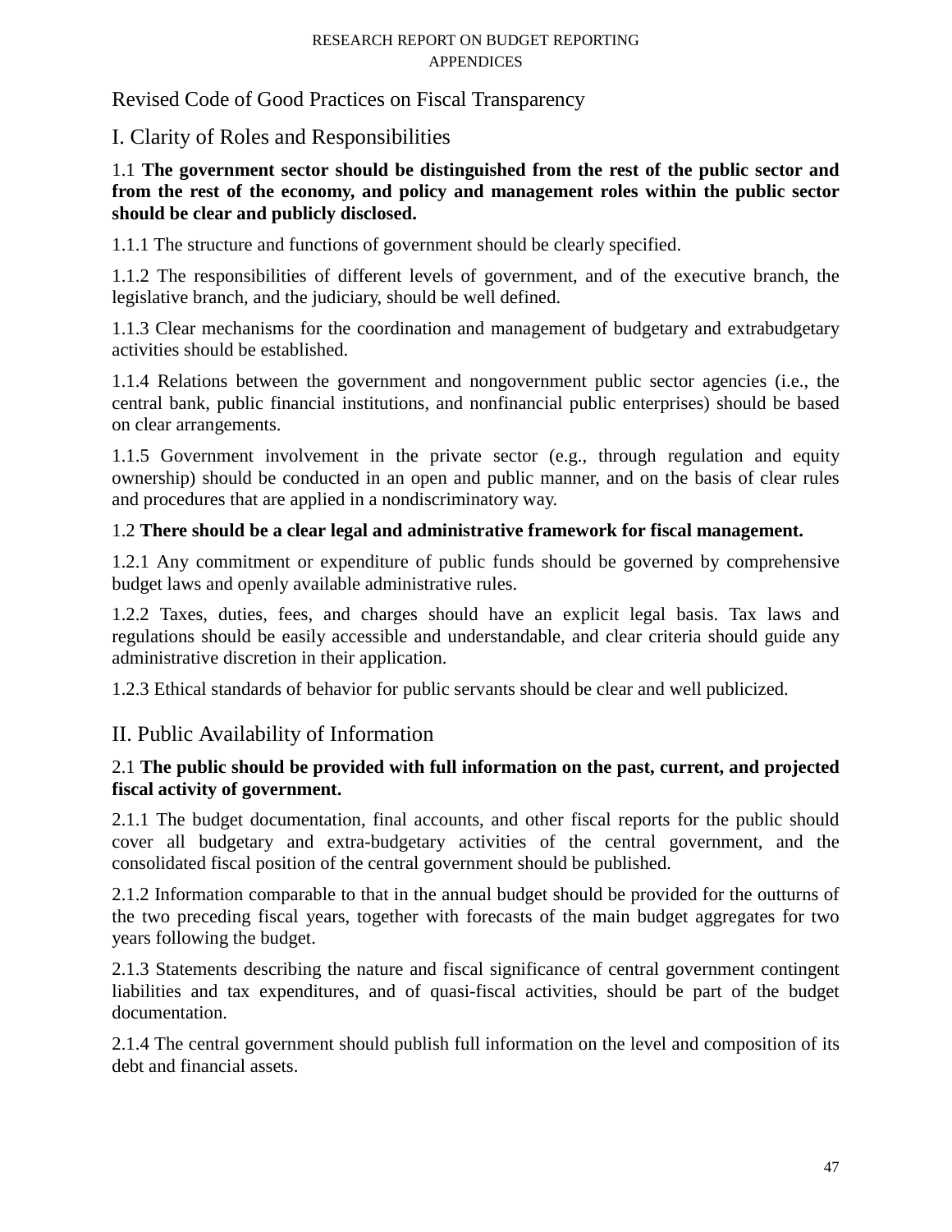## Revised Code of Good Practices on Fiscal Transparency

### I. Clarity of Roles and Responsibilities

1.1 **The government sector should be distinguished from the rest of the public sector and from the rest of the economy, and policy and management roles within the public sector should be clear and publicly disclosed.**

1.1.1 The structure and functions of government should be clearly specified.

1.1.2 The responsibilities of different levels of government, and of the executive branch, the legislative branch, and the judiciary, should be well defined.

1.1.3 Clear mechanisms for the coordination and management of budgetary and extrabudgetary activities should be established.

1.1.4 Relations between the government and nongovernment public sector agencies (i.e., the central bank, public financial institutions, and nonfinancial public enterprises) should be based on clear arrangements.

1.1.5 Government involvement in the private sector (e.g., through regulation and equity ownership) should be conducted in an open and public manner, and on the basis of clear rules and procedures that are applied in a nondiscriminatory way.

1.2 **There should be a clear legal and administrative framework for fiscal management.**

1.2.1 Any commitment or expenditure of public funds should be governed by comprehensive budget laws and openly available administrative rules.

1.2.2 Taxes, duties, fees, and charges should have an explicit legal basis. Tax laws and regulations should be easily accessible and understandable, and clear criteria should guide any administrative discretion in their application.

1.2.3 Ethical standards of behavior for public servants should be clear and well publicized.

### II. Public Availability of Information

2.1 **The public should be provided with full information on the past, current, and projected fiscal activity of government.**

2.1.1 The budget documentation, final accounts, and other fiscal reports for the public should cover all budgetary and extra-budgetary activities of the central government, and the consolidated fiscal position of the central government should be published.

2.1.2 Information comparable to that in the annual budget should be provided for the outturns of the two preceding fiscal years, together with forecasts of the main budget aggregates for two years following the budget.

2.1.3 Statements describing the nature and fiscal significance of central government contingent liabilities and tax expenditures, and of quasi-fiscal activities, should be part of the budget documentation.

2.1.4 The central government should publish full information on the level and composition of its debt and financial assets.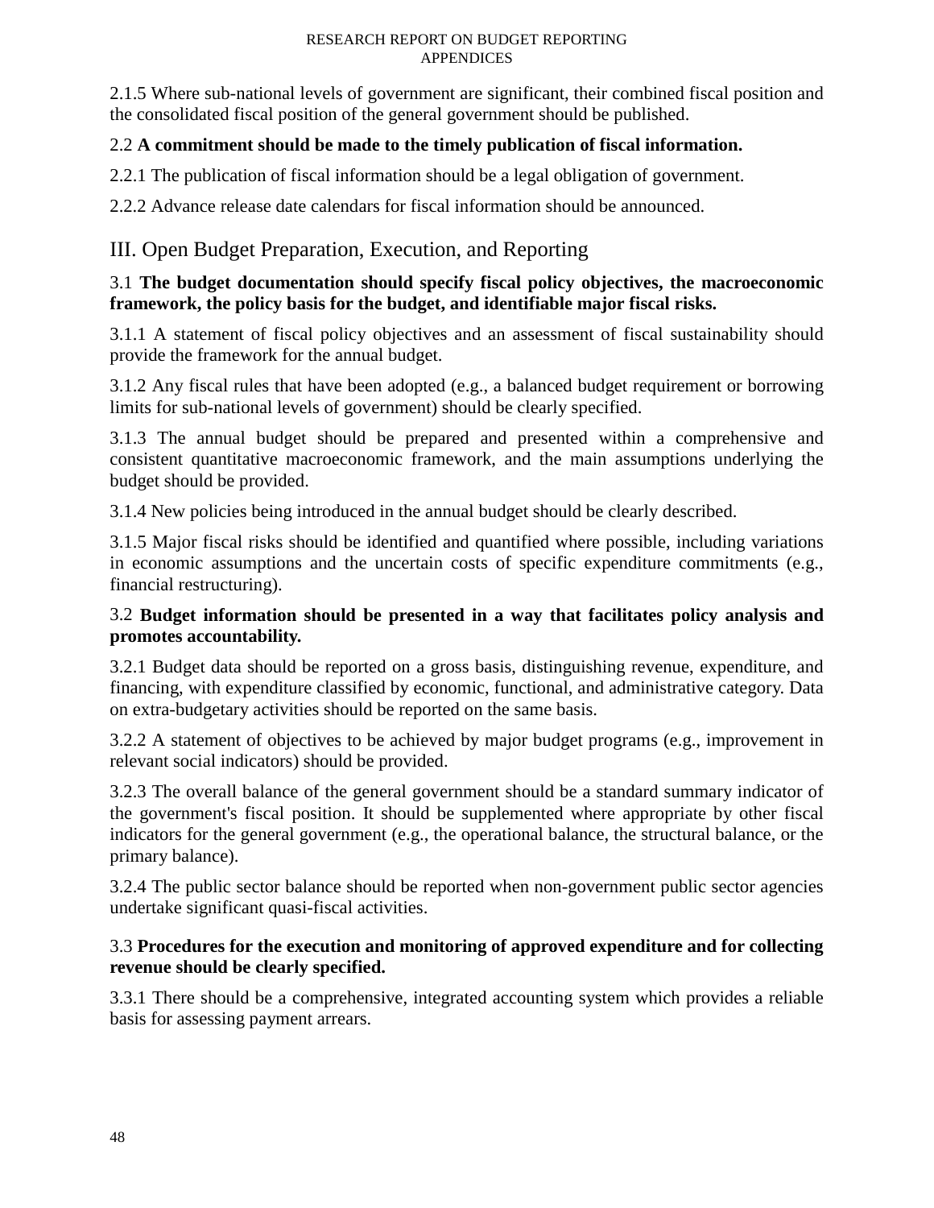2.1.5 Where sub-national levels of government are significant, their combined fiscal position and the consolidated fiscal position of the general government should be published.

2.2 **A commitment should be made to the timely publication of fiscal information.**

2.2.1 The publication of fiscal information should be a legal obligation of government.

2.2.2 Advance release date calendars for fiscal information should be announced.

## III. Open Budget Preparation, Execution, and Reporting

3.1 **The budget documentation should specify fiscal policy objectives, the macroeconomic framework, the policy basis for the budget, and identifiable major fiscal risks.**

3.1.1 A statement of fiscal policy objectives and an assessment of fiscal sustainability should provide the framework for the annual budget.

3.1.2 Any fiscal rules that have been adopted (e.g., a balanced budget requirement or borrowing limits for sub-national levels of government) should be clearly specified.

3.1.3 The annual budget should be prepared and presented within a comprehensive and consistent quantitative macroeconomic framework, and the main assumptions underlying the budget should be provided.

3.1.4 New policies being introduced in the annual budget should be clearly described.

3.1.5 Major fiscal risks should be identified and quantified where possible, including variations in economic assumptions and the uncertain costs of specific expenditure commitments (e.g., financial restructuring).

3.2 **Budget information should be presented in a way that facilitates policy analysis and promotes accountability.**

3.2.1 Budget data should be reported on a gross basis, distinguishing revenue, expenditure, and financing, with expenditure classified by economic, functional, and administrative category. Data on extra-budgetary activities should be reported on the same basis.

3.2.2 A statement of objectives to be achieved by major budget programs (e.g., improvement in relevant social indicators) should be provided.

3.2.3 The overall balance of the general government should be a standard summary indicator of the government's fiscal position. It should be supplemented where appropriate by other fiscal indicators for the general government (e.g., the operational balance, the structural balance, or the primary balance).

3.2.4 The public sector balance should be reported when non-government public sector agencies undertake significant quasi-fiscal activities.

3.3 **Procedures for the execution and monitoring of approved expenditure and for collecting revenue should be clearly specified.**

3.3.1 There should be a comprehensive, integrated accounting system which provides a reliable basis for assessing payment arrears.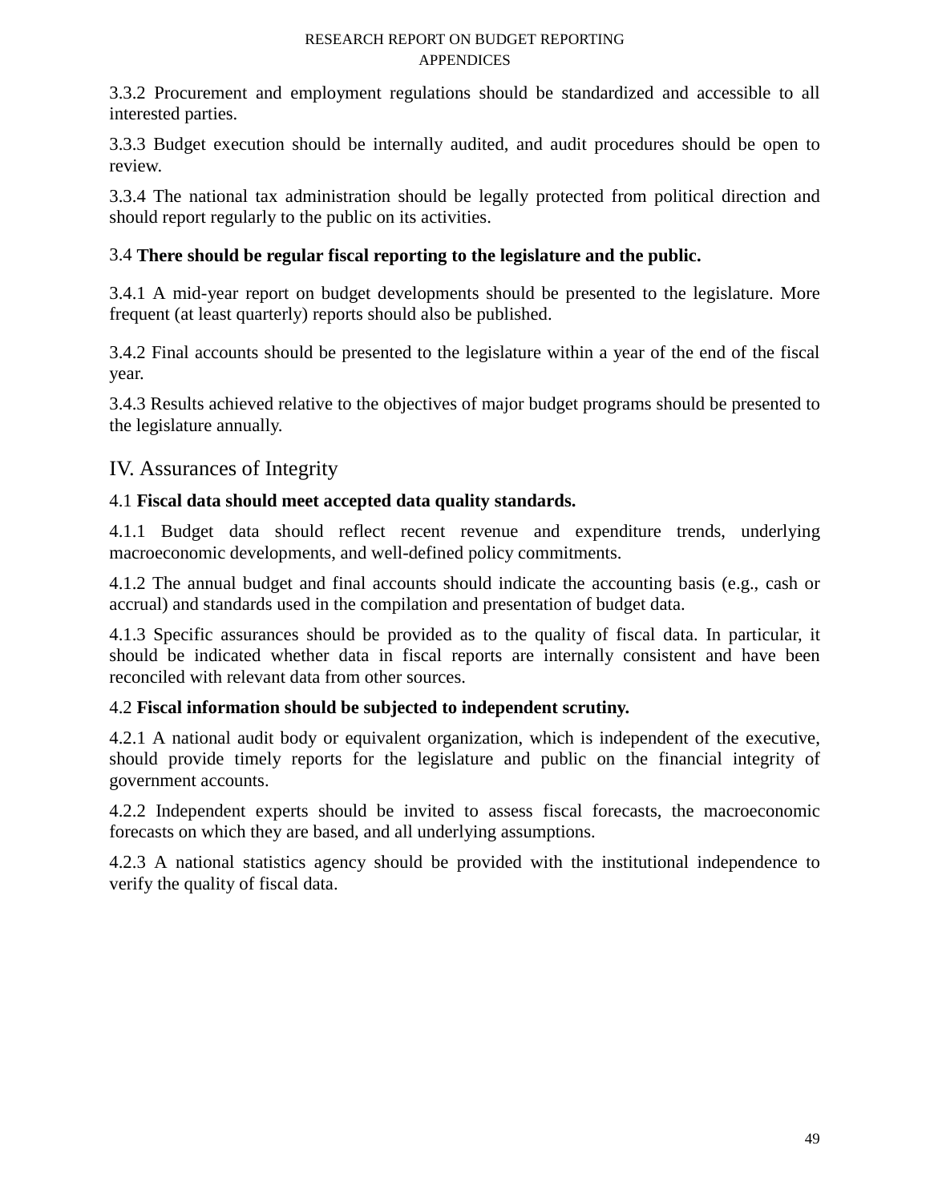3.3.2 Procurement and employment regulations should be standardized and accessible to all interested parties.

3.3.3 Budget execution should be internally audited, and audit procedures should be open to review.

3.3.4 The national tax administration should be legally protected from political direction and should report regularly to the public on its activities.

3.4 **There should be regular fiscal reporting to the legislature and the public.**

3.4.1 A mid-year report on budget developments should be presented to the legislature. More frequent (at least quarterly) reports should also be published.

3.4.2 Final accounts should be presented to the legislature within a year of the end of the fiscal year.

3.4.3 Results achieved relative to the objectives of major budget programs should be presented to the legislature annually.

## IV. Assurances of Integrity

4.1 **Fiscal data should meet accepted data quality standards.**

4.1.1 Budget data should reflect recent revenue and expenditure trends, underlying macroeconomic developments, and well-defined policy commitments.

4.1.2 The annual budget and final accounts should indicate the accounting basis (e.g., cash or accrual) and standards used in the compilation and presentation of budget data.

4.1.3 Specific assurances should be provided as to the quality of fiscal data. In particular, it should be indicated whether data in fiscal reports are internally consistent and have been reconciled with relevant data from other sources.

4.2 **Fiscal information should be subjected to independent scrutiny.**

4.2.1 A national audit body or equivalent organization, which is independent of the executive, should provide timely reports for the legislature and public on the financial integrity of government accounts.

4.2.2 Independent experts should be invited to assess fiscal forecasts, the macroeconomic forecasts on which they are based, and all underlying assumptions.

4.2.3 A national statistics agency should be provided with the institutional independence to verify the quality of fiscal data.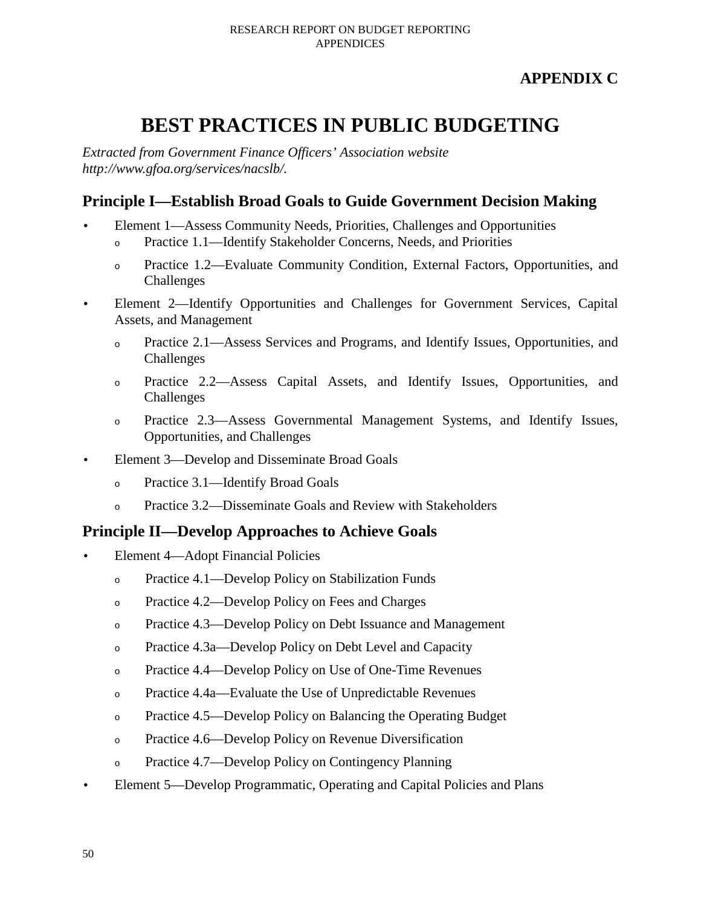# APPENDIX C

## BEST PRACTICES IN PUBLIC BUDGETING

*Extracted from Government Finance Officers' Association website http://www.gfoa.org/services/nacslb/.*

### Principle I—Establish Broad Goals to Guide Government Decision Making

- Element 1—Assess Community Needs, Priorities, Challenges and Opportunities
  - Practice 1.1—Identify Stakeholder Concerns, Needs, and Priorities
  - Practice 1.2—Evaluate Community Condition, External Factors, Opportunities, and Challenges
- Element 2—Identify Opportunities and Challenges for Government Services, Capital Assets, and Management
  - Practice 2.1—Assess Services and Programs, and Identify Issues, Opportunities, and Challenges
  - Practice 2.2—Assess Capital Assets, and Identify Issues, Opportunities, and Challenges
  - Practice 2.3—Assess Governmental Management Systems, and Identify Issues, Opportunities, and Challenges
- Element 3—Develop and Disseminate Broad Goals
  - Practice 3.1—Identify Broad Goals
  - Practice 3.2—Disseminate Goals and Review with Stakeholders

### Principle II—Develop Approaches to Achieve Goals

- Element 4—Adopt Financial Policies
  - Practice 4.1—Develop Policy on Stabilization Funds
  - Practice 4.2—Develop Policy on Fees and Charges
  - Practice 4.3—Develop Policy on Debt Issuance and Management
  - Practice 4.3a—Develop Policy on Debt Level and Capacity
  - Practice 4.4—Develop Policy on Use of One-Time Revenues
  - Practice 4.4a—Evaluate the Use of Unpredictable Revenues
  - Practice 4.5—Develop Policy on Balancing the Operating Budget
  - Practice 4.6—Develop Policy on Revenue Diversification
  - Practice 4.7—Develop Policy on Contingency Planning
- Element 5—Develop Programmatic, Operating and Capital Policies and Plans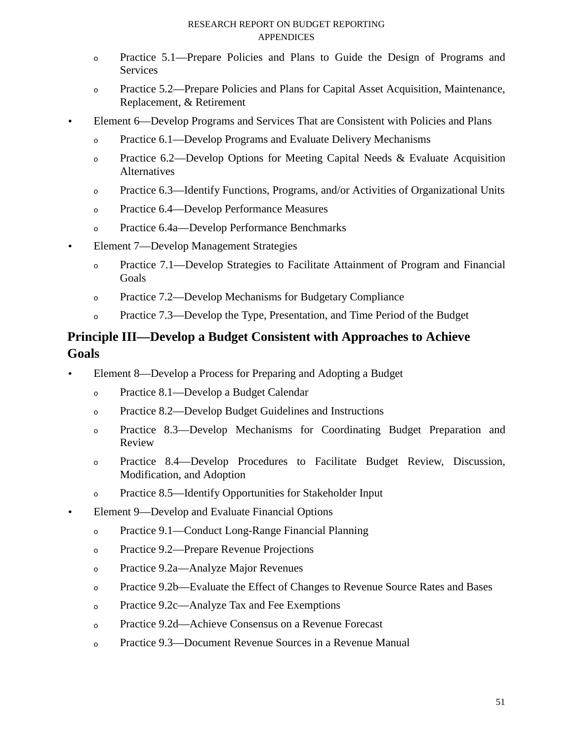- Practice 5.1—Prepare Policies and Plans to Guide the Design of Programs and Services
- Practice 5.2—Prepare Policies and Plans for Capital Asset Acquisition, Maintenance, Replacement, & Retirement

- Element 6—Develop Programs and Services That are Consistent with Policies and Plans
  - Practice 6.1—Develop Programs and Evaluate Delivery Mechanisms
  - Practice 6.2—Develop Options for Meeting Capital Needs & Evaluate Acquisition Alternatives
  - Practice 6.3—Identify Functions, Programs, and/or Activities of Organizational Units
  - Practice 6.4—Develop Performance Measures
  - Practice 6.4a—Develop Performance Benchmarks
- Element 7—Develop Management Strategies
  - Practice 7.1—Develop Strategies to Facilitate Attainment of Program and Financial Goals
  - Practice 7.2—Develop Mechanisms for Budgetary Compliance
  - Practice 7.3—Develop the Type, Presentation, and Time Period of the Budget

## Principle III—Develop a Budget Consistent with Approaches to Achieve Goals

- Element 8—Develop a Process for Preparing and Adopting a Budget
  - Practice 8.1—Develop a Budget Calendar
  - Practice 8.2—Develop Budget Guidelines and Instructions
  - Practice 8.3—Develop Mechanisms for Coordinating Budget Preparation and Review
  - Practice 8.4—Develop Procedures to Facilitate Budget Review, Discussion, Modification, and Adoption
  - Practice 8.5—Identify Opportunities for Stakeholder Input
- Element 9—Develop and Evaluate Financial Options
  - Practice 9.1—Conduct Long-Range Financial Planning
  - Practice 9.2—Prepare Revenue Projections
  - Practice 9.2a—Analyze Major Revenues
  - Practice 9.2b—Evaluate the Effect of Changes to Revenue Source Rates and Bases
  - Practice 9.2c—Analyze Tax and Fee Exemptions
  - Practice 9.2d—Achieve Consensus on a Revenue Forecast
  - Practice 9.3—Document Revenue Sources in a Revenue Manual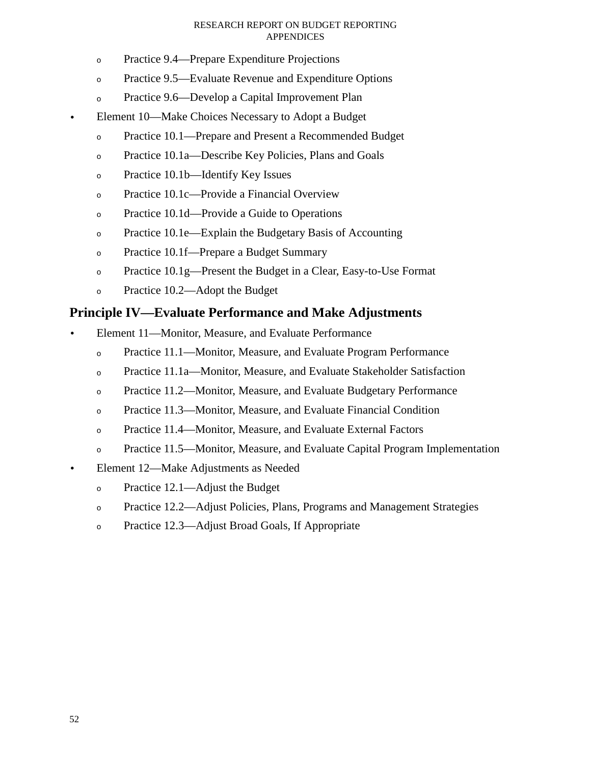- Practice 9.4—Prepare Expenditure Projections
  - Practice 9.5—Evaluate Revenue and Expenditure Options
  - Practice 9.6—Develop a Capital Improvement Plan
- Element 10—Make Choices Necessary to Adopt a Budget
  - Practice 10.1—Prepare and Present a Recommended Budget
  - Practice 10.1a—Describe Key Policies, Plans and Goals
  - Practice 10.1b—Identify Key Issues
  - Practice 10.1c—Provide a Financial Overview
  - Practice 10.1d—Provide a Guide to Operations
  - Practice 10.1e—Explain the Budgetary Basis of Accounting
  - Practice 10.1f—Prepare a Budget Summary
  - Practice 10.1g—Present the Budget in a Clear, Easy-to-Use Format
  - Practice 10.2—Adopt the Budget

## Principle IV—Evaluate Performance and Make Adjustments

- Element 11—Monitor, Measure, and Evaluate Performance
  - Practice 11.1—Monitor, Measure, and Evaluate Program Performance
  - Practice 11.1a—Monitor, Measure, and Evaluate Stakeholder Satisfaction
  - Practice 11.2—Monitor, Measure, and Evaluate Budgetary Performance
  - Practice 11.3—Monitor, Measure, and Evaluate Financial Condition
  - Practice 11.4—Monitor, Measure, and Evaluate External Factors
  - Practice 11.5—Monitor, Measure, and Evaluate Capital Program Implementation
- Element 12—Make Adjustments as Needed
  - Practice 12.1—Adjust the Budget
  - Practice 12.2—Adjust Policies, Plans, Programs and Management Strategies
  - Practice 12.3—Adjust Broad Goals, If Appropriate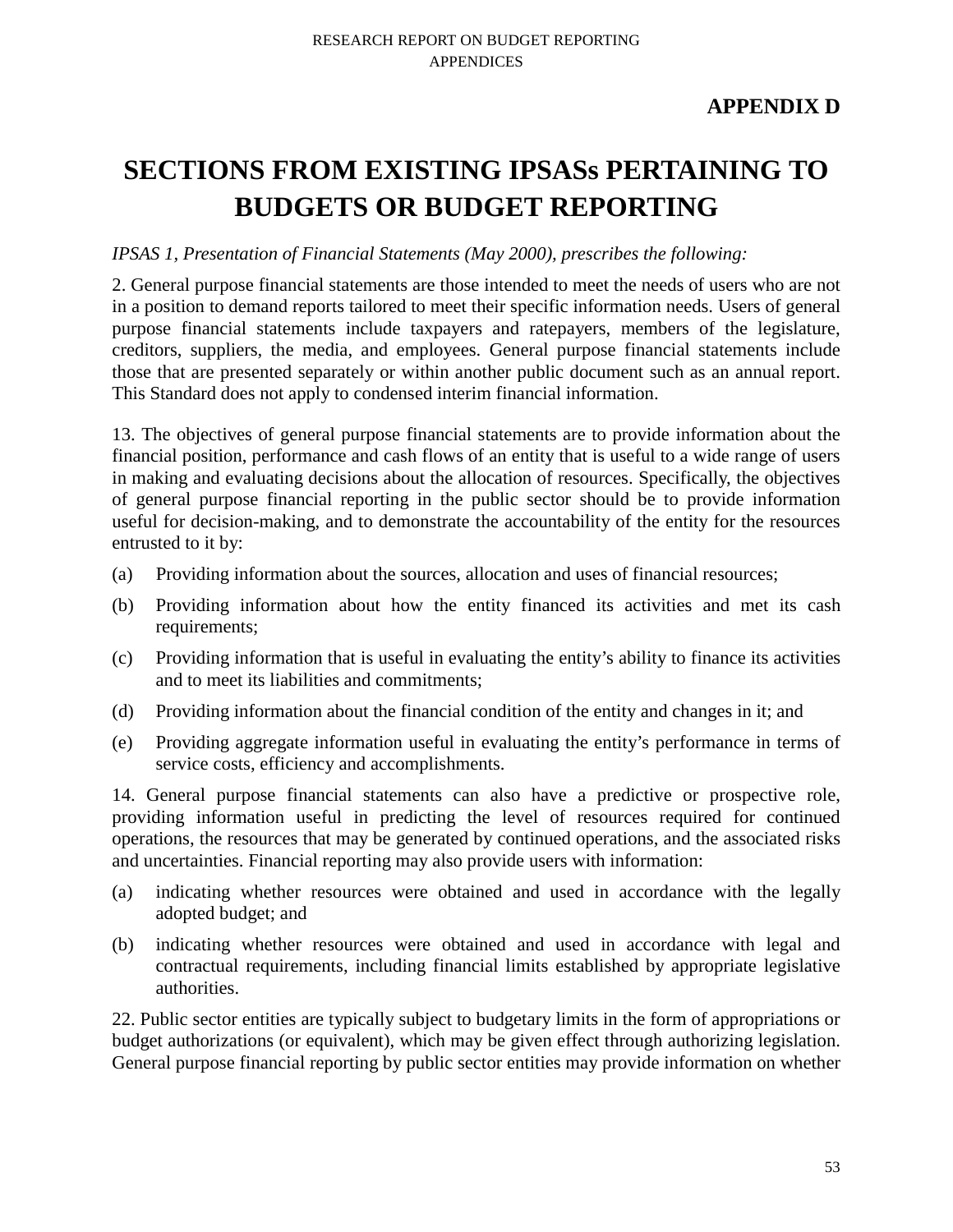**APPENDIX D**

# SECTIONS FROM EXISTING IPSASs PERTAINING TO BUDGETS OR BUDGET REPORTING

*IPSAS 1, Presentation of Financial Statements (May 2000), prescribes the following:*

2. General purpose financial statements are those intended to meet the needs of users who are not in a position to demand reports tailored to meet their specific information needs. Users of general purpose financial statements include taxpayers and ratepayers, members of the legislature, creditors, suppliers, the media, and employees. General purpose financial statements include those that are presented separately or within another public document such as an annual report. This Standard does not apply to condensed interim financial information.

13. The objectives of general purpose financial statements are to provide information about the financial position, performance and cash flows of an entity that is useful to a wide range of users in making and evaluating decisions about the allocation of resources. Specifically, the objectives of general purpose financial reporting in the public sector should be to provide information useful for decision-making, and to demonstrate the accountability of the entity for the resources entrusted to it by:

(a) Providing information about the sources, allocation and uses of financial resources;

(b) Providing information about how the entity financed its activities and met its cash requirements;

(c) Providing information that is useful in evaluating the entity's ability to finance its activities and to meet its liabilities and commitments;

(d) Providing information about the financial condition of the entity and changes in it; and

(e) Providing aggregate information useful in evaluating the entity's performance in terms of service costs, efficiency and accomplishments.

14. General purpose financial statements can also have a predictive or prospective role, providing information useful in predicting the level of resources required for continued operations, the resources that may be generated by continued operations, and the associated risks and uncertainties. Financial reporting may also provide users with information:

(a) indicating whether resources were obtained and used in accordance with the legally adopted budget; and

(b) indicating whether resources were obtained and used in accordance with legal and contractual requirements, including financial limits established by appropriate legislative authorities.

22. Public sector entities are typically subject to budgetary limits in the form of appropriations or budget authorizations (or equivalent), which may be given effect through authorizing legislation. General purpose financial reporting by public sector entities may provide information on whether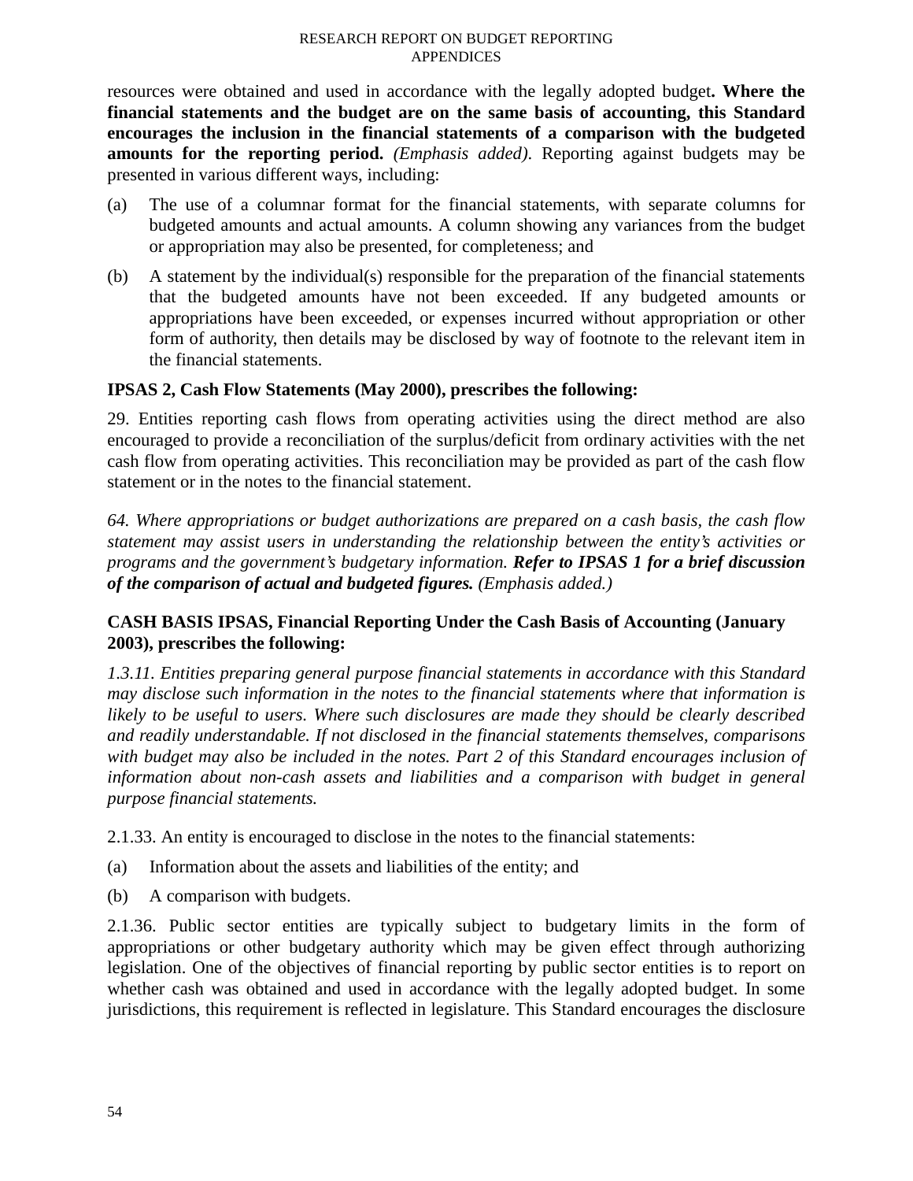resources were obtained and used in accordance with the legally adopted budget**. Where the financial statements and the budget are on the same basis of accounting, this Standard encourages the inclusion in the financial statements of a comparison with the budgeted amounts for the reporting period.** *(Emphasis added)*. Reporting against budgets may be presented in various different ways, including:

(a) The use of a columnar format for the financial statements, with separate columns for budgeted amounts and actual amounts. A column showing any variances from the budget or appropriation may also be presented, for completeness; and

(b) A statement by the individual(s) responsible for the preparation of the financial statements that the budgeted amounts have not been exceeded. If any budgeted amounts or appropriations have been exceeded, or expenses incurred without appropriation or other form of authority, then details may be disclosed by way of footnote to the relevant item in the financial statements.

**IPSAS 2, Cash Flow Statements (May 2000), prescribes the following:**

29. Entities reporting cash flows from operating activities using the direct method are also encouraged to provide a reconciliation of the surplus/deficit from ordinary activities with the net cash flow from operating activities. This reconciliation may be provided as part of the cash flow statement or in the notes to the financial statement.

*64. Where appropriations or budget authorizations are prepared on a cash basis, the cash flow statement may assist users in understanding the relationship between the entity's activities or programs and the government's budgetary information.* ***Refer to IPSAS 1 for a brief discussion of the comparison of actual and budgeted figures.*** *(Emphasis added.)*

**CASH BASIS IPSAS, Financial Reporting Under the Cash Basis of Accounting (January 2003), prescribes the following:**

*1.3.11. Entities preparing general purpose financial statements in accordance with this Standard may disclose such information in the notes to the financial statements where that information is likely to be useful to users. Where such disclosures are made they should be clearly described and readily understandable. If not disclosed in the financial statements themselves, comparisons with budget may also be included in the notes. Part 2 of this Standard encourages inclusion of information about non-cash assets and liabilities and a comparison with budget in general purpose financial statements.*

2.1.33. An entity is encouraged to disclose in the notes to the financial statements:

(a) Information about the assets and liabilities of the entity; and

(b) A comparison with budgets.

2.1.36. Public sector entities are typically subject to budgetary limits in the form of appropriations or other budgetary authority which may be given effect through authorizing legislation. One of the objectives of financial reporting by public sector entities is to report on whether cash was obtained and used in accordance with the legally adopted budget. In some jurisdictions, this requirement is reflected in legislature. This Standard encourages the disclosure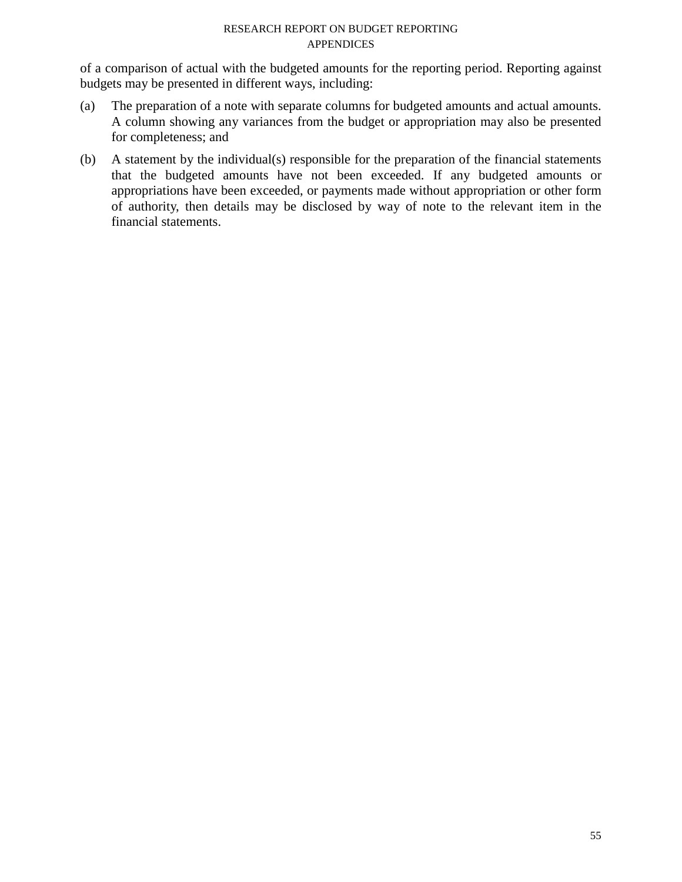of a comparison of actual with the budgeted amounts for the reporting period. Reporting against budgets may be presented in different ways, including:

(a) The preparation of a note with separate columns for budgeted amounts and actual amounts. A column showing any variances from the budget or appropriation may also be presented for completeness; and

(b) A statement by the individual(s) responsible for the preparation of the financial statements that the budgeted amounts have not been exceeded. If any budgeted amounts or appropriations have been exceeded, or payments made without appropriation or other form of authority, then details may be disclosed by way of note to the relevant item in the financial statements.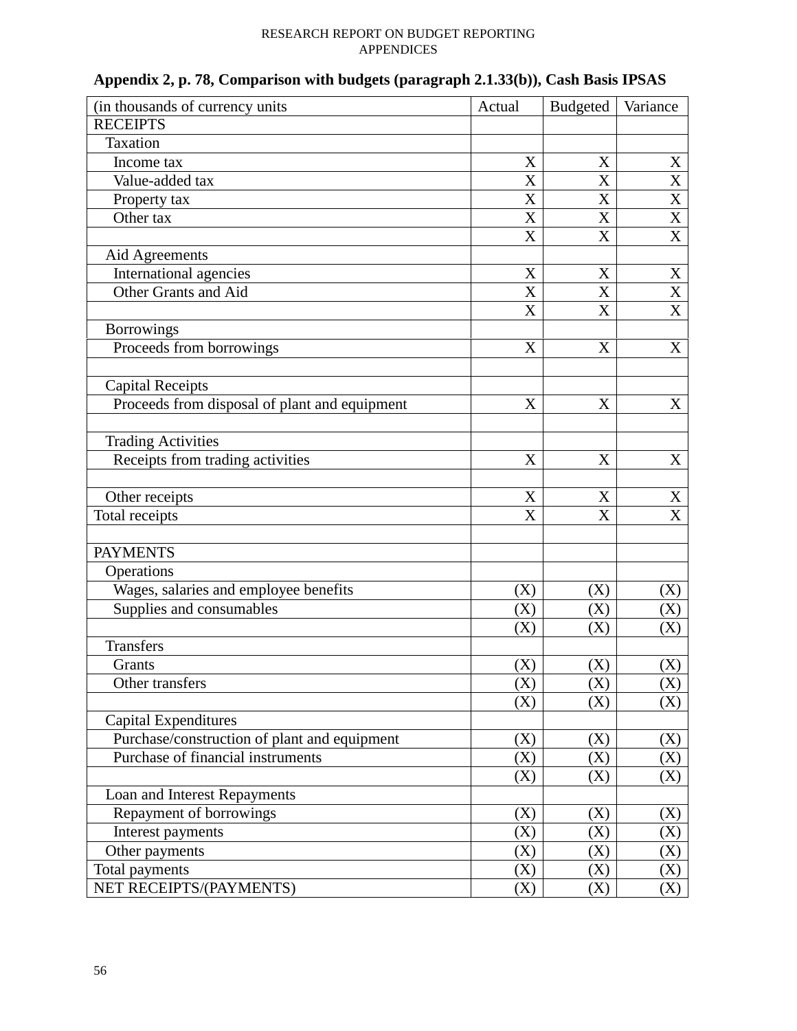**Appendix 2, p. 78, Comparison with budgets (paragraph 2.1.33(b)), Cash Basis IPSAS**

| (in thousands of currency units | Actual | Budgeted | Variance |
|---|---|---|---|
| RECEIPTS | | | |
| Taxation | | | |
| Income tax | X | X | X |
| Value-added tax | X | X | X |
| Property tax | X | X | X |
| Other tax | X | X | X |
| | X | X | X |
| Aid Agreements | | | |
| International agencies | X | X | X |
| Other Grants and Aid | X | X | X |
| | X | X | X |
| Borrowings | | | |
| Proceeds from borrowings | X | X | X |
| | | | |
| Capital Receipts | | | |
| Proceeds from disposal of plant and equipment | X | X | X |
| | | | |
| Trading Activities | | | |
| Receipts from trading activities | X | X | X |
| | | | |
| Other receipts | X | X | X |
| Total receipts | X | X | X |
| | | | |
| PAYMENTS | | | |
| Operations | | | |
| Wages, salaries and employee benefits | (X) | (X) | (X) |
| Supplies and consumables | (X) | (X) | (X) |
| | (X) | (X) | (X) |
| Transfers | | | |
| Grants | (X) | (X) | (X) |
| Other transfers | (X) | (X) | (X) |
| | (X) | (X) | (X) |
| Capital Expenditures | | | |
| Purchase/construction of plant and equipment | (X) | (X) | (X) |
| Purchase of financial instruments | (X) | (X) | (X) |
| | (X) | (X) | (X) |
| Loan and Interest Repayments | | | |
| Repayment of borrowings | (X) | (X) | (X) |
| Interest payments | (X) | (X) | (X) |
| Other payments | (X) | (X) | (X) |
| Total payments | (X) | (X) | (X) |
| NET RECEIPTS/(PAYMENTS) | (X) | (X) | (X) |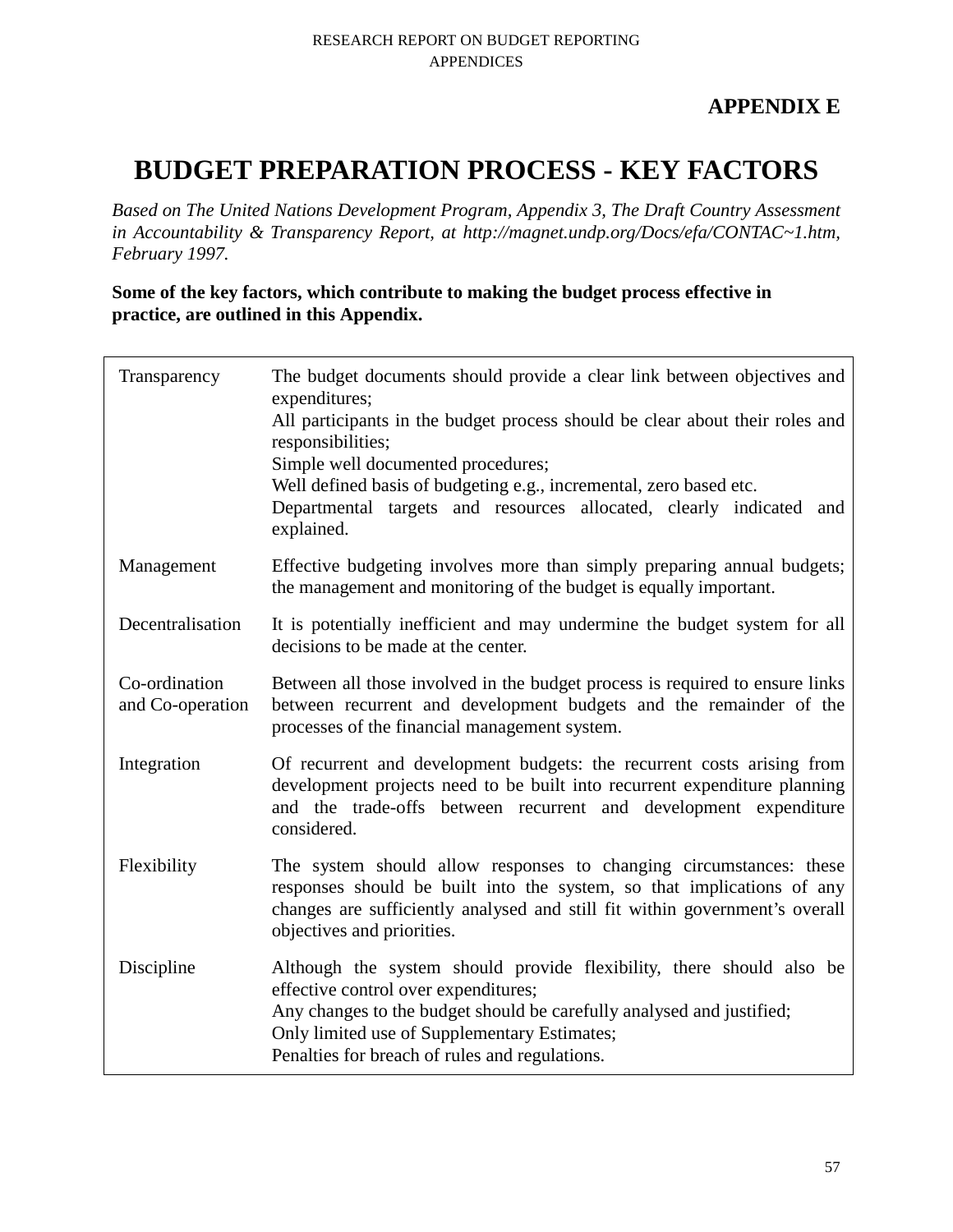**APPENDIX E**

# BUDGET PREPARATION PROCESS - KEY FACTORS

*Based on The United Nations Development Program, Appendix 3, The Draft Country Assessment in Accountability & Transparency Report, at http://magnet.undp.org/Docs/efa/CONTAC~1.htm, February 1997.*

**Some of the key factors, which contribute to making the budget process effective in practice, are outlined in this Appendix.**

| | |
|---|---|
| Transparency | The budget documents should provide a clear link between objectives and expenditures;<br>All participants in the budget process should be clear about their roles and responsibilities;<br>Simple well documented procedures;<br>Well defined basis of budgeting e.g., incremental, zero based etc.<br>Departmental targets and resources allocated, clearly indicated and explained. |
| Management | Effective budgeting involves more than simply preparing annual budgets; the management and monitoring of the budget is equally important. |
| Decentralisation | It is potentially inefficient and may undermine the budget system for all decisions to be made at the center. |
| Co-ordination and Co-operation | Between all those involved in the budget process is required to ensure links between recurrent and development budgets and the remainder of the processes of the financial management system. |
| Integration | Of recurrent and development budgets: the recurrent costs arising from development projects need to be built into recurrent expenditure planning and the trade-offs between recurrent and development expenditure considered. |
| Flexibility | The system should allow responses to changing circumstances: these responses should be built into the system, so that implications of any changes are sufficiently analysed and still fit within government's overall objectives and priorities. |
| Discipline | Although the system should provide flexibility, there should also be effective control over expenditures;<br>Any changes to the budget should be carefully analysed and justified;<br>Only limited use of Supplementary Estimates;<br>Penalties for breach of rules and regulations. |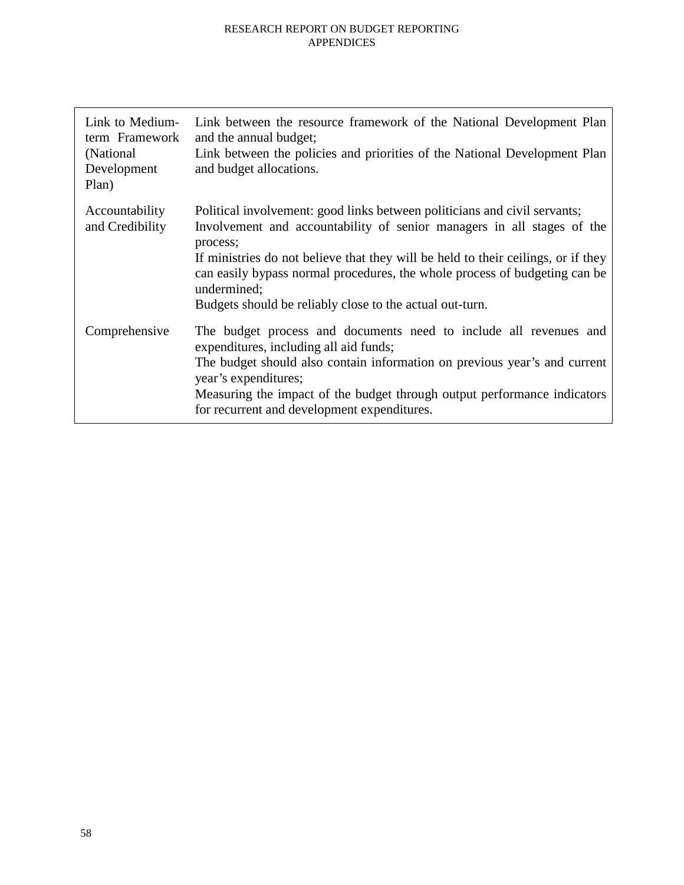| | |
|---|---|
| Link to Medium-term Framework (National Development Plan) | Link between the resource framework of the National Development Plan and the annual budget;<br>Link between the policies and priorities of the National Development Plan and budget allocations. |
| Accountability and Credibility | Political involvement: good links between politicians and civil servants;<br>Involvement and accountability of senior managers in all stages of the process;<br>If ministries do not believe that they will be held to their ceilings, or if they can easily bypass normal procedures, the whole process of budgeting can be undermined;<br>Budgets should be reliably close to the actual out-turn. |
| Comprehensive | The budget process and documents need to include all revenues and expenditures, including all aid funds;<br>The budget should also contain information on previous year's and current year's expenditures;<br>Measuring the impact of the budget through output performance indicators for recurrent and development expenditures. |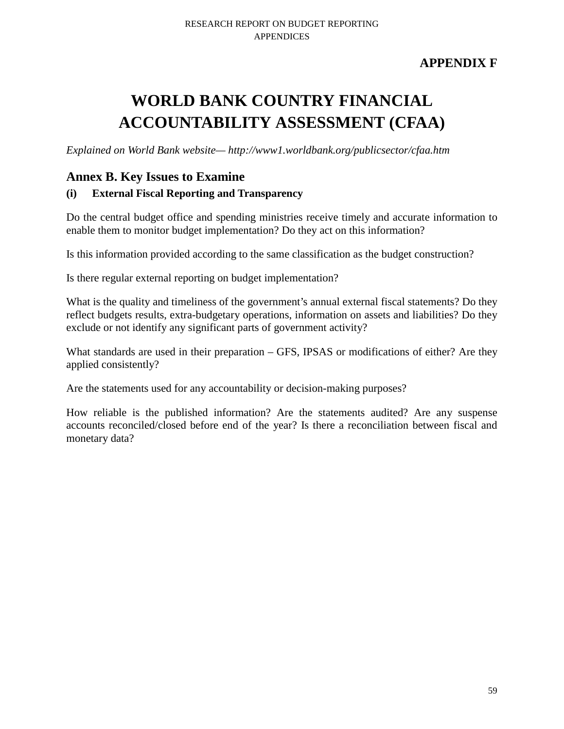**APPENDIX F**

# WORLD BANK COUNTRY FINANCIAL ACCOUNTABILITY ASSESSMENT (CFAA)

*Explained on World Bank website— http://www1.worldbank.org/publicsector/cfaa.htm*

## Annex B. Key Issues to Examine

### (i) External Fiscal Reporting and Transparency

Do the central budget office and spending ministries receive timely and accurate information to enable them to monitor budget implementation? Do they act on this information?

Is this information provided according to the same classification as the budget construction?

Is there regular external reporting on budget implementation?

What is the quality and timeliness of the government's annual external fiscal statements? Do they reflect budgets results, extra-budgetary operations, information on assets and liabilities? Do they exclude or not identify any significant parts of government activity?

What standards are used in their preparation – GFS, IPSAS or modifications of either? Are they applied consistently?

Are the statements used for any accountability or decision-making purposes?

How reliable is the published information? Are the statements audited? Are any suspense accounts reconciled/closed before end of the year? Is there a reconciliation between fiscal and monetary data?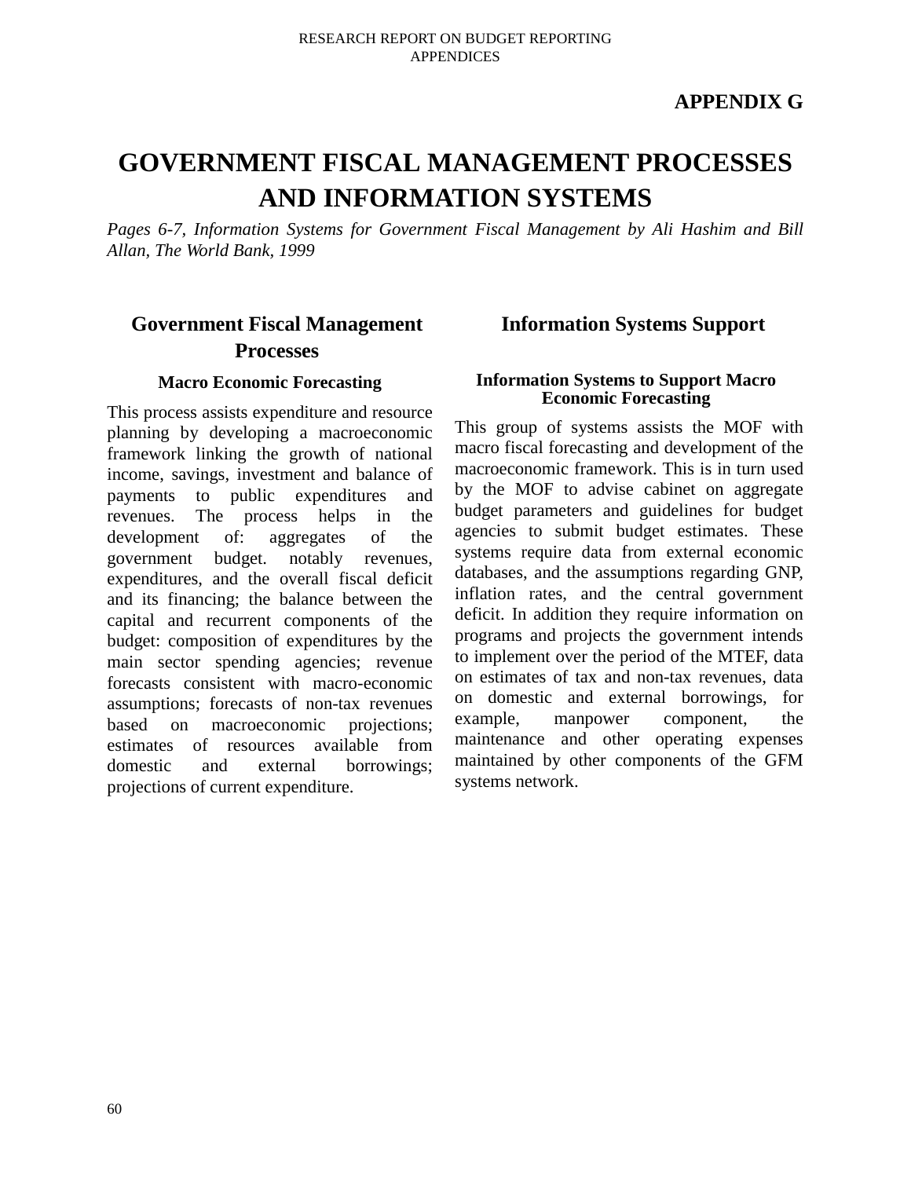**APPENDIX G**

# GOVERNMENT FISCAL MANAGEMENT PROCESSES AND INFORMATION SYSTEMS

*Pages 6-7, Information Systems for Government Fiscal Management by Ali Hashim and Bill Allan, The World Bank, 1999*

## Government Fiscal Management Processes

### Macro Economic Forecasting

This process assists expenditure and resource planning by developing a macroeconomic framework linking the growth of national income, savings, investment and balance of payments to public expenditures and revenues. The process helps in the development of: aggregates of the government budget. notably revenues, expenditures, and the overall fiscal deficit and its financing; the balance between the capital and recurrent components of the budget: composition of expenditures by the main sector spending agencies; revenue forecasts consistent with macro-economic assumptions; forecasts of non-tax revenues based on macroeconomic projections; estimates of resources available from domestic and external borrowings; projections of current expenditure.

## Information Systems Support

### Information Systems to Support Macro Economic Forecasting

This group of systems assists the MOF with macro fiscal forecasting and development of the macroeconomic framework. This is in turn used by the MOF to advise cabinet on aggregate budget parameters and guidelines for budget agencies to submit budget estimates. These systems require data from external economic databases, and the assumptions regarding GNP, inflation rates, and the central government deficit. In addition they require information on programs and projects the government intends to implement over the period of the MTEF, data on estimates of tax and non-tax revenues, data on domestic and external borrowings, for example, manpower component, the maintenance and other operating expenses maintained by other components of the GFM systems network.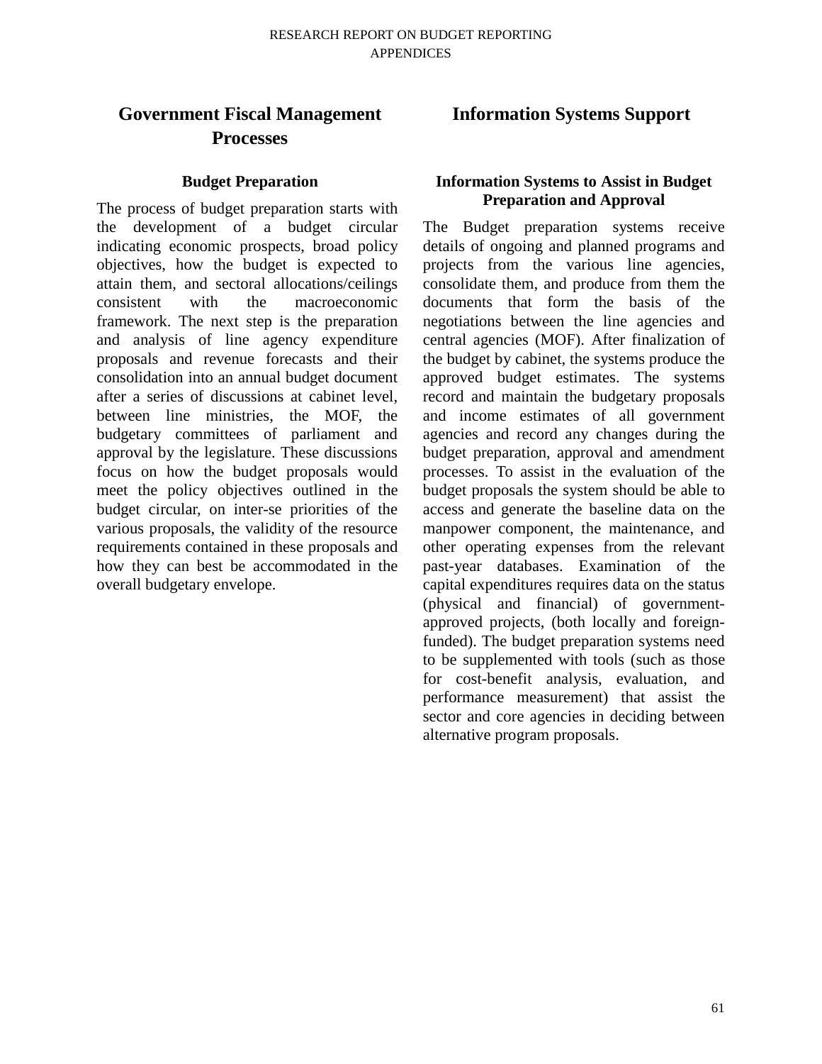## Government Fiscal Management Processes

### Budget Preparation

The process of budget preparation starts with the development of a budget circular indicating economic prospects, broad policy objectives, how the budget is expected to attain them, and sectoral allocations/ceilings consistent with the macroeconomic framework. The next step is the preparation and analysis of line agency expenditure proposals and revenue forecasts and their consolidation into an annual budget document after a series of discussions at cabinet level, between line ministries, the MOF, the budgetary committees of parliament and approval by the legislature. These discussions focus on how the budget proposals would meet the policy objectives outlined in the budget circular, on inter-se priorities of the various proposals, the validity of the resource requirements contained in these proposals and how they can best be accommodated in the overall budgetary envelope.

## Information Systems Support

### Information Systems to Assist in Budget Preparation and Approval

The Budget preparation systems receive details of ongoing and planned programs and projects from the various line agencies, consolidate them, and produce from them the documents that form the basis of the negotiations between the line agencies and central agencies (MOF). After finalization of the budget by cabinet, the systems produce the approved budget estimates. The systems record and maintain the budgetary proposals and income estimates of all government agencies and record any changes during the budget preparation, approval and amendment processes. To assist in the evaluation of the budget proposals the system should be able to access and generate the baseline data on the manpower component, the maintenance, and other operating expenses from the relevant past-year databases. Examination of the capital expenditures requires data on the status (physical and financial) of government-approved projects, (both locally and foreign-funded). The budget preparation systems need to be supplemented with tools (such as those for cost-benefit analysis, evaluation, and performance measurement) that assist the sector and core agencies in deciding between alternative program proposals.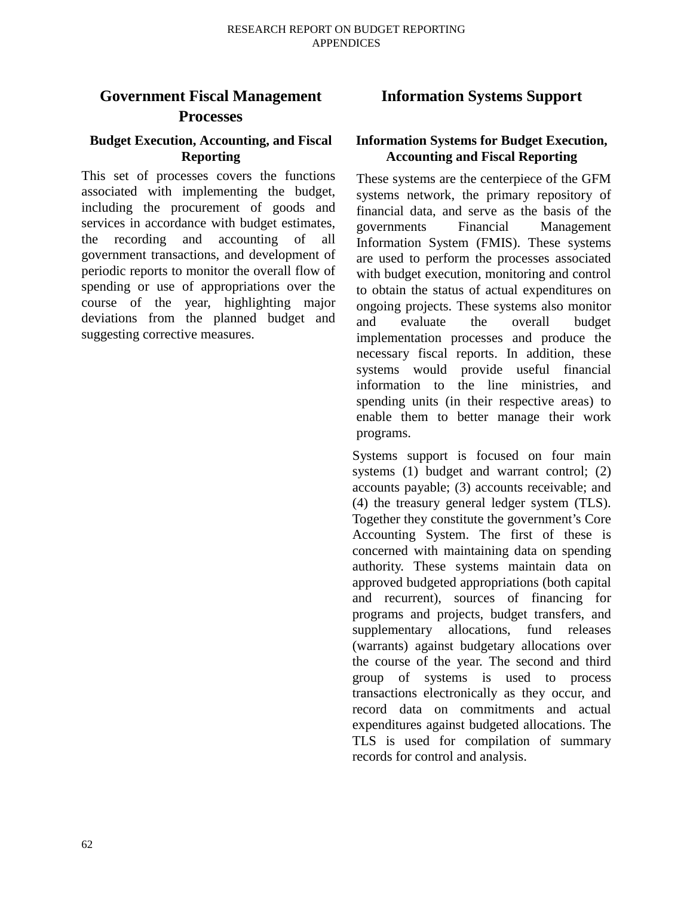## Government Fiscal Management Processes

### Budget Execution, Accounting, and Fiscal Reporting

This set of processes covers the functions associated with implementing the budget, including the procurement of goods and services in accordance with budget estimates, the recording and accounting of all government transactions, and development of periodic reports to monitor the overall flow of spending or use of appropriations over the course of the year, highlighting major deviations from the planned budget and suggesting corrective measures.

## Information Systems Support

### Information Systems for Budget Execution, Accounting and Fiscal Reporting

These systems are the centerpiece of the GFM systems network, the primary repository of financial data, and serve as the basis of the governments Financial Management Information System (FMIS). These systems are used to perform the processes associated with budget execution, monitoring and control to obtain the status of actual expenditures on ongoing projects. These systems also monitor and evaluate the overall budget implementation processes and produce the necessary fiscal reports. In addition, these systems would provide useful financial information to the line ministries, and spending units (in their respective areas) to enable them to better manage their work programs.

Systems support is focused on four main systems (1) budget and warrant control; (2) accounts payable; (3) accounts receivable; and (4) the treasury general ledger system (TLS). Together they constitute the government's Core Accounting System. The first of these is concerned with maintaining data on spending authority. These systems maintain data on approved budgeted appropriations (both capital and recurrent), sources of financing for programs and projects, budget transfers, and supplementary allocations, fund releases (warrants) against budgetary allocations over the course of the year. The second and third group of systems is used to process transactions electronically as they occur, and record data on commitments and actual expenditures against budgeted allocations. The TLS is used for compilation of summary records for control and analysis.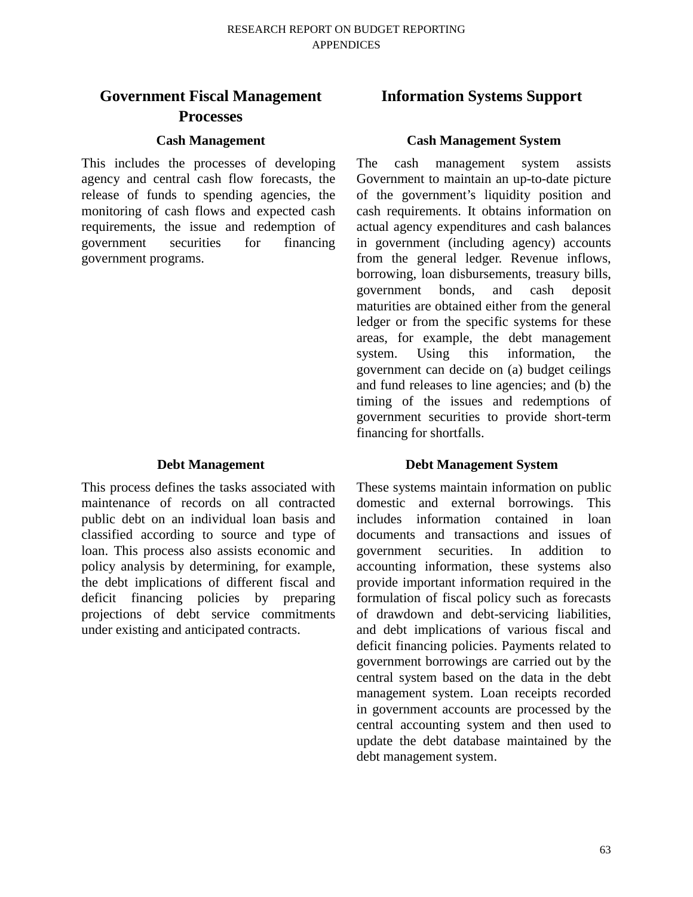## Government Fiscal Management Processes

### Cash Management

This includes the processes of developing agency and central cash flow forecasts, the release of funds to spending agencies, the monitoring of cash flows and expected cash requirements, the issue and redemption of government securities for financing government programs.

### Debt Management

This process defines the tasks associated with maintenance of records on all contracted public debt on an individual loan basis and classified according to source and type of loan. This process also assists economic and policy analysis by determining, for example, the debt implications of different fiscal and deficit financing policies by preparing projections of debt service commitments under existing and anticipated contracts.

## Information Systems Support

### Cash Management System

The cash management system assists Government to maintain an up-to-date picture of the government's liquidity position and cash requirements. It obtains information on actual agency expenditures and cash balances in government (including agency) accounts from the general ledger. Revenue inflows, borrowing, loan disbursements, treasury bills, government bonds, and cash deposit maturities are obtained either from the general ledger or from the specific systems for these areas, for example, the debt management system. Using this information, the government can decide on (a) budget ceilings and fund releases to line agencies; and (b) the timing of the issues and redemptions of government securities to provide short-term financing for shortfalls.

### Debt Management System

These systems maintain information on public domestic and external borrowings. This includes information contained in loan documents and transactions and issues of government securities. In addition to accounting information, these systems also provide important information required in the formulation of fiscal policy such as forecasts of drawdown and debt-servicing liabilities, and debt implications of various fiscal and deficit financing policies. Payments related to government borrowings are carried out by the central system based on the data in the debt management system. Loan receipts recorded in government accounts are processed by the central accounting system and then used to update the debt database maintained by the debt management system.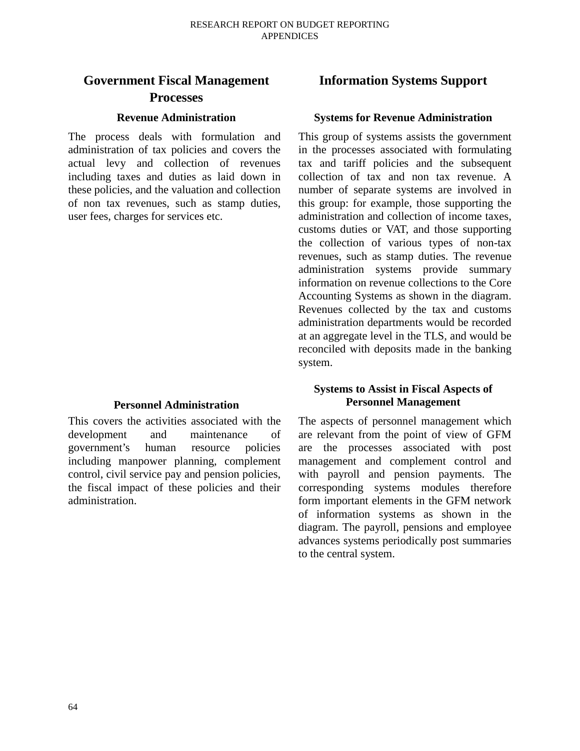## Government Fiscal Management Processes

### Revenue Administration

The process deals with formulation and administration of tax policies and covers the actual levy and collection of revenues including taxes and duties as laid down in these policies, and the valuation and collection of non tax revenues, such as stamp duties, user fees, charges for services etc.

### Personnel Administration

This covers the activities associated with the development and maintenance of government's human resource policies including manpower planning, complement control, civil service pay and pension policies, the fiscal impact of these policies and their administration.

## Information Systems Support

### Systems for Revenue Administration

This group of systems assists the government in the processes associated with formulating tax and tariff policies and the subsequent collection of tax and non tax revenue. A number of separate systems are involved in this group: for example, those supporting the administration and collection of income taxes, customs duties or VAT, and those supporting the collection of various types of non-tax revenues, such as stamp duties. The revenue administration systems provide summary information on revenue collections to the Core Accounting Systems as shown in the diagram. Revenues collected by the tax and customs administration departments would be recorded at an aggregate level in the TLS, and would be reconciled with deposits made in the banking system.

### Systems to Assist in Fiscal Aspects of Personnel Management

The aspects of personnel management which are relevant from the point of view of GFM are the processes associated with post management and complement control and with payroll and pension payments. The corresponding systems modules therefore form important elements in the GFM network of information systems as shown in the diagram. The payroll, pensions and employee advances systems periodically post summaries to the central system.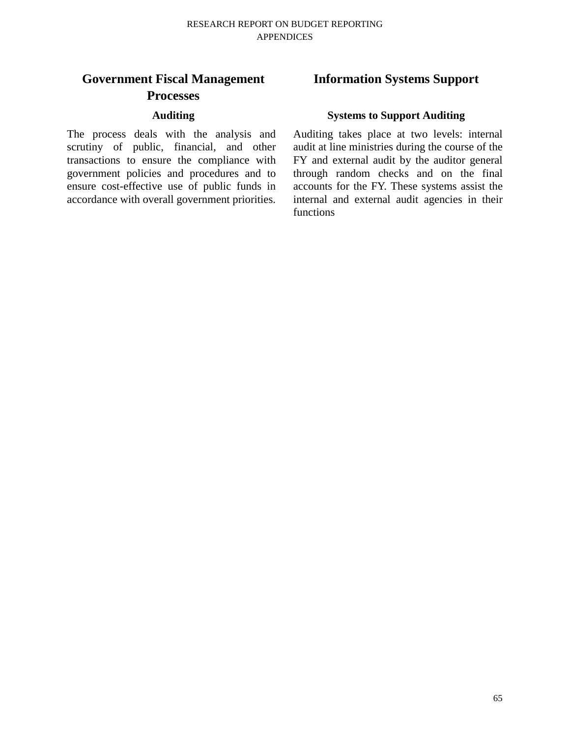| Government Fiscal Management Processes | Information Systems Support |
|---|---|
| **Auditing** | **Systems to Support Auditing** |
| The process deals with the analysis and scrutiny of public, financial, and other transactions to ensure the compliance with government policies and procedures and to ensure cost-effective use of public funds in accordance with overall government priorities. | Auditing takes place at two levels: internal audit at line ministries during the course of the FY and external audit by the auditor general through random checks and on the final accounts for the FY. These systems assist the internal and external audit agencies in their functions |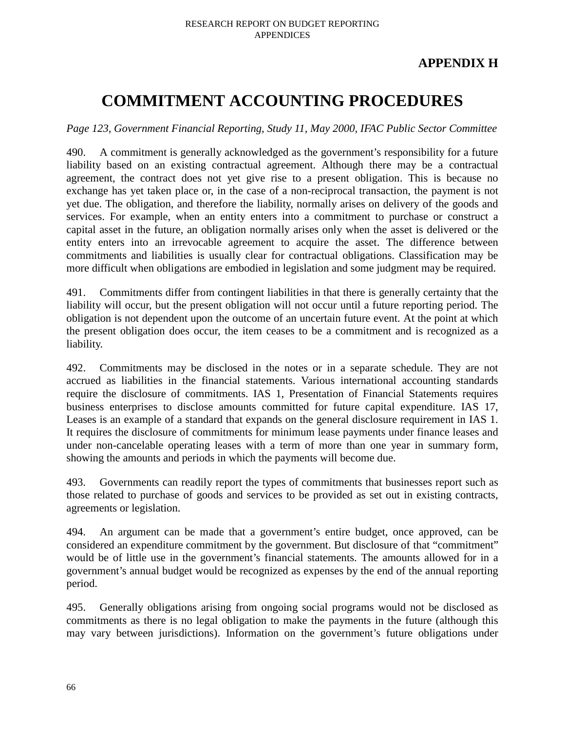## APPENDIX H

# COMMITMENT ACCOUNTING PROCEDURES

*Page 123, Government Financial Reporting, Study 11, May 2000, IFAC Public Sector Committee*

490. A commitment is generally acknowledged as the government's responsibility for a future liability based on an existing contractual agreement. Although there may be a contractual agreement, the contract does not yet give rise to a present obligation. This is because no exchange has yet taken place or, in the case of a non-reciprocal transaction, the payment is not yet due. The obligation, and therefore the liability, normally arises on delivery of the goods and services. For example, when an entity enters into a commitment to purchase or construct a capital asset in the future, an obligation normally arises only when the asset is delivered or the entity enters into an irrevocable agreement to acquire the asset. The difference between commitments and liabilities is usually clear for contractual obligations. Classification may be more difficult when obligations are embodied in legislation and some judgment may be required.

491. Commitments differ from contingent liabilities in that there is generally certainty that the liability will occur, but the present obligation will not occur until a future reporting period. The obligation is not dependent upon the outcome of an uncertain future event. At the point at which the present obligation does occur, the item ceases to be a commitment and is recognized as a liability.

492. Commitments may be disclosed in the notes or in a separate schedule. They are not accrued as liabilities in the financial statements. Various international accounting standards require the disclosure of commitments. IAS 1, Presentation of Financial Statements requires business enterprises to disclose amounts committed for future capital expenditure. IAS 17, Leases is an example of a standard that expands on the general disclosure requirement in IAS 1. It requires the disclosure of commitments for minimum lease payments under finance leases and under non-cancelable operating leases with a term of more than one year in summary form, showing the amounts and periods in which the payments will become due.

493. Governments can readily report the types of commitments that businesses report such as those related to purchase of goods and services to be provided as set out in existing contracts, agreements or legislation.

494. An argument can be made that a government's entire budget, once approved, can be considered an expenditure commitment by the government. But disclosure of that "commitment" would be of little use in the government's financial statements. The amounts allowed for in a government's annual budget would be recognized as expenses by the end of the annual reporting period.

495. Generally obligations arising from ongoing social programs would not be disclosed as commitments as there is no legal obligation to make the payments in the future (although this may vary between jurisdictions). Information on the government's future obligations under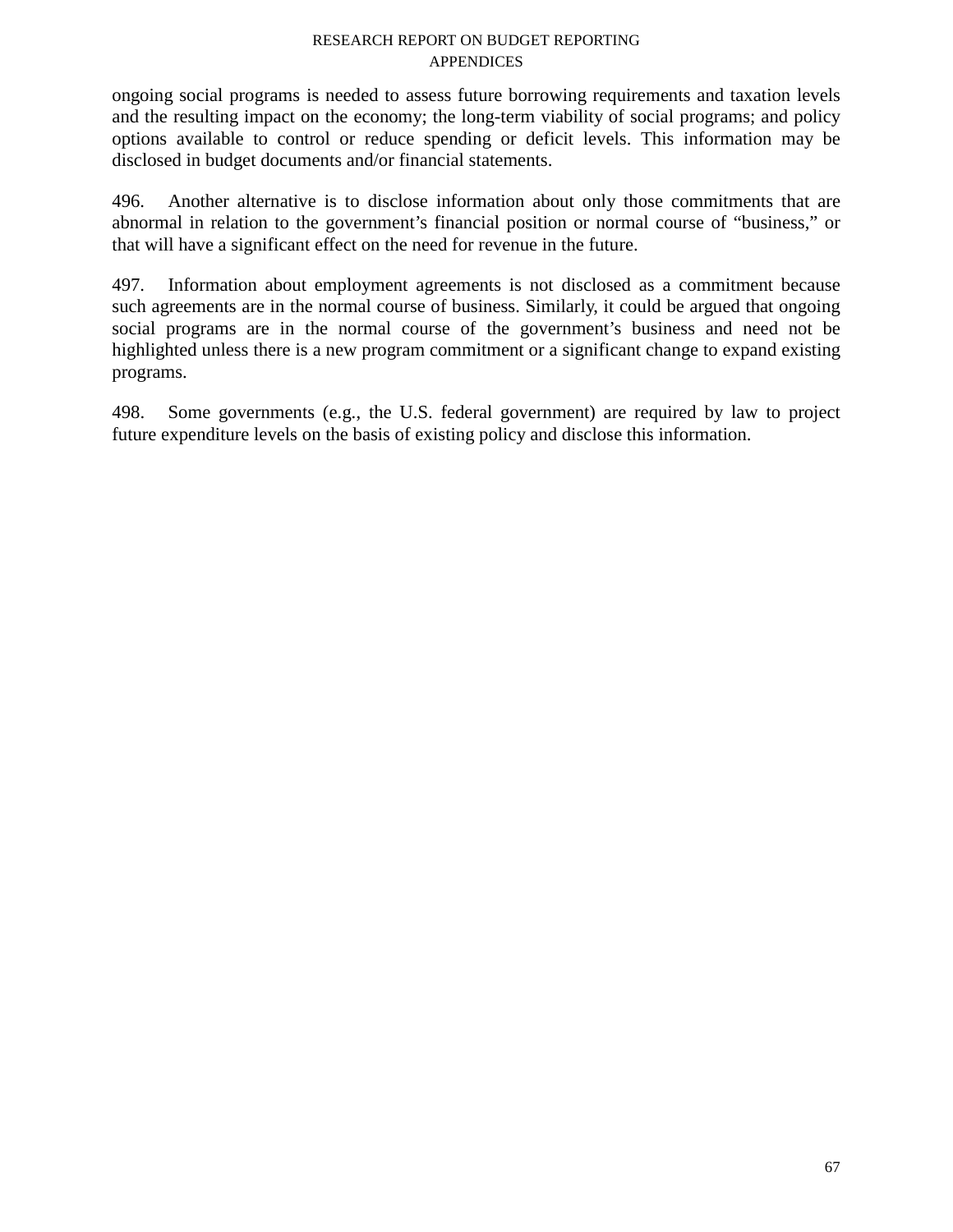ongoing social programs is needed to assess future borrowing requirements and taxation levels and the resulting impact on the economy; the long-term viability of social programs; and policy options available to control or reduce spending or deficit levels. This information may be disclosed in budget documents and/or financial statements.

496. Another alternative is to disclose information about only those commitments that are abnormal in relation to the government's financial position or normal course of "business," or that will have a significant effect on the need for revenue in the future.

497. Information about employment agreements is not disclosed as a commitment because such agreements are in the normal course of business. Similarly, it could be argued that ongoing social programs are in the normal course of the government's business and need not be highlighted unless there is a new program commitment or a significant change to expand existing programs.

498. Some governments (e.g., the U.S. federal government) are required by law to project future expenditure levels on the basis of existing policy and disclose this information.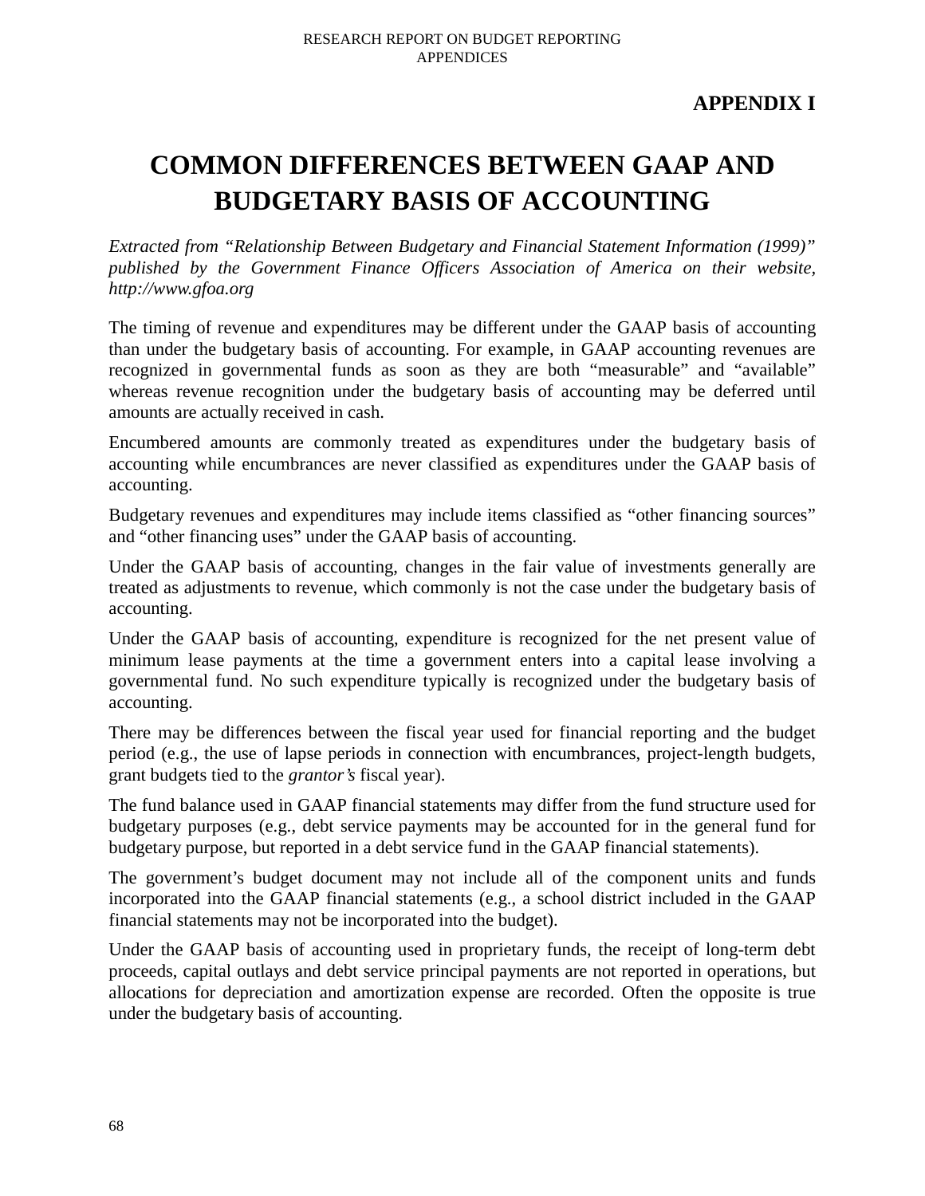**APPENDIX I**

# COMMON DIFFERENCES BETWEEN GAAP AND BUDGETARY BASIS OF ACCOUNTING

*Extracted from "Relationship Between Budgetary and Financial Statement Information (1999)" published by the Government Finance Officers Association of America on their website, http://www.gfoa.org*

The timing of revenue and expenditures may be different under the GAAP basis of accounting than under the budgetary basis of accounting. For example, in GAAP accounting revenues are recognized in governmental funds as soon as they are both "measurable" and "available" whereas revenue recognition under the budgetary basis of accounting may be deferred until amounts are actually received in cash.

Encumbered amounts are commonly treated as expenditures under the budgetary basis of accounting while encumbrances are never classified as expenditures under the GAAP basis of accounting.

Budgetary revenues and expenditures may include items classified as "other financing sources" and "other financing uses" under the GAAP basis of accounting.

Under the GAAP basis of accounting, changes in the fair value of investments generally are treated as adjustments to revenue, which commonly is not the case under the budgetary basis of accounting.

Under the GAAP basis of accounting, expenditure is recognized for the net present value of minimum lease payments at the time a government enters into a capital lease involving a governmental fund. No such expenditure typically is recognized under the budgetary basis of accounting.

There may be differences between the fiscal year used for financial reporting and the budget period (e.g., the use of lapse periods in connection with encumbrances, project-length budgets, grant budgets tied to the *grantor's* fiscal year).

The fund balance used in GAAP financial statements may differ from the fund structure used for budgetary purposes (e.g., debt service payments may be accounted for in the general fund for budgetary purpose, but reported in a debt service fund in the GAAP financial statements).

The government's budget document may not include all of the component units and funds incorporated into the GAAP financial statements (e.g., a school district included in the GAAP financial statements may not be incorporated into the budget).

Under the GAAP basis of accounting used in proprietary funds, the receipt of long-term debt proceeds, capital outlays and debt service principal payments are not reported in operations, but allocations for depreciation and amortization expense are recorded. Often the opposite is true under the budgetary basis of accounting.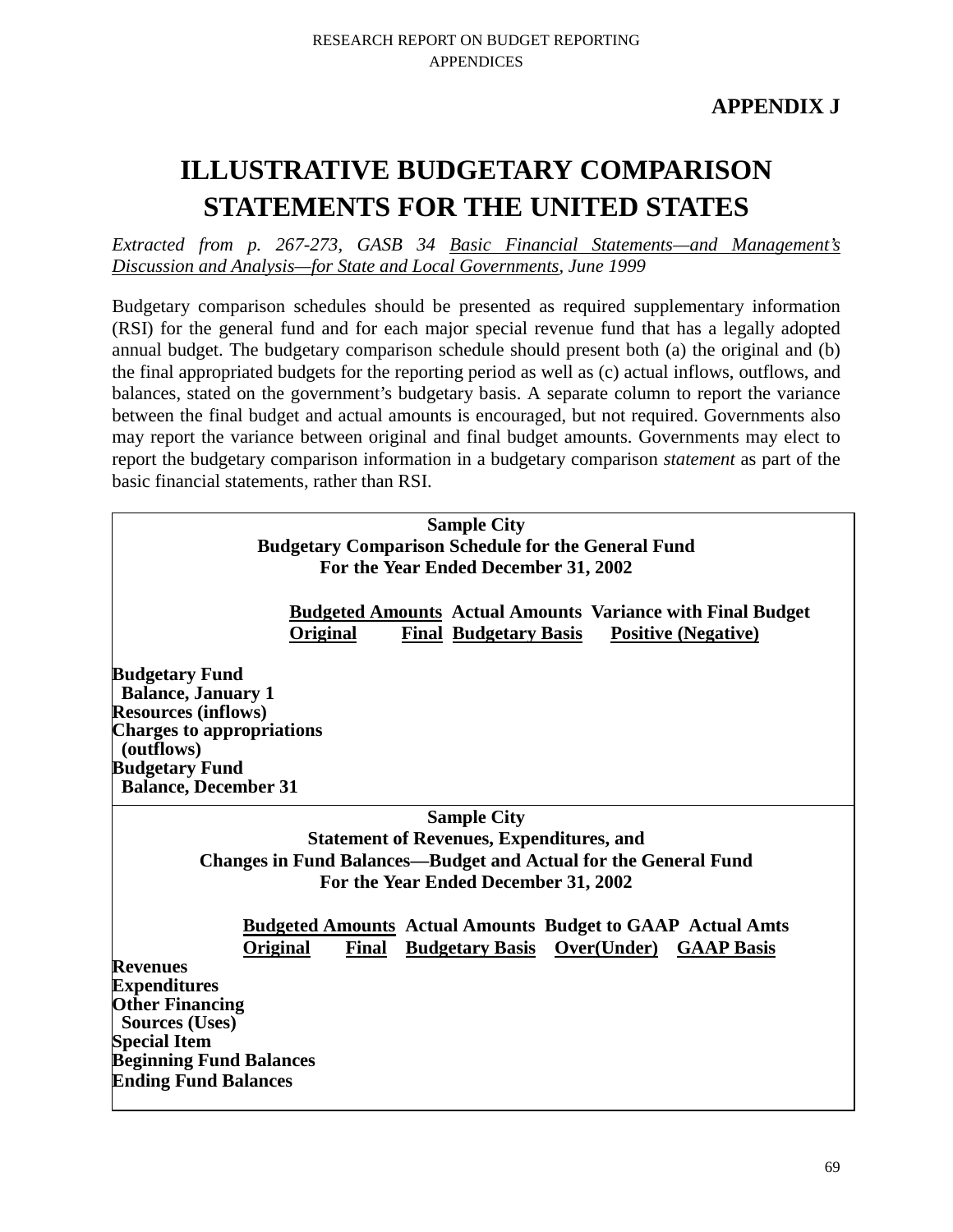**APPENDIX J**

# ILLUSTRATIVE BUDGETARY COMPARISON STATEMENTS FOR THE UNITED STATES

*Extracted from p. 267-273, GASB 34 Basic Financial Statements—and Management's Discussion and Analysis—for State and Local Governments, June 1999*

Budgetary comparison schedules should be presented as required supplementary information (RSI) for the general fund and for each major special revenue fund that has a legally adopted annual budget. The budgetary comparison schedule should present both (a) the original and (b) the final appropriated budgets for the reporting period as well as (c) actual inflows, outflows, and balances, stated on the government's budgetary basis. A separate column to report the variance between the final budget and actual amounts is encouraged, but not required. Governments also may report the variance between original and final budget amounts. Governments may elect to report the budgetary comparison information in a budgetary comparison *statement* as part of the basic financial statements, rather than RSI.

**Sample City**
**Budgetary Comparison Schedule for the General Fund**
**For the Year Ended December 31, 2002**

| | Budgeted Amounts | | Actual Amounts | Variance with Final Budget |
|---|---|---|---|---|
| | Original | Final | Budgetary Basis | Positive (Negative) |
| **Budgetary Fund Balance, January 1** | | | | |
| **Resources (inflows)** | | | | |
| **Charges to appropriations (outflows)** | | | | |
| **Budgetary Fund Balance, December 31** | | | | |

**Sample City**
**Statement of Revenues, Expenditures, and**
**Changes in Fund Balances—Budget and Actual for the General Fund**
**For the Year Ended December 31, 2002**

| | Budgeted Amounts | | Actual Amounts | Budget to GAAP | Actual Amts |
|---|---|---|---|---|---|
| | Original | Final | Budgetary Basis | Over(Under) | GAAP Basis |
| **Revenues** | | | | | |
| **Expenditures** | | | | | |
| **Other Financing Sources (Uses)** | | | | | |
| **Special Item** | | | | | |
| **Beginning Fund Balances** | | | | | |
| **Ending Fund Balances** | | | | | |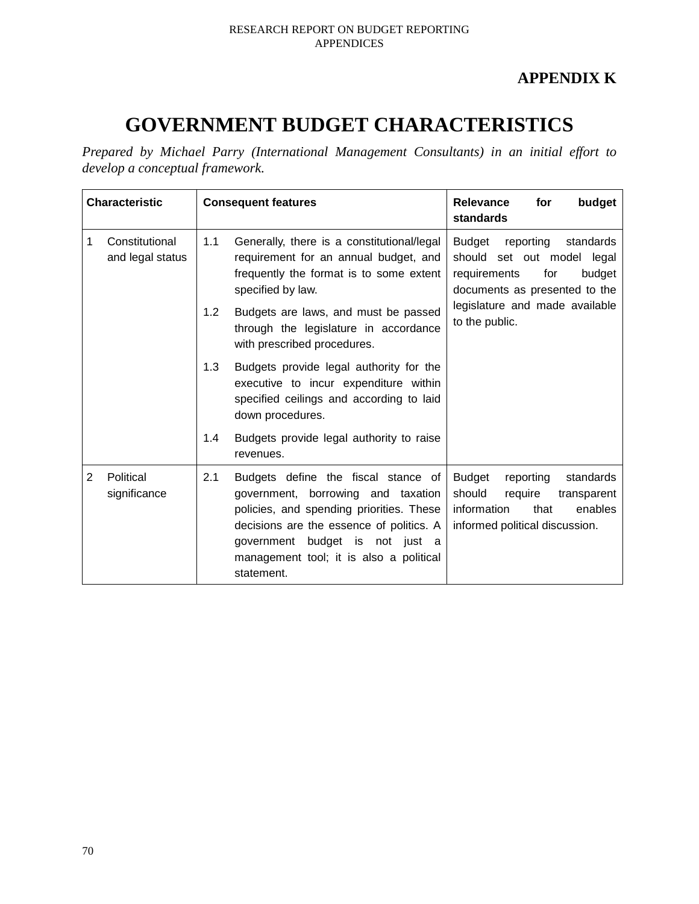**APPENDIX K**

# GOVERNMENT BUDGET CHARACTERISTICS

*Prepared by Michael Parry (International Management Consultants) in an initial effort to develop a conceptual framework.*

| Characteristic | Consequent features | Relevance for budget standards |
|---|---|---|
| 1 Constitutional and legal status | 1.1 Generally, there is a constitutional/legal requirement for an annual budget, and frequently the format is to some extent specified by law.<br><br>1.2 Budgets are laws, and must be passed through the legislature in accordance with prescribed procedures.<br><br>1.3 Budgets provide legal authority for the executive to incur expenditure within specified ceilings and according to laid down procedures.<br><br>1.4 Budgets provide legal authority to raise revenues. | Budget reporting standards should set out model legal requirements for budget documents as presented to the legislature and made available to the public. |
| 2 Political significance | 2.1 Budgets define the fiscal stance of government, borrowing and taxation policies, and spending priorities. These decisions are the essence of politics. A government budget is not just a management tool; it is also a political statement. | Budget reporting standards should require transparent information that enables informed political discussion. |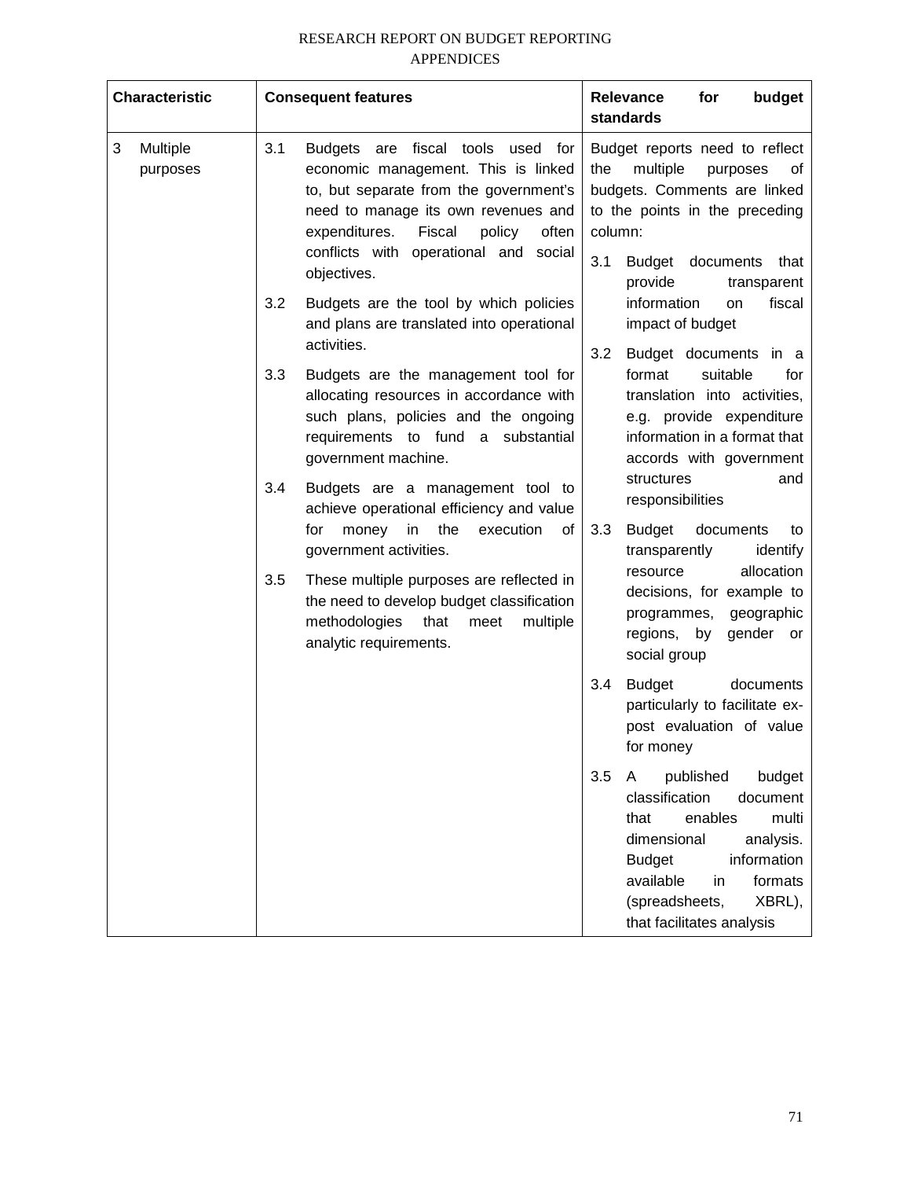| Characteristic | Consequent features | Relevance for budget standards |
|---|---|---|
| 3 Multiple purposes | 3.1 Budgets are fiscal tools used for economic management. This is linked to, but separate from the government's need to manage its own revenues and expenditures. Fiscal policy often conflicts with operational and social objectives.<br><br>3.2 Budgets are the tool by which policies and plans are translated into operational activities.<br><br>3.3 Budgets are the management tool for allocating resources in accordance with such plans, policies and the ongoing requirements to fund a substantial government machine.<br><br>3.4 Budgets are a management tool to achieve operational efficiency and value for money in the execution of government activities.<br><br>3.5 These multiple purposes are reflected in the need to develop budget classification methodologies that meet multiple analytic requirements. | Budget reports need to reflect the multiple purposes of budgets. Comments are linked to the points in the preceding column:<br><br>3.1 Budget documents that provide transparent information on fiscal impact of budget<br><br>3.2 Budget documents in a format suitable for translation into activities, e.g. provide expenditure information in a format that accords with government structures and responsibilities<br><br>3.3 Budget documents to transparently identify resource allocation decisions, for example to programmes, geographic regions, by gender or social group<br><br>3.4 Budget documents particularly to facilitate ex-post evaluation of value for money<br><br>3.5 A published budget classification document that enables multi dimensional analysis. Budget information available in formats (spreadsheets, XBRL), that facilitates analysis |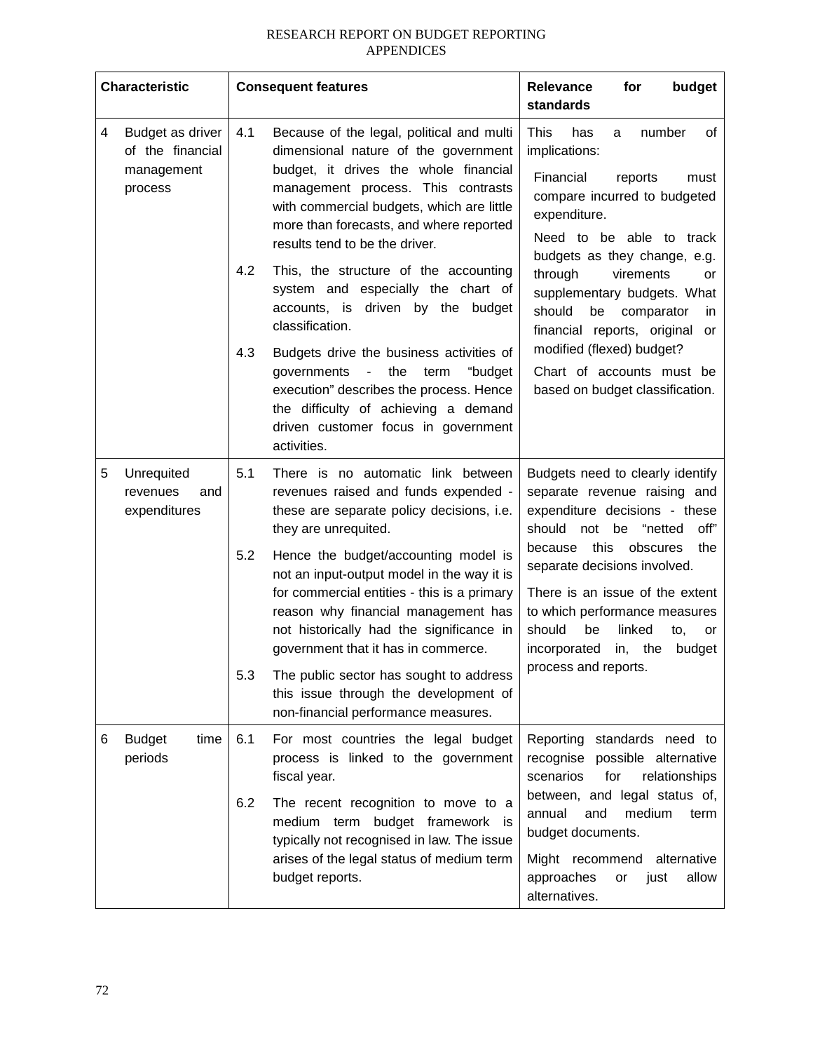| Characteristic | | Consequent features | | Relevance for budget standards |
|---|---|---|---|---|
| 4 | Budget as driver of the financial management process | 4.1 | Because of the legal, political and multi dimensional nature of the government budget, it drives the whole financial management process. This contrasts with commercial budgets, which are little more than forecasts, and where reported results tend to be the driver. | This has a number of implications: Financial reports must compare incurred to budgeted expenditure. Need to be able to track budgets as they change, e.g. through virements or supplementary budgets. What should be comparator in financial reports, original or modified (flexed) budget? Chart of accounts must be based on budget classification. |
| | | 4.2 | This, the structure of the accounting system and especially the chart of accounts, is driven by the budget classification. | |
| | | 4.3 | Budgets drive the business activities of governments - the term "budget execution" describes the process. Hence the difficulty of achieving a demand driven customer focus in government activities. | |
| 5 | Unrequited revenues and expenditures | 5.1 | There is no automatic link between revenues raised and funds expended - these are separate policy decisions, i.e. they are unrequited. | Budgets need to clearly identify separate revenue raising and expenditure decisions - these should not be "netted off" because this obscures the separate decisions involved. There is an issue of the extent to which performance measures should be linked to, or incorporated in, the budget process and reports. |
| | | 5.2 | Hence the budget/accounting model is not an input-output model in the way it is for commercial entities - this is a primary reason why financial management has not historically had the significance in government that it has in commerce. | |
| | | 5.3 | The public sector has sought to address this issue through the development of non-financial performance measures. | |
| 6 | Budget time periods | 6.1 | For most countries the legal budget process is linked to the government fiscal year. | Reporting standards need to recognise possible alternative scenarios for relationships between, and legal status of, annual and medium term budget documents. Might recommend alternative approaches or just allow alternatives. |
| | | 6.2 | The recent recognition to move to a medium term budget framework is typically not recognised in law. The issue arises of the legal status of medium term budget reports. | |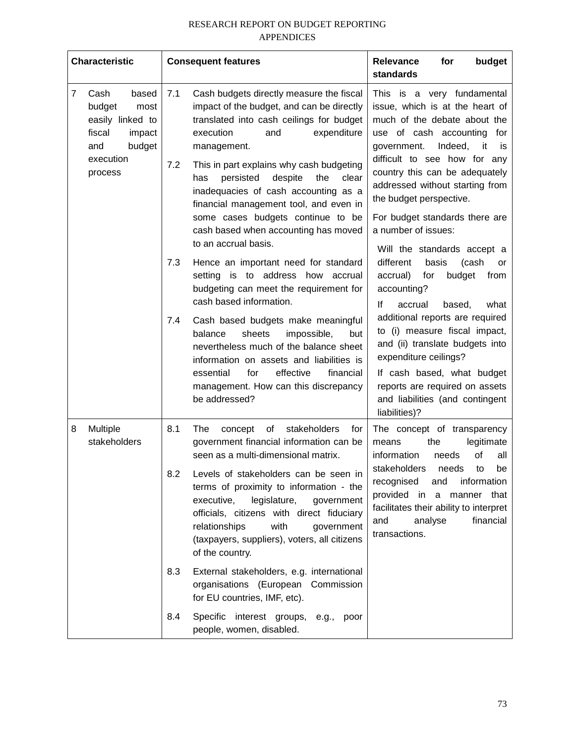| Characteristic | Consequent features | Relevance for budget standards |
|---|---|---|
| 7 Cash based budget most easily linked to fiscal impact and budget execution process | 7.1 Cash budgets directly measure the fiscal impact of the budget, and can be directly translated into cash ceilings for budget execution and expenditure management.<br><br>7.2 This in part explains why cash budgeting has persisted despite the clear inadequacies of cash accounting as a financial management tool, and even in some cases budgets continue to be cash based when accounting has moved to an accrual basis.<br><br>7.3 Hence an important need for standard setting is to address how accrual budgeting can meet the requirement for cash based information.<br><br>7.4 Cash based budgets make meaningful balance sheets impossible, but nevertheless much of the balance sheet information on assets and liabilities is essential for effective financial management. How can this discrepancy be addressed? | This is a very fundamental issue, which is at the heart of much of the debate about the use of cash accounting for government. Indeed, it is difficult to see how for any country this can be adequately addressed without starting from the budget perspective.<br><br>For budget standards there are a number of issues:<br><br>Will the standards accept a different basis (cash or accrual) for budget from accounting?<br><br>If accrual based, what additional reports are required to (i) measure fiscal impact, and (ii) translate budgets into expenditure ceilings?<br><br>If cash based, what budget reports are required on assets and liabilities (and contingent liabilities)? |
| 8 Multiple stakeholders | 8.1 The concept of stakeholders for government financial information can be seen as a multi-dimensional matrix.<br><br>8.2 Levels of stakeholders can be seen in terms of proximity to information - the executive, legislature, government officials, citizens with direct fiduciary relationships with government (taxpayers, suppliers), voters, all citizens of the country.<br><br>8.3 External stakeholders, e.g. international organisations (European Commission for EU countries, IMF, etc).<br><br>8.4 Specific interest groups, e.g., poor people, women, disabled. | The concept of transparency means the legitimate information needs of all stakeholders needs to be recognised and information provided in a manner that facilitates their ability to interpret and analyse financial transactions. |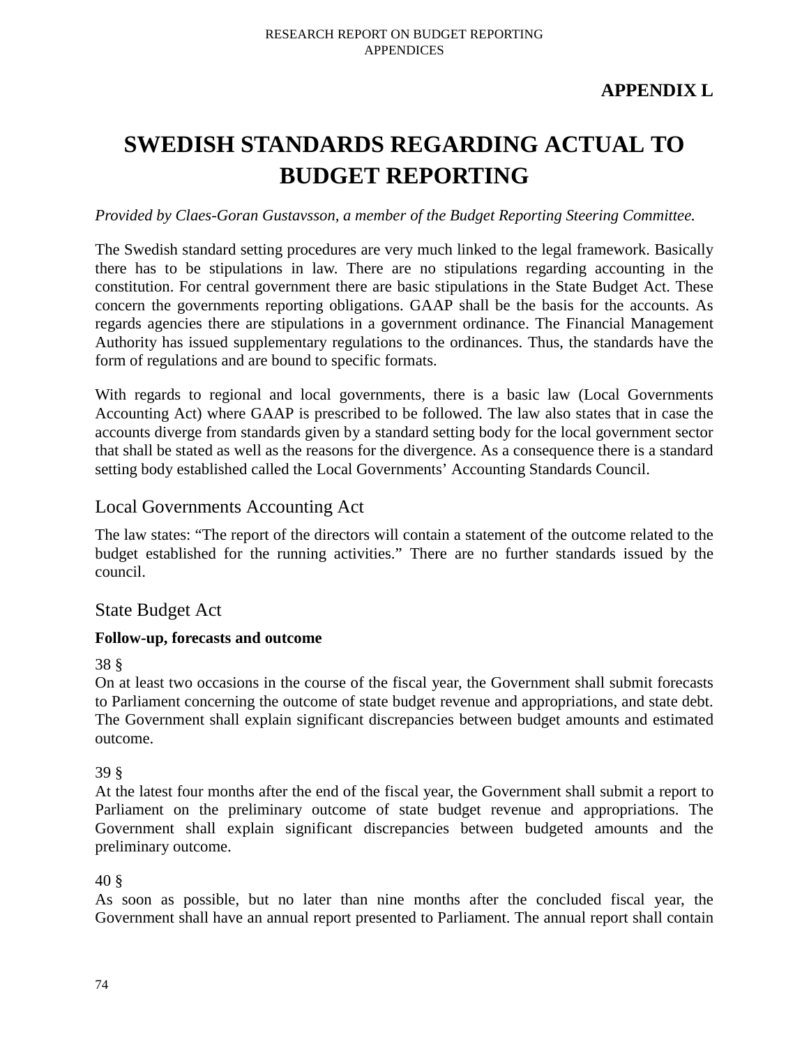**APPENDIX L**

# SWEDISH STANDARDS REGARDING ACTUAL TO BUDGET REPORTING

*Provided by Claes-Goran Gustavsson, a member of the Budget Reporting Steering Committee.*

The Swedish standard setting procedures are very much linked to the legal framework. Basically there has to be stipulations in law. There are no stipulations regarding accounting in the constitution. For central government there are basic stipulations in the State Budget Act. These concern the governments reporting obligations. GAAP shall be the basis for the accounts. As regards agencies there are stipulations in a government ordinance. The Financial Management Authority has issued supplementary regulations to the ordinances. Thus, the standards have the form of regulations and are bound to specific formats.

With regards to regional and local governments, there is a basic law (Local Governments Accounting Act) where GAAP is prescribed to be followed. The law also states that in case the accounts diverge from standards given by a standard setting body for the local government sector that shall be stated as well as the reasons for the divergence. As a consequence there is a standard setting body established called the Local Governments' Accounting Standards Council.

## Local Governments Accounting Act

The law states: "The report of the directors will contain a statement of the outcome related to the budget established for the running activities." There are no further standards issued by the council.

## State Budget Act

**Follow-up, forecasts and outcome**

38 §
On at least two occasions in the course of the fiscal year, the Government shall submit forecasts to Parliament concerning the outcome of state budget revenue and appropriations, and state debt. The Government shall explain significant discrepancies between budget amounts and estimated outcome.

39 §
At the latest four months after the end of the fiscal year, the Government shall submit a report to Parliament on the preliminary outcome of state budget revenue and appropriations. The Government shall explain significant discrepancies between budgeted amounts and the preliminary outcome.

40 §
As soon as possible, but no later than nine months after the concluded fiscal year, the Government shall have an annual report presented to Parliament. The annual report shall contain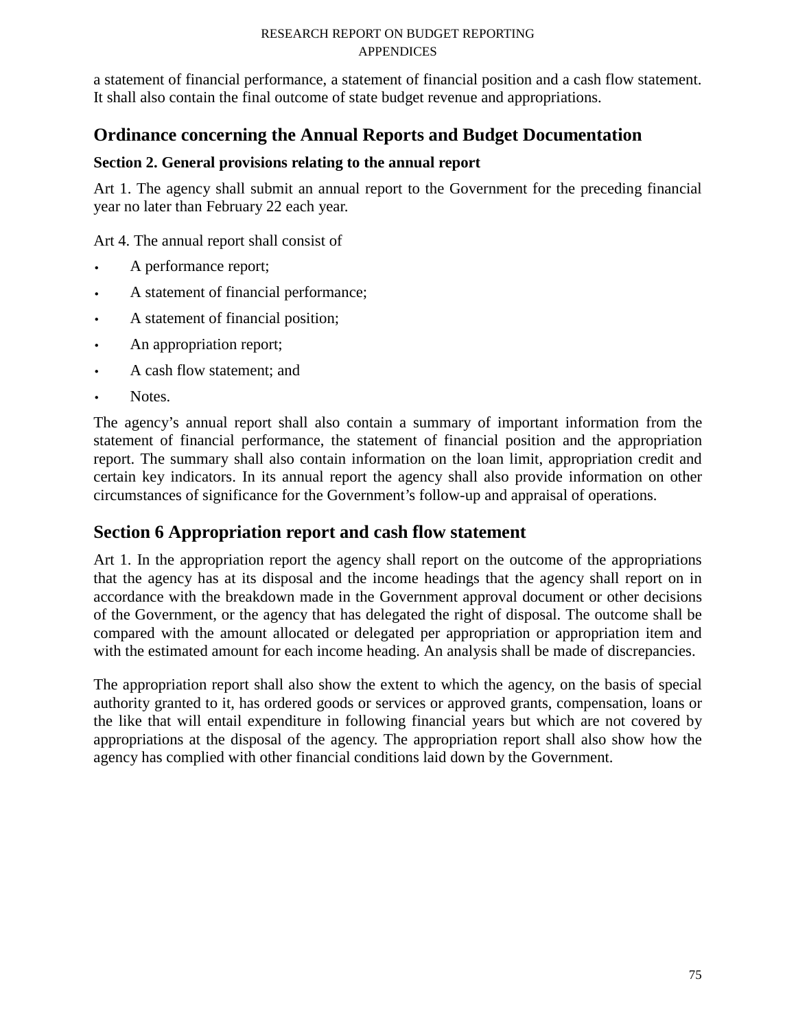a statement of financial performance, a statement of financial position and a cash flow statement. It shall also contain the final outcome of state budget revenue and appropriations.

## Ordinance concerning the Annual Reports and Budget Documentation

### Section 2. General provisions relating to the annual report

Art 1. The agency shall submit an annual report to the Government for the preceding financial year no later than February 22 each year.

Art 4. The annual report shall consist of

- A performance report;
- A statement of financial performance;
- A statement of financial position;
- An appropriation report;
- A cash flow statement; and
- Notes.

The agency's annual report shall also contain a summary of important information from the statement of financial performance, the statement of financial position and the appropriation report. The summary shall also contain information on the loan limit, appropriation credit and certain key indicators. In its annual report the agency shall also provide information on other circumstances of significance for the Government's follow-up and appraisal of operations.

## Section 6 Appropriation report and cash flow statement

Art 1. In the appropriation report the agency shall report on the outcome of the appropriations that the agency has at its disposal and the income headings that the agency shall report on in accordance with the breakdown made in the Government approval document or other decisions of the Government, or the agency that has delegated the right of disposal. The outcome shall be compared with the amount allocated or delegated per appropriation or appropriation item and with the estimated amount for each income heading. An analysis shall be made of discrepancies.

The appropriation report shall also show the extent to which the agency, on the basis of special authority granted to it, has ordered goods or services or approved grants, compensation, loans or the like that will entail expenditure in following financial years but which are not covered by appropriations at the disposal of the agency. The appropriation report shall also show how the agency has complied with other financial conditions laid down by the Government.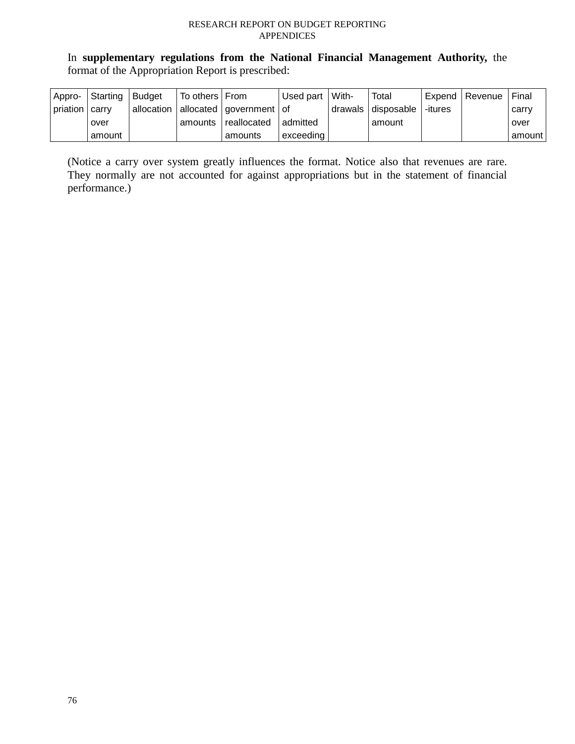In **supplementary regulations from the National Financial Management Authority,** the format of the Appropriation Report is prescribed:

| Appro-priation | Starting carry over amount | Budget allocation | To others allocated amounts | From government reallocated amounts | Used part of admitted exceeding | With-drawals | Total disposable amount | Expend-itures | Revenue | Final carry over amount |
|---|---|---|---|---|---|---|---|---|---|---|

(Notice a carry over system greatly influences the format. Notice also that revenues are rare. They normally are not accounted for against appropriations but in the statement of financial performance.)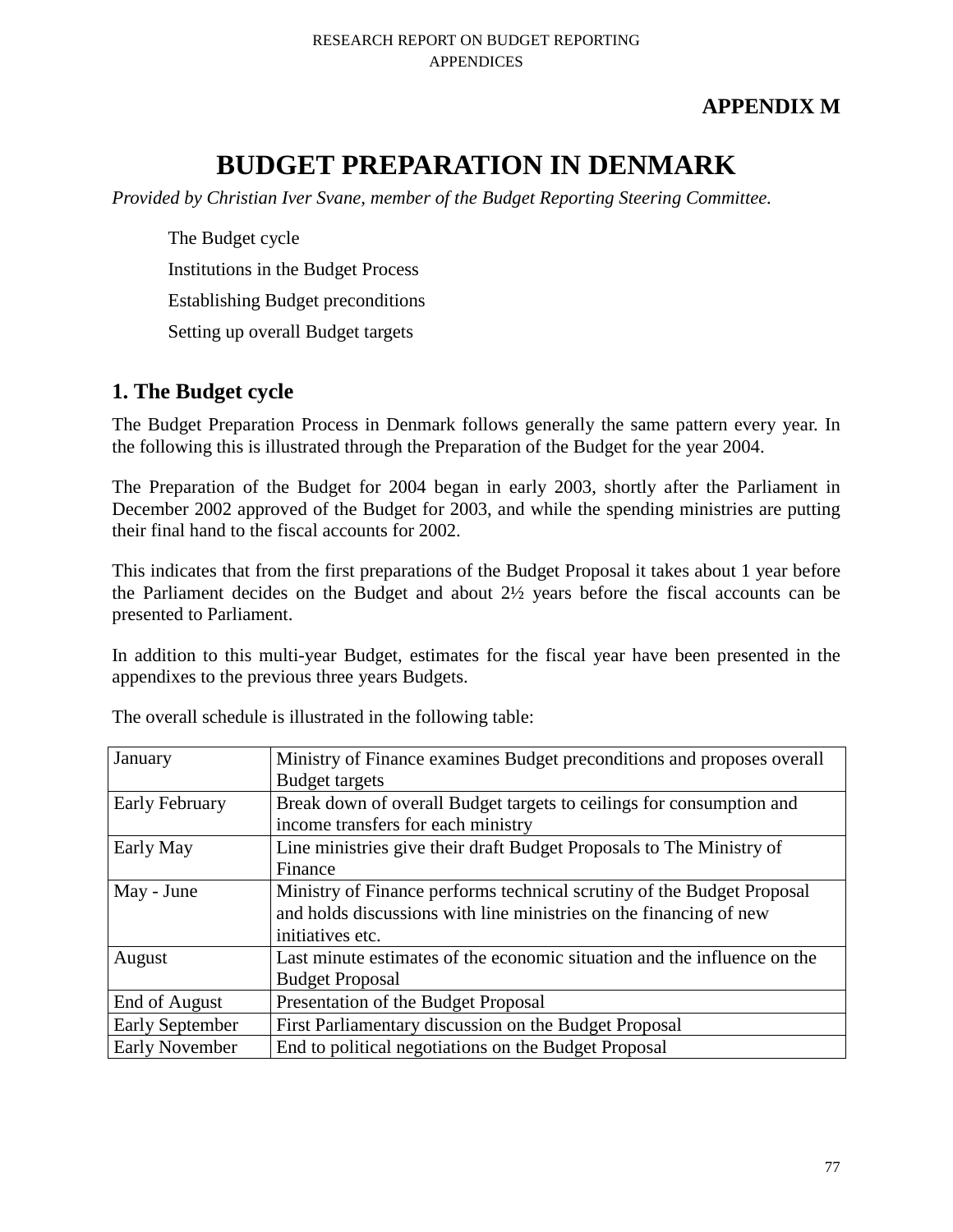**APPENDIX M**

# BUDGET PREPARATION IN DENMARK

*Provided by Christian Iver Svane, member of the Budget Reporting Steering Committee.*

The Budget cycle

Institutions in the Budget Process

Establishing Budget preconditions

Setting up overall Budget targets

## 1. The Budget cycle

The Budget Preparation Process in Denmark follows generally the same pattern every year. In the following this is illustrated through the Preparation of the Budget for the year 2004.

The Preparation of the Budget for 2004 began in early 2003, shortly after the Parliament in December 2002 approved of the Budget for 2003, and while the spending ministries are putting their final hand to the fiscal accounts for 2002.

This indicates that from the first preparations of the Budget Proposal it takes about 1 year before the Parliament decides on the Budget and about 2½ years before the fiscal accounts can be presented to Parliament.

In addition to this multi-year Budget, estimates for the fiscal year have been presented in the appendixes to the previous three years Budgets.

The overall schedule is illustrated in the following table:

| | |
|---|---|
| January | Ministry of Finance examines Budget preconditions and proposes overall Budget targets |
| Early February | Break down of overall Budget targets to ceilings for consumption and income transfers for each ministry |
| Early May | Line ministries give their draft Budget Proposals to The Ministry of Finance |
| May - June | Ministry of Finance performs technical scrutiny of the Budget Proposal and holds discussions with line ministries on the financing of new initiatives etc. |
| August | Last minute estimates of the economic situation and the influence on the Budget Proposal |
| End of August | Presentation of the Budget Proposal |
| Early September | First Parliamentary discussion on the Budget Proposal |
| Early November | End to political negotiations on the Budget Proposal |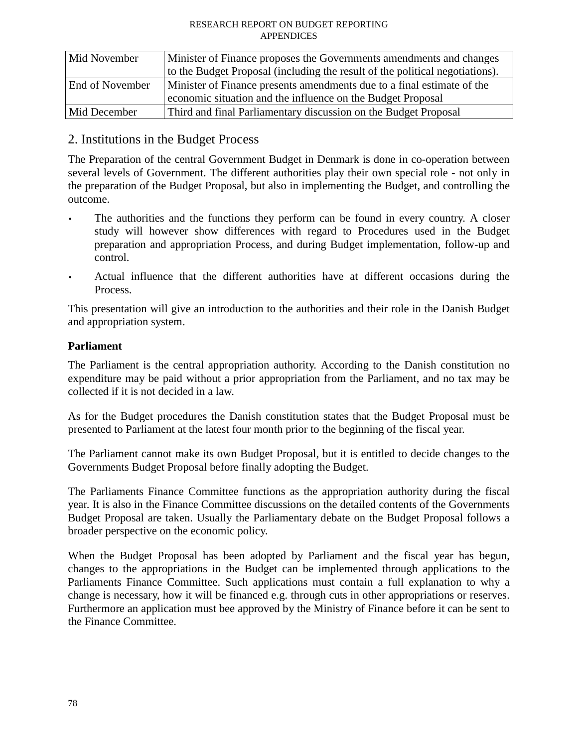| | |
|---|---|
| Mid November | Minister of Finance proposes the Governments amendments and changes to the Budget Proposal (including the result of the political negotiations). |
| End of November | Minister of Finance presents amendments due to a final estimate of the economic situation and the influence on the Budget Proposal |
| Mid December | Third and final Parliamentary discussion on the Budget Proposal |

## 2. Institutions in the Budget Process

The Preparation of the central Government Budget in Denmark is done in co-operation between several levels of Government. The different authorities play their own special role - not only in the preparation of the Budget Proposal, but also in implementing the Budget, and controlling the outcome.

- The authorities and the functions they perform can be found in every country. A closer study will however show differences with regard to Procedures used in the Budget preparation and appropriation Process, and during Budget implementation, follow-up and control.
- Actual influence that the different authorities have at different occasions during the Process.

This presentation will give an introduction to the authorities and their role in the Danish Budget and appropriation system.

**Parliament**

The Parliament is the central appropriation authority. According to the Danish constitution no expenditure may be paid without a prior appropriation from the Parliament, and no tax may be collected if it is not decided in a law.

As for the Budget procedures the Danish constitution states that the Budget Proposal must be presented to Parliament at the latest four month prior to the beginning of the fiscal year.

The Parliament cannot make its own Budget Proposal, but it is entitled to decide changes to the Governments Budget Proposal before finally adopting the Budget.

The Parliaments Finance Committee functions as the appropriation authority during the fiscal year. It is also in the Finance Committee discussions on the detailed contents of the Governments Budget Proposal are taken. Usually the Parliamentary debate on the Budget Proposal follows a broader perspective on the economic policy.

When the Budget Proposal has been adopted by Parliament and the fiscal year has begun, changes to the appropriations in the Budget can be implemented through applications to the Parliaments Finance Committee. Such applications must contain a full explanation to why a change is necessary, how it will be financed e.g. through cuts in other appropriations or reserves. Furthermore an application must bee approved by the Ministry of Finance before it can be sent to the Finance Committee.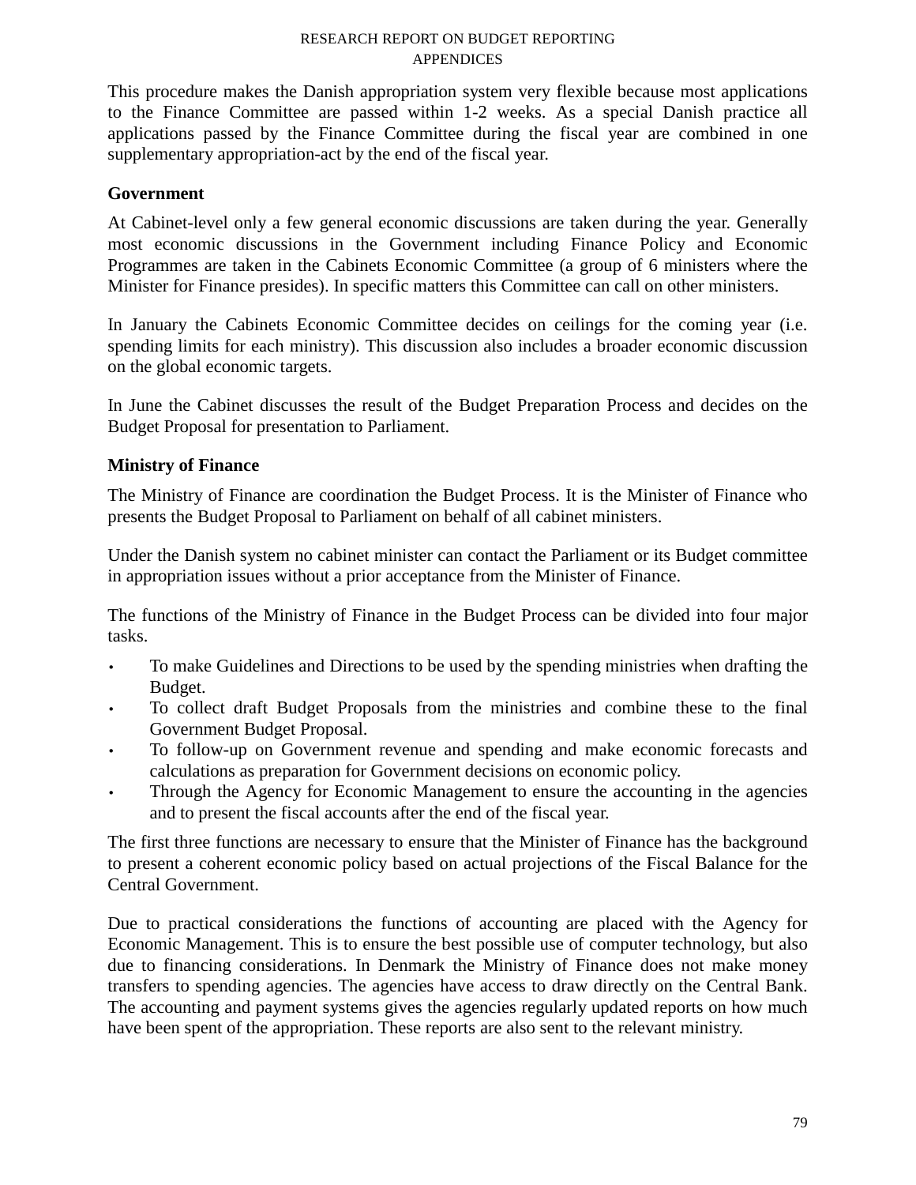This procedure makes the Danish appropriation system very flexible because most applications to the Finance Committee are passed within 1-2 weeks. As a special Danish practice all applications passed by the Finance Committee during the fiscal year are combined in one supplementary appropriation-act by the end of the fiscal year.

**Government**

At Cabinet-level only a few general economic discussions are taken during the year. Generally most economic discussions in the Government including Finance Policy and Economic Programmes are taken in the Cabinets Economic Committee (a group of 6 ministers where the Minister for Finance presides). In specific matters this Committee can call on other ministers.

In January the Cabinets Economic Committee decides on ceilings for the coming year (i.e. spending limits for each ministry). This discussion also includes a broader economic discussion on the global economic targets.

In June the Cabinet discusses the result of the Budget Preparation Process and decides on the Budget Proposal for presentation to Parliament.

**Ministry of Finance**

The Ministry of Finance are coordination the Budget Process. It is the Minister of Finance who presents the Budget Proposal to Parliament on behalf of all cabinet ministers.

Under the Danish system no cabinet minister can contact the Parliament or its Budget committee in appropriation issues without a prior acceptance from the Minister of Finance.

The functions of the Ministry of Finance in the Budget Process can be divided into four major tasks.

- To make Guidelines and Directions to be used by the spending ministries when drafting the Budget.
- To collect draft Budget Proposals from the ministries and combine these to the final Government Budget Proposal.
- To follow-up on Government revenue and spending and make economic forecasts and calculations as preparation for Government decisions on economic policy.
- Through the Agency for Economic Management to ensure the accounting in the agencies and to present the fiscal accounts after the end of the fiscal year.

The first three functions are necessary to ensure that the Minister of Finance has the background to present a coherent economic policy based on actual projections of the Fiscal Balance for the Central Government.

Due to practical considerations the functions of accounting are placed with the Agency for Economic Management. This is to ensure the best possible use of computer technology, but also due to financing considerations. In Denmark the Ministry of Finance does not make money transfers to spending agencies. The agencies have access to draw directly on the Central Bank. The accounting and payment systems gives the agencies regularly updated reports on how much have been spent of the appropriation. These reports are also sent to the relevant ministry.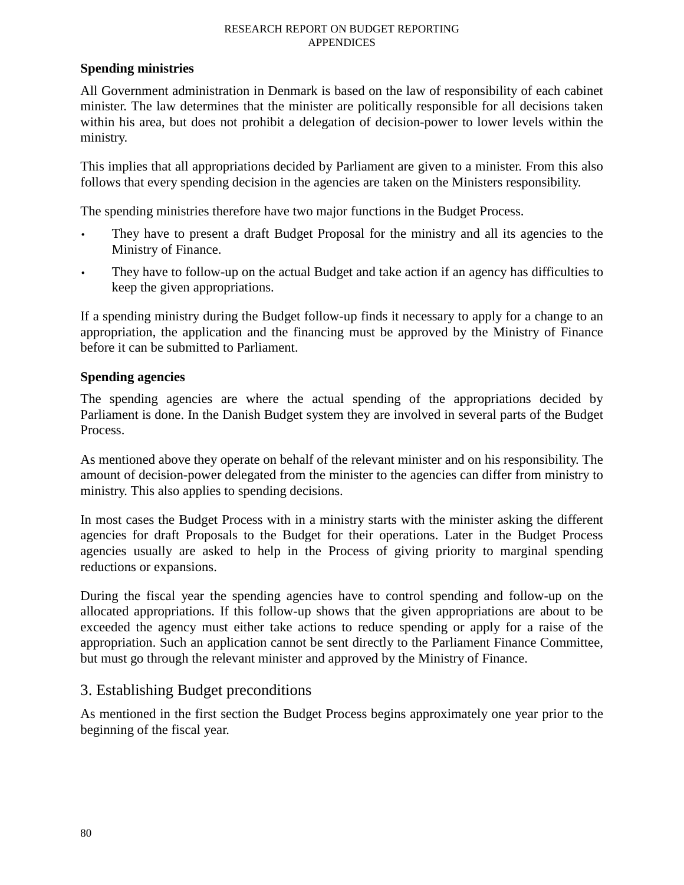**Spending ministries**

All Government administration in Denmark is based on the law of responsibility of each cabinet minister. The law determines that the minister are politically responsible for all decisions taken within his area, but does not prohibit a delegation of decision-power to lower levels within the ministry.

This implies that all appropriations decided by Parliament are given to a minister. From this also follows that every spending decision in the agencies are taken on the Ministers responsibility.

The spending ministries therefore have two major functions in the Budget Process.

- They have to present a draft Budget Proposal for the ministry and all its agencies to the Ministry of Finance.
- They have to follow-up on the actual Budget and take action if an agency has difficulties to keep the given appropriations.

If a spending ministry during the Budget follow-up finds it necessary to apply for a change to an appropriation, the application and the financing must be approved by the Ministry of Finance before it can be submitted to Parliament.

**Spending agencies**

The spending agencies are where the actual spending of the appropriations decided by Parliament is done. In the Danish Budget system they are involved in several parts of the Budget Process.

As mentioned above they operate on behalf of the relevant minister and on his responsibility. The amount of decision-power delegated from the minister to the agencies can differ from ministry to ministry. This also applies to spending decisions.

In most cases the Budget Process with in a ministry starts with the minister asking the different agencies for draft Proposals to the Budget for their operations. Later in the Budget Process agencies usually are asked to help in the Process of giving priority to marginal spending reductions or expansions.

During the fiscal year the spending agencies have to control spending and follow-up on the allocated appropriations. If this follow-up shows that the given appropriations are about to be exceeded the agency must either take actions to reduce spending or apply for a raise of the appropriation. Such an application cannot be sent directly to the Parliament Finance Committee, but must go through the relevant minister and approved by the Ministry of Finance.

## 3. Establishing Budget preconditions

As mentioned in the first section the Budget Process begins approximately one year prior to the beginning of the fiscal year.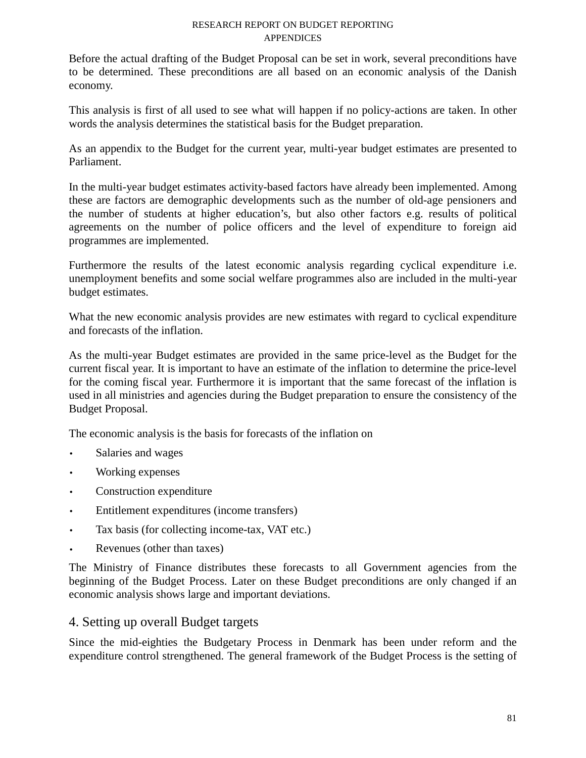Before the actual drafting of the Budget Proposal can be set in work, several preconditions have to be determined. These preconditions are all based on an economic analysis of the Danish economy.

This analysis is first of all used to see what will happen if no policy-actions are taken. In other words the analysis determines the statistical basis for the Budget preparation.

As an appendix to the Budget for the current year, multi-year budget estimates are presented to Parliament.

In the multi-year budget estimates activity-based factors have already been implemented. Among these are factors are demographic developments such as the number of old-age pensioners and the number of students at higher education's, but also other factors e.g. results of political agreements on the number of police officers and the level of expenditure to foreign aid programmes are implemented.

Furthermore the results of the latest economic analysis regarding cyclical expenditure i.e. unemployment benefits and some social welfare programmes also are included in the multi-year budget estimates.

What the new economic analysis provides are new estimates with regard to cyclical expenditure and forecasts of the inflation.

As the multi-year Budget estimates are provided in the same price-level as the Budget for the current fiscal year. It is important to have an estimate of the inflation to determine the price-level for the coming fiscal year. Furthermore it is important that the same forecast of the inflation is used in all ministries and agencies during the Budget preparation to ensure the consistency of the Budget Proposal.

The economic analysis is the basis for forecasts of the inflation on

- Salaries and wages
- Working expenses
- Construction expenditure
- Entitlement expenditures (income transfers)
- Tax basis (for collecting income-tax, VAT etc.)
- Revenues (other than taxes)

The Ministry of Finance distributes these forecasts to all Government agencies from the beginning of the Budget Process. Later on these Budget preconditions are only changed if an economic analysis shows large and important deviations.

## 4. Setting up overall Budget targets

Since the mid-eighties the Budgetary Process in Denmark has been under reform and the expenditure control strengthened. The general framework of the Budget Process is the setting of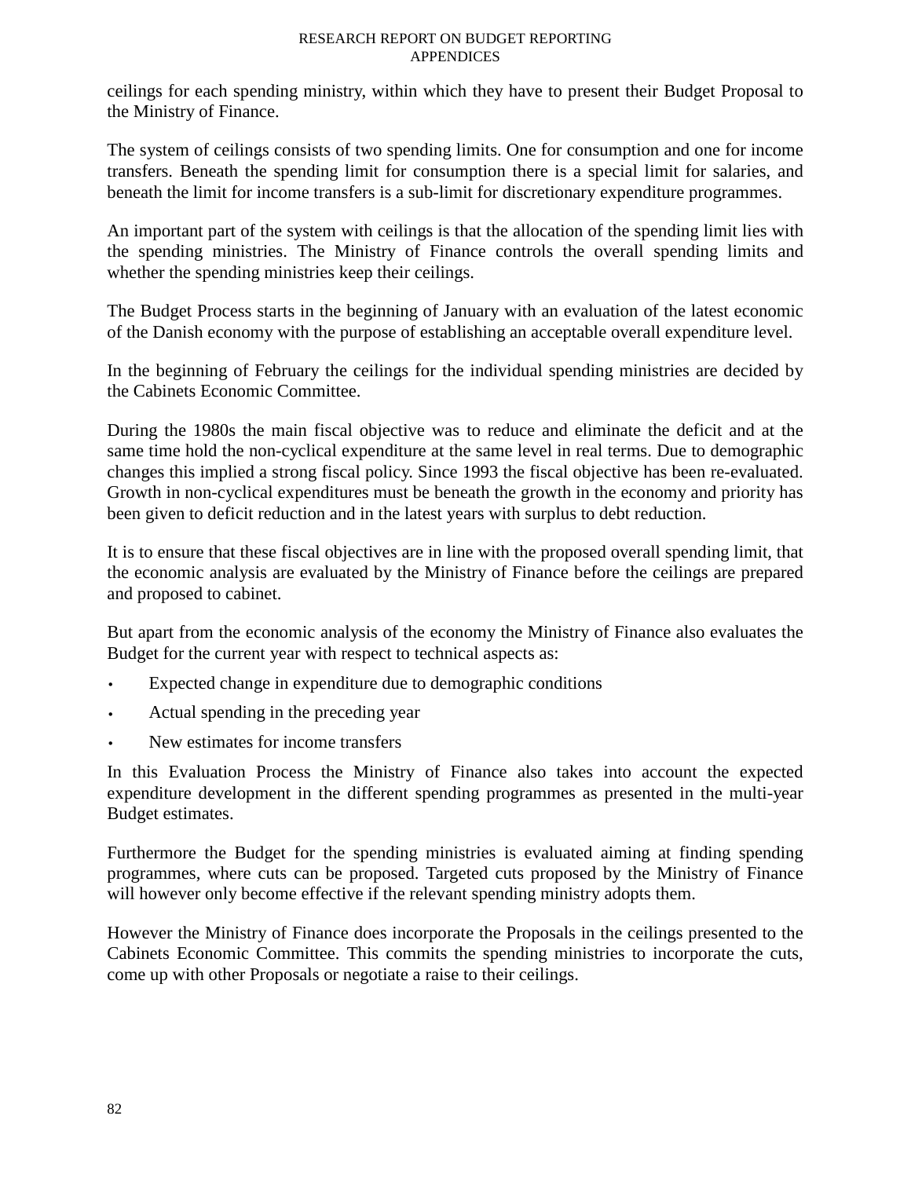ceilings for each spending ministry, within which they have to present their Budget Proposal to the Ministry of Finance.

The system of ceilings consists of two spending limits. One for consumption and one for income transfers. Beneath the spending limit for consumption there is a special limit for salaries, and beneath the limit for income transfers is a sub-limit for discretionary expenditure programmes.

An important part of the system with ceilings is that the allocation of the spending limit lies with the spending ministries. The Ministry of Finance controls the overall spending limits and whether the spending ministries keep their ceilings.

The Budget Process starts in the beginning of January with an evaluation of the latest economic of the Danish economy with the purpose of establishing an acceptable overall expenditure level.

In the beginning of February the ceilings for the individual spending ministries are decided by the Cabinets Economic Committee.

During the 1980s the main fiscal objective was to reduce and eliminate the deficit and at the same time hold the non-cyclical expenditure at the same level in real terms. Due to demographic changes this implied a strong fiscal policy. Since 1993 the fiscal objective has been re-evaluated. Growth in non-cyclical expenditures must be beneath the growth in the economy and priority has been given to deficit reduction and in the latest years with surplus to debt reduction.

It is to ensure that these fiscal objectives are in line with the proposed overall spending limit, that the economic analysis are evaluated by the Ministry of Finance before the ceilings are prepared and proposed to cabinet.

But apart from the economic analysis of the economy the Ministry of Finance also evaluates the Budget for the current year with respect to technical aspects as:

- Expected change in expenditure due to demographic conditions
- Actual spending in the preceding year
- New estimates for income transfers

In this Evaluation Process the Ministry of Finance also takes into account the expected expenditure development in the different spending programmes as presented in the multi-year Budget estimates.

Furthermore the Budget for the spending ministries is evaluated aiming at finding spending programmes, where cuts can be proposed. Targeted cuts proposed by the Ministry of Finance will however only become effective if the relevant spending ministry adopts them.

However the Ministry of Finance does incorporate the Proposals in the ceilings presented to the Cabinets Economic Committee. This commits the spending ministries to incorporate the cuts, come up with other Proposals or negotiate a raise to their ceilings.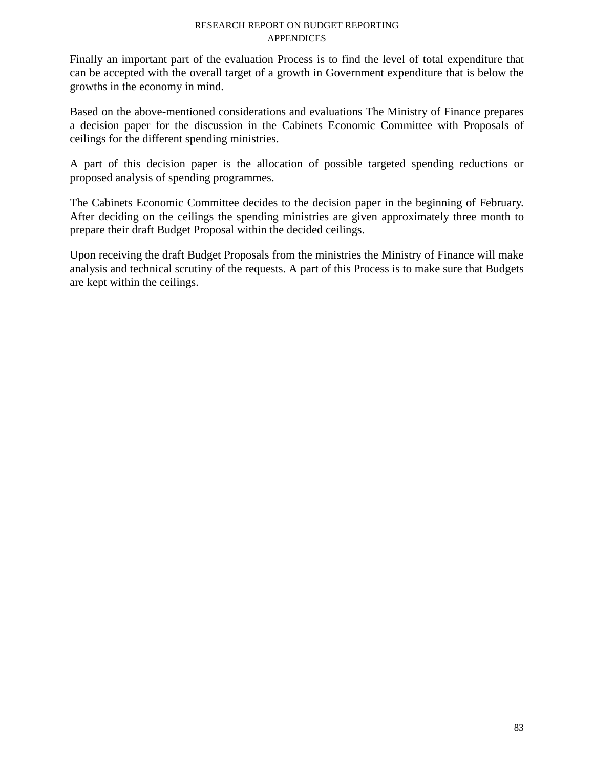Finally an important part of the evaluation Process is to find the level of total expenditure that can be accepted with the overall target of a growth in Government expenditure that is below the growths in the economy in mind.

Based on the above-mentioned considerations and evaluations The Ministry of Finance prepares a decision paper for the discussion in the Cabinets Economic Committee with Proposals of ceilings for the different spending ministries.

A part of this decision paper is the allocation of possible targeted spending reductions or proposed analysis of spending programmes.

The Cabinets Economic Committee decides to the decision paper in the beginning of February. After deciding on the ceilings the spending ministries are given approximately three month to prepare their draft Budget Proposal within the decided ceilings.

Upon receiving the draft Budget Proposals from the ministries the Ministry of Finance will make analysis and technical scrutiny of the requests. A part of this Process is to make sure that Budgets are kept within the ceilings.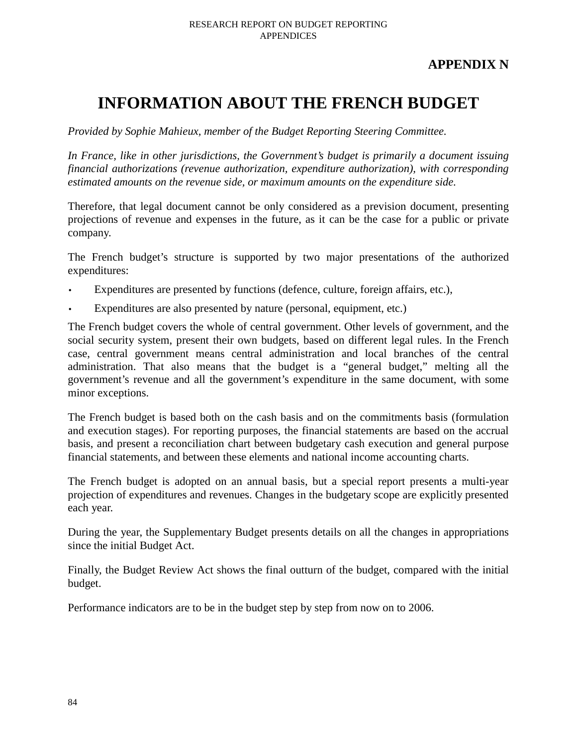**APPENDIX N**

# INFORMATION ABOUT THE FRENCH BUDGET

*Provided by Sophie Mahieux, member of the Budget Reporting Steering Committee.*

*In France, like in other jurisdictions, the Government's budget is primarily a document issuing financial authorizations (revenue authorization, expenditure authorization), with corresponding estimated amounts on the revenue side, or maximum amounts on the expenditure side.*

Therefore, that legal document cannot be only considered as a prevision document, presenting projections of revenue and expenses in the future, as it can be the case for a public or private company.

The French budget's structure is supported by two major presentations of the authorized expenditures:

- Expenditures are presented by functions (defence, culture, foreign affairs, etc.),
- Expenditures are also presented by nature (personal, equipment, etc.)

The French budget covers the whole of central government. Other levels of government, and the social security system, present their own budgets, based on different legal rules. In the French case, central government means central administration and local branches of the central administration. That also means that the budget is a "general budget," melting all the government's revenue and all the government's expenditure in the same document, with some minor exceptions.

The French budget is based both on the cash basis and on the commitments basis (formulation and execution stages). For reporting purposes, the financial statements are based on the accrual basis, and present a reconciliation chart between budgetary cash execution and general purpose financial statements, and between these elements and national income accounting charts.

The French budget is adopted on an annual basis, but a special report presents a multi-year projection of expenditures and revenues. Changes in the budgetary scope are explicitly presented each year.

During the year, the Supplementary Budget presents details on all the changes in appropriations since the initial Budget Act.

Finally, the Budget Review Act shows the final outturn of the budget, compared with the initial budget.

Performance indicators are to be in the budget step by step from now on to 2006.